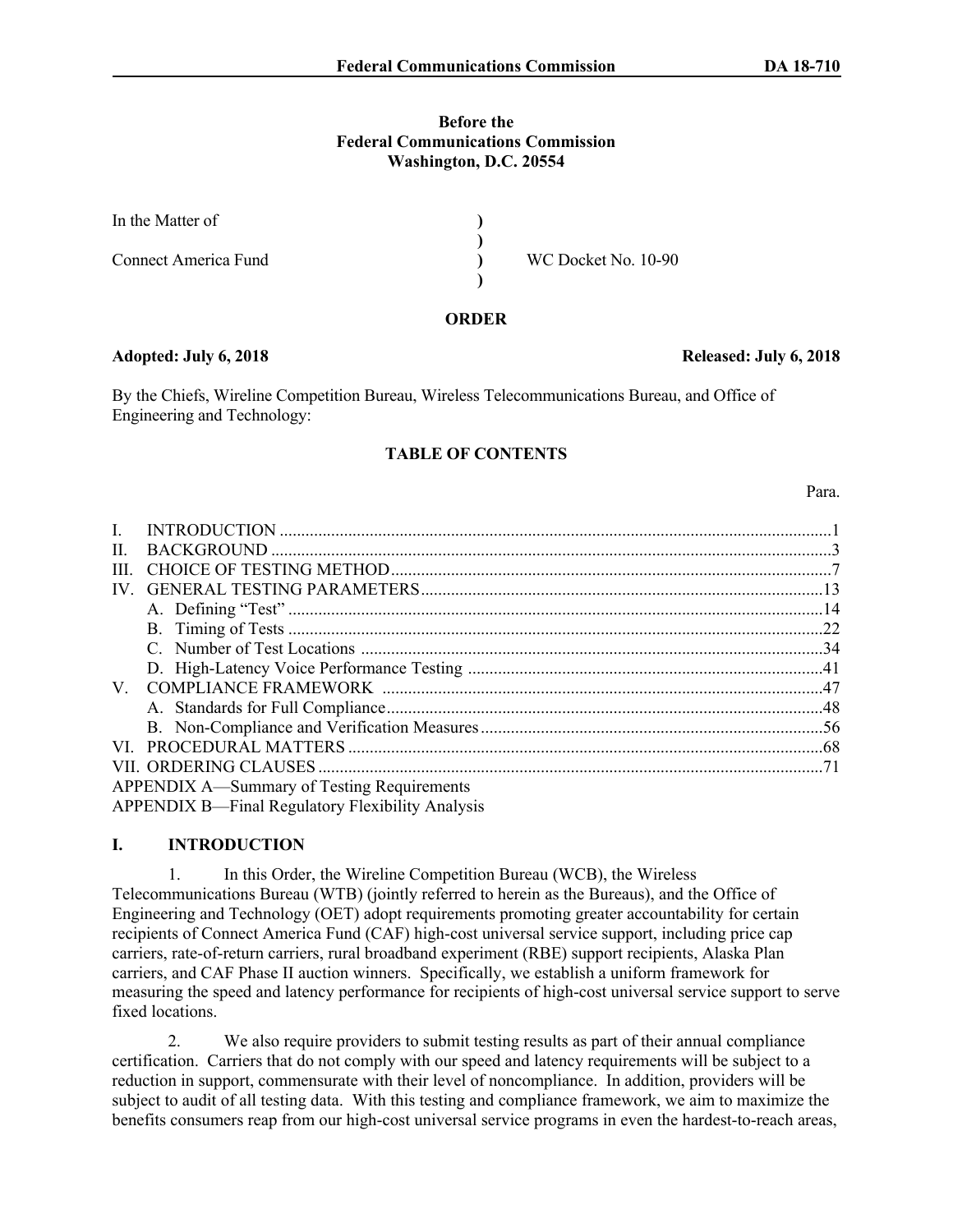**Before the**
**Federal Communications Commission**
**Washington, D.C. 20554**

| | | |
|---|---|---|
| In the Matter of | ) | |
| | ) | |
| Connect America Fund | ) | WC Docket No. 10-90 |
| | ) | |

**ORDER**

**Adopted: July 6, 2018** **Released: July 6, 2018**

By the Chiefs, Wireline Competition Bureau, Wireless Telecommunications Bureau, and Office of Engineering and Technology:

**TABLE OF CONTENTS**

| Heading | Para. |
|---|---|
| I. INTRODUCTION | 1 |
| II. BACKGROUND | 3 |
| III. CHOICE OF TESTING METHOD | 7 |
| IV. GENERAL TESTING PARAMETERS | 13 |
| A. Defining "Test" | 14 |
| B. Timing of Tests | 22 |
| C. Number of Test Locations | 34 |
| D. High-Latency Voice Performance Testing | 41 |
| V. COMPLIANCE FRAMEWORK | 47 |
| A. Standards for Full Compliance | 48 |
| B. Non-Compliance and Verification Measures | 56 |
| VI. PROCEDURAL MATTERS | 68 |
| VII. ORDERING CLAUSES | 71 |
| APPENDIX A—Summary of Testing Requirements | |
| APPENDIX B—Final Regulatory Flexibility Analysis | |

## I. INTRODUCTION

1. In this Order, the Wireline Competition Bureau (WCB), the Wireless Telecommunications Bureau (WTB) (jointly referred to herein as the Bureaus), and the Office of Engineering and Technology (OET) adopt requirements promoting greater accountability for certain recipients of Connect America Fund (CAF) high-cost universal service support, including price cap carriers, rate-of-return carriers, rural broadband experiment (RBE) support recipients, Alaska Plan carriers, and CAF Phase II auction winners. Specifically, we establish a uniform framework for measuring the speed and latency performance for recipients of high-cost universal service support to serve fixed locations.

2. We also require providers to submit testing results as part of their annual compliance certification. Carriers that do not comply with our speed and latency requirements will be subject to a reduction in support, commensurate with their level of noncompliance. In addition, providers will be subject to audit of all testing data. With this testing and compliance framework, we aim to maximize the benefits consumers reap from our high-cost universal service programs in even the hardest-to-reach areas,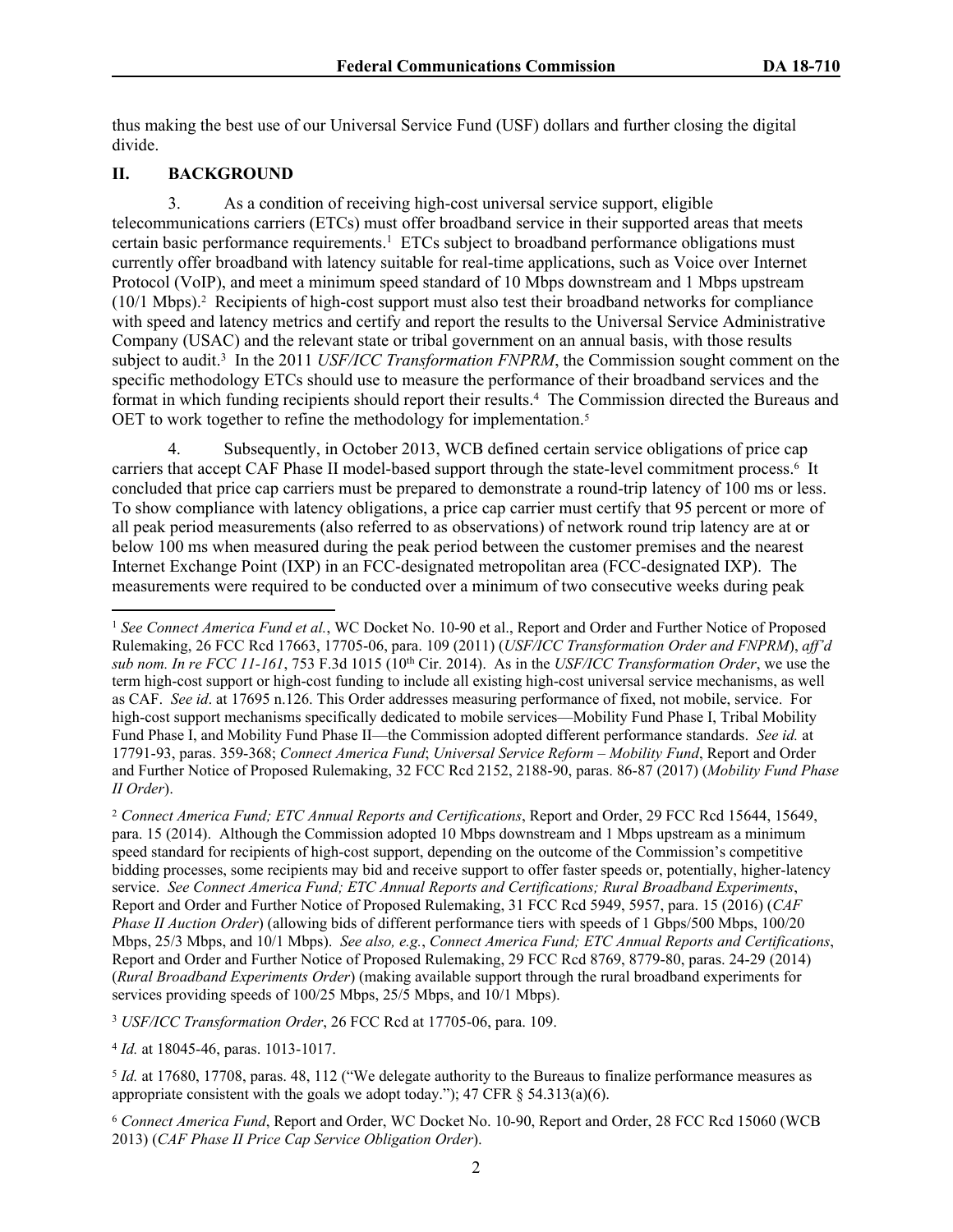thus making the best use of our Universal Service Fund (USF) dollars and further closing the digital divide.

## II. BACKGROUND

3. As a condition of receiving high-cost universal service support, eligible telecommunications carriers (ETCs) must offer broadband service in their supported areas that meets certain basic performance requirements.[1] ETCs subject to broadband performance obligations must currently offer broadband with latency suitable for real-time applications, such as Voice over Internet Protocol (VoIP), and meet a minimum speed standard of 10 Mbps downstream and 1 Mbps upstream (10/1 Mbps).[2] Recipients of high-cost support must also test their broadband networks for compliance with speed and latency metrics and certify and report the results to the Universal Service Administrative Company (USAC) and the relevant state or tribal government on an annual basis, with those results subject to audit.[3] In the 2011 *USF/ICC Transformation FNPRM*, the Commission sought comment on the specific methodology ETCs should use to measure the performance of their broadband services and the format in which funding recipients should report their results.[4] The Commission directed the Bureaus and OET to work together to refine the methodology for implementation.[5]

4. Subsequently, in October 2013, WCB defined certain service obligations of price cap carriers that accept CAF Phase II model-based support through the state-level commitment process.[6] It concluded that price cap carriers must be prepared to demonstrate a round-trip latency of 100 ms or less. To show compliance with latency obligations, a price cap carrier must certify that 95 percent or more of all peak period measurements (also referred to as observations) of network round trip latency are at or below 100 ms when measured during the peak period between the customer premises and the nearest Internet Exchange Point (IXP) in an FCC-designated metropolitan area (FCC-designated IXP). The measurements were required to be conducted over a minimum of two consecutive weeks during peak

---

[1] *See Connect America Fund et al.*, WC Docket No. 10-90 et al., Report and Order and Further Notice of Proposed Rulemaking, 26 FCC Rcd 17663, 17705-06, para. 109 (2011) (*USF/ICC Transformation Order and FNPRM*), *aff'd sub nom. In re FCC 11-161*, 753 F.3d 1015 (10th Cir. 2014). As in the *USF/ICC Transformation Order*, we use the term high-cost support or high-cost funding to include all existing high-cost universal service mechanisms, as well as CAF. *See id*. at 17695 n.126. This Order addresses measuring performance of fixed, not mobile, service. For high-cost support mechanisms specifically dedicated to mobile services—Mobility Fund Phase I, Tribal Mobility Fund Phase I, and Mobility Fund Phase II—the Commission adopted different performance standards. *See id.* at 17791-93, paras. 359-368; *Connect America Fund*; *Universal Service Reform – Mobility Fund*, Report and Order and Further Notice of Proposed Rulemaking, 32 FCC Rcd 2152, 2188-90, paras. 86-87 (2017) (*Mobility Fund Phase II Order*).

[2] *Connect America Fund; ETC Annual Reports and Certifications*, Report and Order, 29 FCC Rcd 15644, 15649, para. 15 (2014). Although the Commission adopted 10 Mbps downstream and 1 Mbps upstream as a minimum speed standard for recipients of high-cost support, depending on the outcome of the Commission's competitive bidding processes, some recipients may bid and receive support to offer faster speeds or, potentially, higher-latency service. *See Connect America Fund; ETC Annual Reports and Certifications; Rural Broadband Experiments*, Report and Order and Further Notice of Proposed Rulemaking, 31 FCC Rcd 5949, 5957, para. 15 (2016) (*CAF Phase II Auction Order*) (allowing bids of different performance tiers with speeds of 1 Gbps/500 Mbps, 100/20 Mbps, 25/3 Mbps, and 10/1 Mbps). *See also, e.g.*, *Connect America Fund; ETC Annual Reports and Certifications*, Report and Order and Further Notice of Proposed Rulemaking, 29 FCC Rcd 8769, 8779-80, paras. 24-29 (2014) (*Rural Broadband Experiments Order*) (making available support through the rural broadband experiments for services providing speeds of 100/25 Mbps, 25/5 Mbps, and 10/1 Mbps).

[3] *USF/ICC Transformation Order*, 26 FCC Rcd at 17705-06, para. 109.

[4] *Id.* at 18045-46, paras. 1013-1017.

[5] *Id.* at 17680, 17708, paras. 48, 112 ("We delegate authority to the Bureaus to finalize performance measures as appropriate consistent with the goals we adopt today."); 47 CFR § 54.313(a)(6).

[6] *Connect America Fund*, Report and Order, WC Docket No. 10-90, Report and Order, 28 FCC Rcd 15060 (WCB 2013) (*CAF Phase II Price Cap Service Obligation Order*).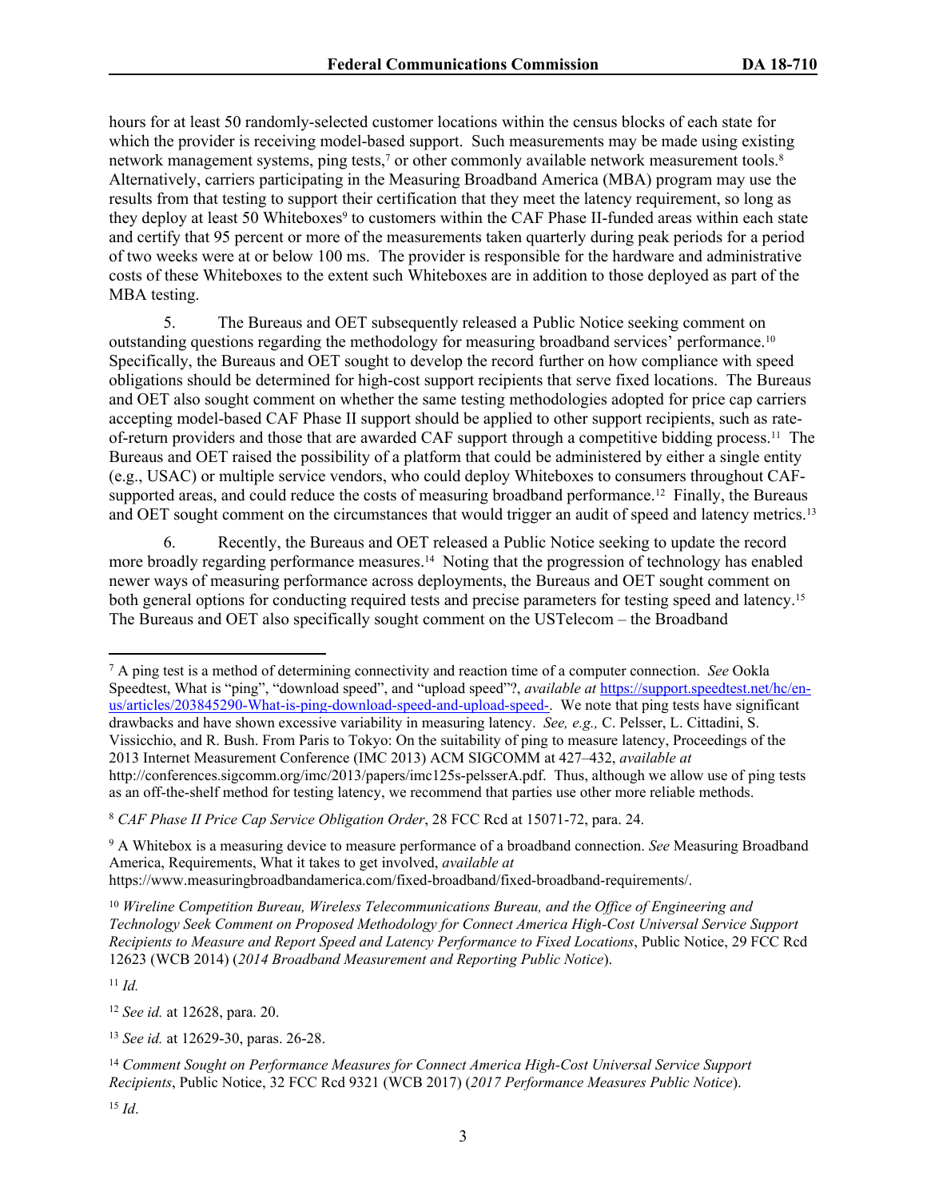hours for at least 50 randomly-selected customer locations within the census blocks of each state for which the provider is receiving model-based support. Such measurements may be made using existing network management systems, ping tests,[7] or other commonly available network measurement tools.[8] Alternatively, carriers participating in the Measuring Broadband America (MBA) program may use the results from that testing to support their certification that they meet the latency requirement, so long as they deploy at least 50 Whiteboxes[9] to customers within the CAF Phase II-funded areas within each state and certify that 95 percent or more of the measurements taken quarterly during peak periods for a period of two weeks were at or below 100 ms. The provider is responsible for the hardware and administrative costs of these Whiteboxes to the extent such Whiteboxes are in addition to those deployed as part of the MBA testing.

5. The Bureaus and OET subsequently released a Public Notice seeking comment on outstanding questions regarding the methodology for measuring broadband services' performance.[10] Specifically, the Bureaus and OET sought to develop the record further on how compliance with speed obligations should be determined for high-cost support recipients that serve fixed locations. The Bureaus and OET also sought comment on whether the same testing methodologies adopted for price cap carriers accepting model-based CAF Phase II support should be applied to other support recipients, such as rate-of-return providers and those that are awarded CAF support through a competitive bidding process.[11] The Bureaus and OET raised the possibility of a platform that could be administered by either a single entity (e.g., USAC) or multiple service vendors, who could deploy Whiteboxes to consumers throughout CAF-supported areas, and could reduce the costs of measuring broadband performance.[12] Finally, the Bureaus and OET sought comment on the circumstances that would trigger an audit of speed and latency metrics.[13]

6. Recently, the Bureaus and OET released a Public Notice seeking to update the record more broadly regarding performance measures.[14] Noting that the progression of technology has enabled newer ways of measuring performance across deployments, the Bureaus and OET sought comment on both general options for conducting required tests and precise parameters for testing speed and latency.[15] The Bureaus and OET also specifically sought comment on the USTelecom – the Broadband

---

[7] A ping test is a method of determining connectivity and reaction time of a computer connection. *See* Ookla Speedtest, What is "ping", "download speed", and "upload speed"?, *available at* https://support.speedtest.net/hc/en-us/articles/203845290-What-is-ping-download-speed-and-upload-speed-. We note that ping tests have significant drawbacks and have shown excessive variability in measuring latency. *See, e.g.,* C. Pelsser, L. Cittadini, S. Vissicchio, and R. Bush. From Paris to Tokyo: On the suitability of ping to measure latency, Proceedings of the 2013 Internet Measurement Conference (IMC 2013) ACM SIGCOMM at 427–432, *available at* http://conferences.sigcomm.org/imc/2013/papers/imc125s-pelsserA.pdf. Thus, although we allow use of ping tests as an off-the-shelf method for testing latency, we recommend that parties use other more reliable methods.

[8] *CAF Phase II Price Cap Service Obligation Order*, 28 FCC Rcd at 15071-72, para. 24.

[9] A Whitebox is a measuring device to measure performance of a broadband connection. *See* Measuring Broadband America, Requirements, What it takes to get involved, *available at* https://www.measuringbroadbandamerica.com/fixed-broadband/fixed-broadband-requirements/.

[10] *Wireline Competition Bureau, Wireless Telecommunications Bureau, and the Office of Engineering and Technology Seek Comment on Proposed Methodology for Connect America High-Cost Universal Service Support Recipients to Measure and Report Speed and Latency Performance to Fixed Locations*, Public Notice, 29 FCC Rcd 12623 (WCB 2014) (*2014 Broadband Measurement and Reporting Public Notice*).

[11] *Id.*

[12] *See id.* at 12628, para. 20.

[13] *See id.* at 12629-30, paras. 26-28.

[14] *Comment Sought on Performance Measures for Connect America High-Cost Universal Service Support Recipients*, Public Notice, 32 FCC Rcd 9321 (WCB 2017) (*2017 Performance Measures Public Notice*).

[15] *Id*.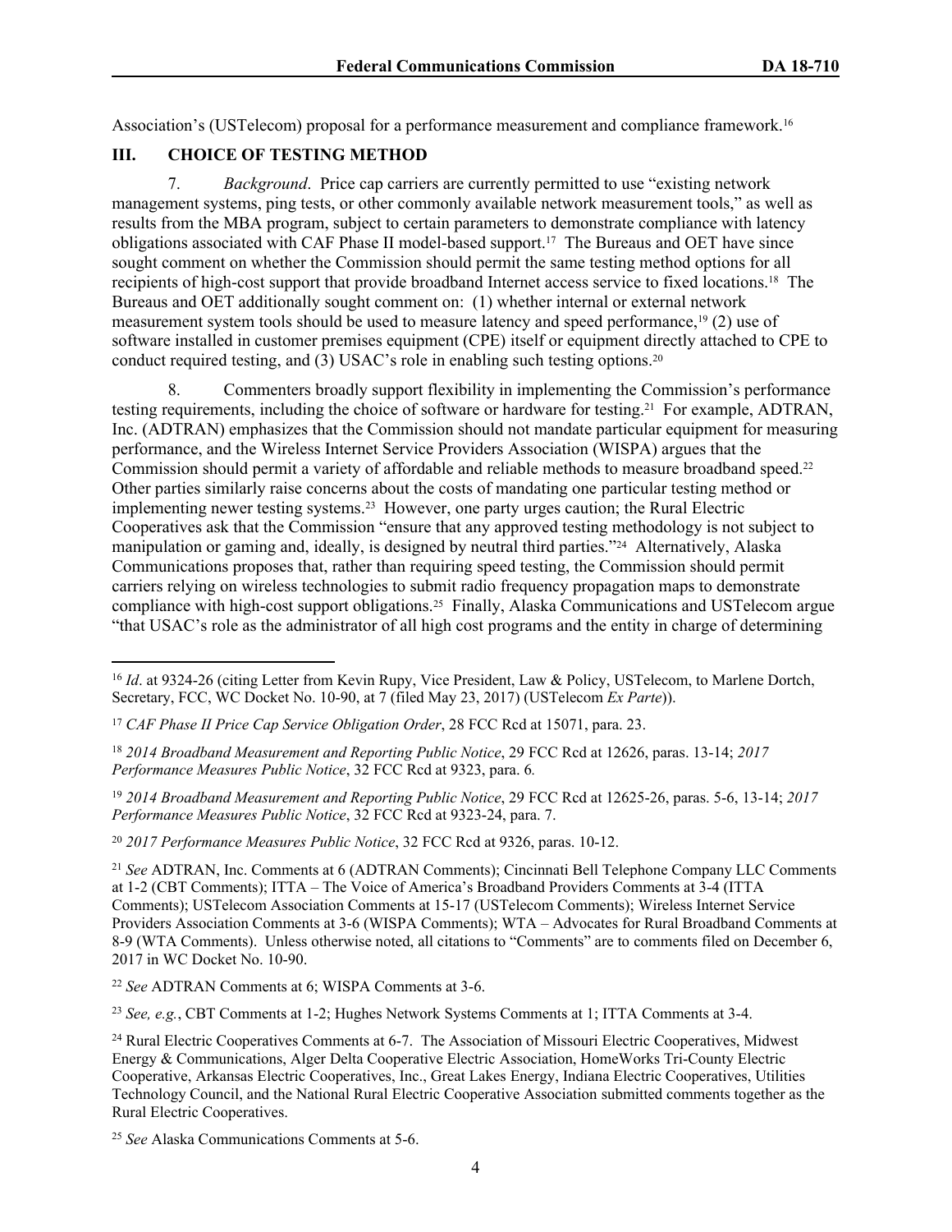Association's (USTelecom) proposal for a performance measurement and compliance framework.[16]

## III. CHOICE OF TESTING METHOD

7. *Background*. Price cap carriers are currently permitted to use "existing network management systems, ping tests, or other commonly available network measurement tools," as well as results from the MBA program, subject to certain parameters to demonstrate compliance with latency obligations associated with CAF Phase II model-based support.[17] The Bureaus and OET have since sought comment on whether the Commission should permit the same testing method options for all recipients of high-cost support that provide broadband Internet access service to fixed locations.[18] The Bureaus and OET additionally sought comment on: (1) whether internal or external network measurement system tools should be used to measure latency and speed performance,[19] (2) use of software installed in customer premises equipment (CPE) itself or equipment directly attached to CPE to conduct required testing, and (3) USAC's role in enabling such testing options.[20]

8. Commenters broadly support flexibility in implementing the Commission's performance testing requirements, including the choice of software or hardware for testing.[21] For example, ADTRAN, Inc. (ADTRAN) emphasizes that the Commission should not mandate particular equipment for measuring performance, and the Wireless Internet Service Providers Association (WISPA) argues that the Commission should permit a variety of affordable and reliable methods to measure broadband speed.[22] Other parties similarly raise concerns about the costs of mandating one particular testing method or implementing newer testing systems.[23] However, one party urges caution; the Rural Electric Cooperatives ask that the Commission "ensure that any approved testing methodology is not subject to manipulation or gaming and, ideally, is designed by neutral third parties."[24] Alternatively, Alaska Communications proposes that, rather than requiring speed testing, the Commission should permit carriers relying on wireless technologies to submit radio frequency propagation maps to demonstrate compliance with high-cost support obligations.[25] Finally, Alaska Communications and USTelecom argue "that USAC's role as the administrator of all high cost programs and the entity in charge of determining

---

[16] *Id*. at 9324-26 (citing Letter from Kevin Rupy, Vice President, Law & Policy, USTelecom, to Marlene Dortch, Secretary, FCC, WC Docket No. 10-90, at 7 (filed May 23, 2017) (USTelecom *Ex Parte*)).

[17] *CAF Phase II Price Cap Service Obligation Order*, 28 FCC Rcd at 15071, para. 23.

[18] *2014 Broadband Measurement and Reporting Public Notice*, 29 FCC Rcd at 12626, paras. 13-14; *2017 Performance Measures Public Notice*, 32 FCC Rcd at 9323, para. 6*.*

[19] *2014 Broadband Measurement and Reporting Public Notice*, 29 FCC Rcd at 12625-26, paras. 5-6, 13-14; *2017 Performance Measures Public Notice*, 32 FCC Rcd at 9323-24, para. 7.

[20] *2017 Performance Measures Public Notice*, 32 FCC Rcd at 9326, paras. 10-12.

[21] *See* ADTRAN, Inc. Comments at 6 (ADTRAN Comments); Cincinnati Bell Telephone Company LLC Comments at 1-2 (CBT Comments); ITTA – The Voice of America's Broadband Providers Comments at 3-4 (ITTA Comments); USTelecom Association Comments at 15-17 (USTelecom Comments); Wireless Internet Service Providers Association Comments at 3-6 (WISPA Comments); WTA – Advocates for Rural Broadband Comments at 8-9 (WTA Comments). Unless otherwise noted, all citations to "Comments" are to comments filed on December 6, 2017 in WC Docket No. 10-90.

[22] *See* ADTRAN Comments at 6; WISPA Comments at 3-6.

[23] *See, e.g.*, CBT Comments at 1-2; Hughes Network Systems Comments at 1; ITTA Comments at 3-4.

[24] Rural Electric Cooperatives Comments at 6-7. The Association of Missouri Electric Cooperatives, Midwest Energy & Communications, Alger Delta Cooperative Electric Association, HomeWorks Tri-County Electric Cooperative, Arkansas Electric Cooperatives, Inc., Great Lakes Energy, Indiana Electric Cooperatives, Utilities Technology Council, and the National Rural Electric Cooperative Association submitted comments together as the Rural Electric Cooperatives.

[25] *See* Alaska Communications Comments at 5-6.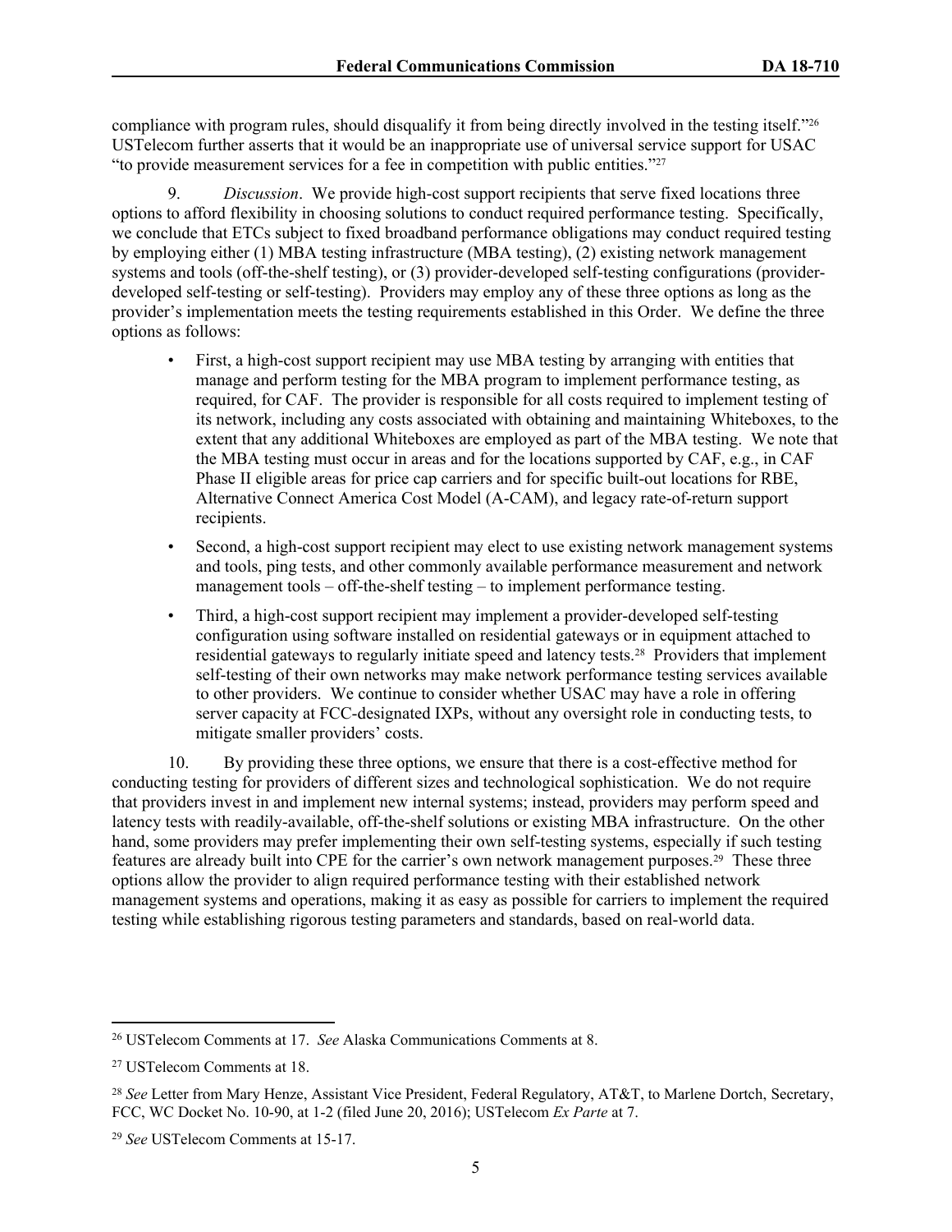compliance with program rules, should disqualify it from being directly involved in the testing itself."[26] USTelecom further asserts that it would be an inappropriate use of universal service support for USAC "to provide measurement services for a fee in competition with public entities."[27]

9. *Discussion*. We provide high-cost support recipients that serve fixed locations three options to afford flexibility in choosing solutions to conduct required performance testing. Specifically, we conclude that ETCs subject to fixed broadband performance obligations may conduct required testing by employing either (1) MBA testing infrastructure (MBA testing), (2) existing network management systems and tools (off-the-shelf testing), or (3) provider-developed self-testing configurations (provider-developed self-testing or self-testing). Providers may employ any of these three options as long as the provider's implementation meets the testing requirements established in this Order. We define the three options as follows:

- First, a high-cost support recipient may use MBA testing by arranging with entities that manage and perform testing for the MBA program to implement performance testing, as required, for CAF. The provider is responsible for all costs required to implement testing of its network, including any costs associated with obtaining and maintaining Whiteboxes, to the extent that any additional Whiteboxes are employed as part of the MBA testing. We note that the MBA testing must occur in areas and for the locations supported by CAF, e.g., in CAF Phase II eligible areas for price cap carriers and for specific built-out locations for RBE, Alternative Connect America Cost Model (A-CAM), and legacy rate-of-return support recipients.
- Second, a high-cost support recipient may elect to use existing network management systems and tools, ping tests, and other commonly available performance measurement and network management tools – off-the-shelf testing – to implement performance testing.
- Third, a high-cost support recipient may implement a provider-developed self-testing configuration using software installed on residential gateways or in equipment attached to residential gateways to regularly initiate speed and latency tests.[28] Providers that implement self-testing of their own networks may make network performance testing services available to other providers. We continue to consider whether USAC may have a role in offering server capacity at FCC-designated IXPs, without any oversight role in conducting tests, to mitigate smaller providers' costs.

10. By providing these three options, we ensure that there is a cost-effective method for conducting testing for providers of different sizes and technological sophistication. We do not require that providers invest in and implement new internal systems; instead, providers may perform speed and latency tests with readily-available, off-the-shelf solutions or existing MBA infrastructure. On the other hand, some providers may prefer implementing their own self-testing systems, especially if such testing features are already built into CPE for the carrier's own network management purposes.[29] These three options allow the provider to align required performance testing with their established network management systems and operations, making it as easy as possible for carriers to implement the required testing while establishing rigorous testing parameters and standards, based on real-world data.

---

[26] USTelecom Comments at 17. *See* Alaska Communications Comments at 8.

[27] USTelecom Comments at 18.

[28] *See* Letter from Mary Henze, Assistant Vice President, Federal Regulatory, AT&T, to Marlene Dortch, Secretary, FCC, WC Docket No. 10-90, at 1-2 (filed June 20, 2016); USTelecom *Ex Parte* at 7.

[29] *See* USTelecom Comments at 15-17.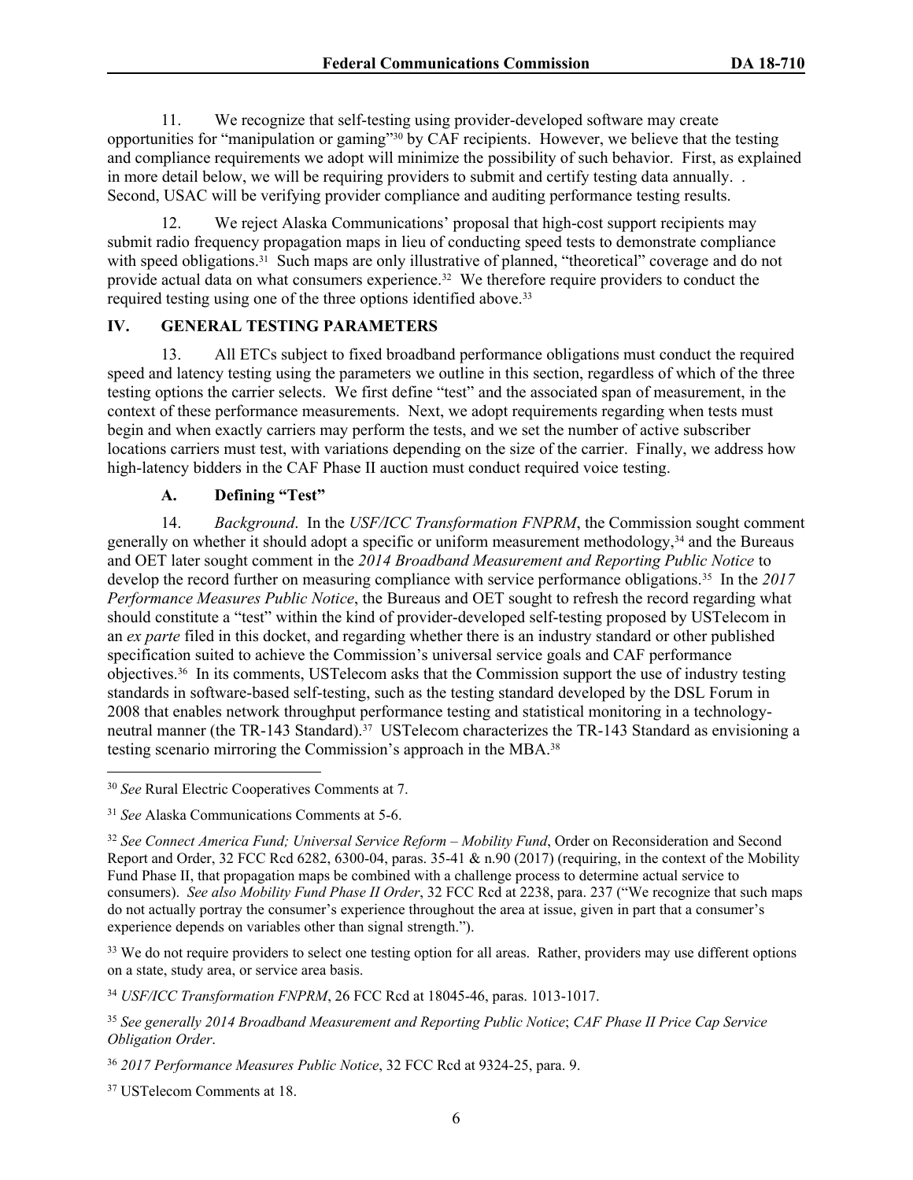11. We recognize that self-testing using provider-developed software may create opportunities for "manipulation or gaming"[30] by CAF recipients. However, we believe that the testing and compliance requirements we adopt will minimize the possibility of such behavior. First, as explained in more detail below, we will be requiring providers to submit and certify testing data annually. . Second, USAC will be verifying provider compliance and auditing performance testing results.

12. We reject Alaska Communications' proposal that high-cost support recipients may submit radio frequency propagation maps in lieu of conducting speed tests to demonstrate compliance with speed obligations.[31] Such maps are only illustrative of planned, "theoretical" coverage and do not provide actual data on what consumers experience.[32] We therefore require providers to conduct the required testing using one of the three options identified above.[33]

## IV. GENERAL TESTING PARAMETERS

13. All ETCs subject to fixed broadband performance obligations must conduct the required speed and latency testing using the parameters we outline in this section, regardless of which of the three testing options the carrier selects. We first define "test" and the associated span of measurement, in the context of these performance measurements. Next, we adopt requirements regarding when tests must begin and when exactly carriers may perform the tests, and we set the number of active subscriber locations carriers must test, with variations depending on the size of the carrier. Finally, we address how high-latency bidders in the CAF Phase II auction must conduct required voice testing.

### A. Defining "Test"

14. *Background*. In the *USF/ICC Transformation FNPRM*, the Commission sought comment generally on whether it should adopt a specific or uniform measurement methodology,[34] and the Bureaus and OET later sought comment in the *2014 Broadband Measurement and Reporting Public Notice* to develop the record further on measuring compliance with service performance obligations.[35] In the *2017 Performance Measures Public Notice*, the Bureaus and OET sought to refresh the record regarding what should constitute a "test" within the kind of provider-developed self-testing proposed by USTelecom in an *ex parte* filed in this docket, and regarding whether there is an industry standard or other published specification suited to achieve the Commission's universal service goals and CAF performance objectives.[36] In its comments, USTelecom asks that the Commission support the use of industry testing standards in software-based self-testing, such as the testing standard developed by the DSL Forum in 2008 that enables network throughput performance testing and statistical monitoring in a technology-neutral manner (the TR-143 Standard).[37] USTelecom characterizes the TR-143 Standard as envisioning a testing scenario mirroring the Commission's approach in the MBA.[38]

---

[30] *See* Rural Electric Cooperatives Comments at 7.

[31] *See* Alaska Communications Comments at 5-6.

[32] *See Connect America Fund; Universal Service Reform – Mobility Fund*, Order on Reconsideration and Second Report and Order, 32 FCC Rcd 6282, 6300-04, paras. 35-41 & n.90 (2017) (requiring, in the context of the Mobility Fund Phase II, that propagation maps be combined with a challenge process to determine actual service to consumers). *See also Mobility Fund Phase II Order*, 32 FCC Rcd at 2238, para. 237 ("We recognize that such maps do not actually portray the consumer's experience throughout the area at issue, given in part that a consumer's experience depends on variables other than signal strength.").

[33] We do not require providers to select one testing option for all areas. Rather, providers may use different options on a state, study area, or service area basis.

[34] *USF/ICC Transformation FNPRM*, 26 FCC Rcd at 18045-46, paras. 1013-1017.

[35] *See generally 2014 Broadband Measurement and Reporting Public Notice*; *CAF Phase II Price Cap Service Obligation Order*.

[36] *2017 Performance Measures Public Notice*, 32 FCC Rcd at 9324-25, para. 9.

[37] USTelecom Comments at 18.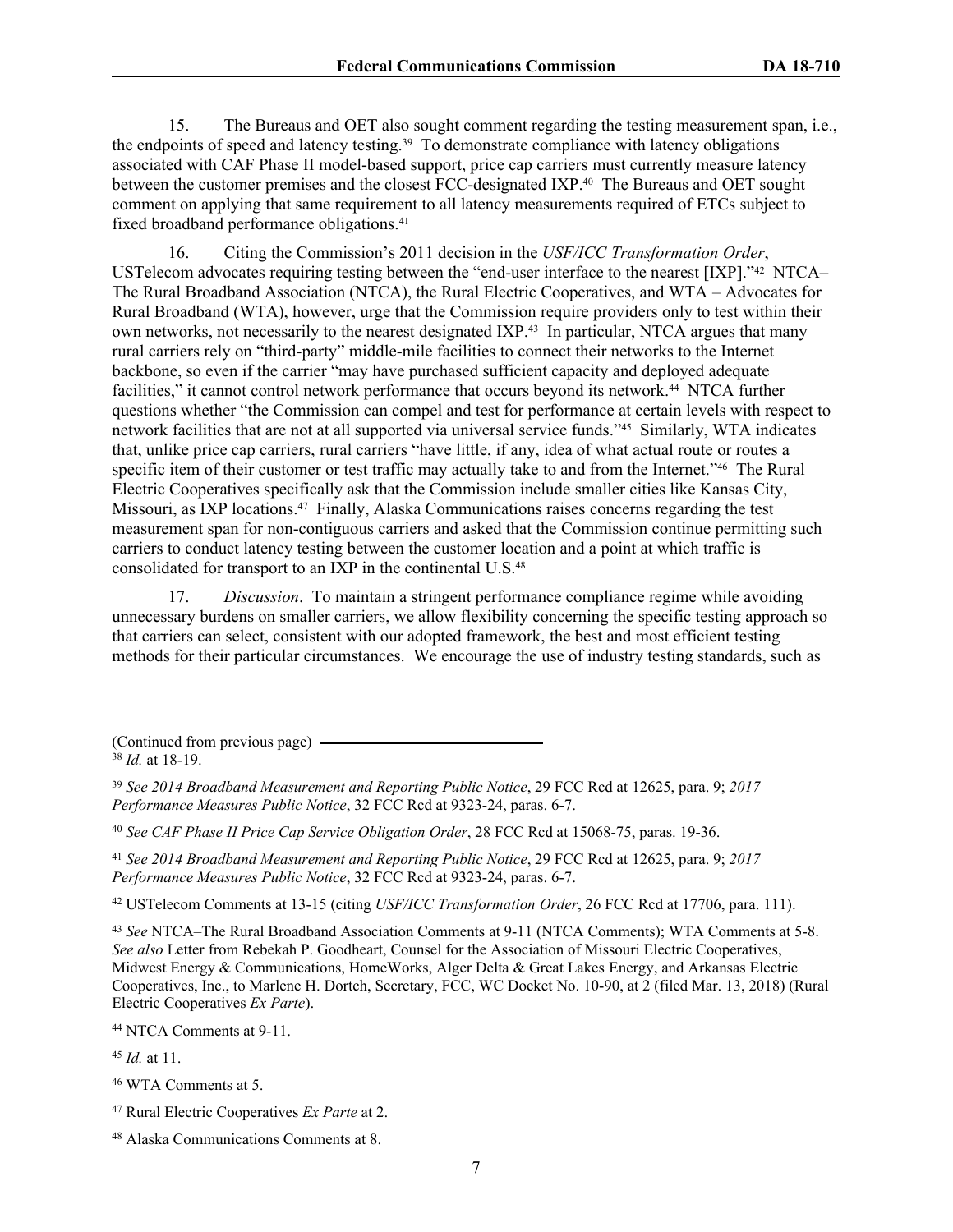15. The Bureaus and OET also sought comment regarding the testing measurement span, i.e., the endpoints of speed and latency testing.[39] To demonstrate compliance with latency obligations associated with CAF Phase II model-based support, price cap carriers must currently measure latency between the customer premises and the closest FCC-designated IXP.[40] The Bureaus and OET sought comment on applying that same requirement to all latency measurements required of ETCs subject to fixed broadband performance obligations.[41]

16. Citing the Commission's 2011 decision in the *USF/ICC Transformation Order*, USTelecom advocates requiring testing between the "end-user interface to the nearest [IXP]."[42] NTCA–The Rural Broadband Association (NTCA), the Rural Electric Cooperatives, and WTA – Advocates for Rural Broadband (WTA), however, urge that the Commission require providers only to test within their own networks, not necessarily to the nearest designated IXP.[43] In particular, NTCA argues that many rural carriers rely on "third-party" middle-mile facilities to connect their networks to the Internet backbone, so even if the carrier "may have purchased sufficient capacity and deployed adequate facilities," it cannot control network performance that occurs beyond its network.[44] NTCA further questions whether "the Commission can compel and test for performance at certain levels with respect to network facilities that are not at all supported via universal service funds."[45] Similarly, WTA indicates that, unlike price cap carriers, rural carriers "have little, if any, idea of what actual route or routes a specific item of their customer or test traffic may actually take to and from the Internet."[46] The Rural Electric Cooperatives specifically ask that the Commission include smaller cities like Kansas City, Missouri, as IXP locations.[47] Finally, Alaska Communications raises concerns regarding the test measurement span for non-contiguous carriers and asked that the Commission continue permitting such carriers to conduct latency testing between the customer location and a point at which traffic is consolidated for transport to an IXP in the continental U.S.[48]

17. *Discussion*. To maintain a stringent performance compliance regime while avoiding unnecessary burdens on smaller carriers, we allow flexibility concerning the specific testing approach so that carriers can select, consistent with our adopted framework, the best and most efficient testing methods for their particular circumstances. We encourage the use of industry testing standards, such as

(Continued from previous page)

[38] *Id.* at 18-19.

[39] *See 2014 Broadband Measurement and Reporting Public Notice*, 29 FCC Rcd at 12625, para. 9; *2017 Performance Measures Public Notice*, 32 FCC Rcd at 9323-24, paras. 6-7.

[40] *See CAF Phase II Price Cap Service Obligation Order*, 28 FCC Rcd at 15068-75, paras. 19-36.

[41] *See 2014 Broadband Measurement and Reporting Public Notice*, 29 FCC Rcd at 12625, para. 9; *2017 Performance Measures Public Notice*, 32 FCC Rcd at 9323-24, paras. 6-7.

[42] USTelecom Comments at 13-15 (citing *USF/ICC Transformation Order*, 26 FCC Rcd at 17706, para. 111).

[43] *See* NTCA–The Rural Broadband Association Comments at 9-11 (NTCA Comments); WTA Comments at 5-8. *See also* Letter from Rebekah P. Goodheart, Counsel for the Association of Missouri Electric Cooperatives, Midwest Energy & Communications, HomeWorks, Alger Delta & Great Lakes Energy, and Arkansas Electric Cooperatives, Inc., to Marlene H. Dortch, Secretary, FCC, WC Docket No. 10-90, at 2 (filed Mar. 13, 2018) (Rural Electric Cooperatives *Ex Parte*).

[44] NTCA Comments at 9-11.

[45] *Id.* at 11.

[46] WTA Comments at 5.

[47] Rural Electric Cooperatives *Ex Parte* at 2.

[48] Alaska Communications Comments at 8.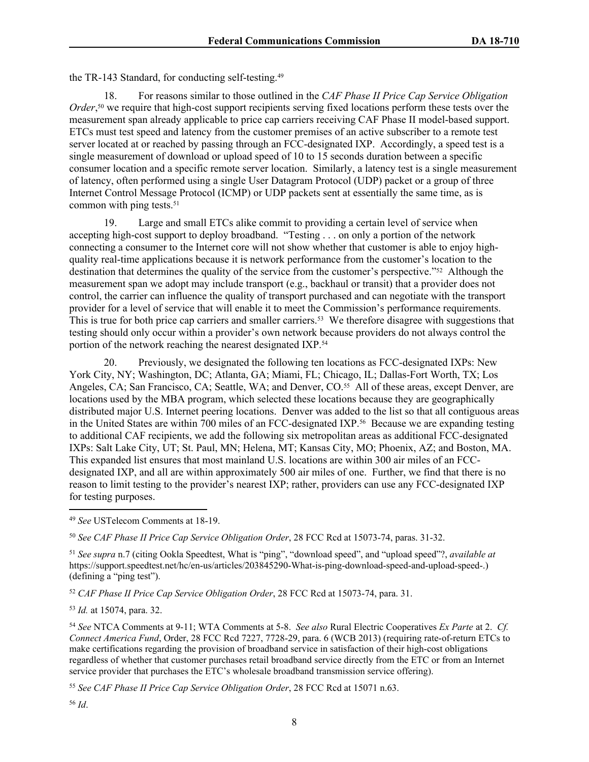the TR-143 Standard, for conducting self-testing.[49]

18. For reasons similar to those outlined in the *CAF Phase II Price Cap Service Obligation Order*,[50] we require that high-cost support recipients serving fixed locations perform these tests over the measurement span already applicable to price cap carriers receiving CAF Phase II model-based support. ETCs must test speed and latency from the customer premises of an active subscriber to a remote test server located at or reached by passing through an FCC-designated IXP. Accordingly, a speed test is a single measurement of download or upload speed of 10 to 15 seconds duration between a specific consumer location and a specific remote server location. Similarly, a latency test is a single measurement of latency, often performed using a single User Datagram Protocol (UDP) packet or a group of three Internet Control Message Protocol (ICMP) or UDP packets sent at essentially the same time, as is common with ping tests.[51]

19. Large and small ETCs alike commit to providing a certain level of service when accepting high-cost support to deploy broadband. "Testing . . . on only a portion of the network connecting a consumer to the Internet core will not show whether that customer is able to enjoy high-quality real-time applications because it is network performance from the customer's location to the destination that determines the quality of the service from the customer's perspective."[52] Although the measurement span we adopt may include transport (e.g., backhaul or transit) that a provider does not control, the carrier can influence the quality of transport purchased and can negotiate with the transport provider for a level of service that will enable it to meet the Commission's performance requirements. This is true for both price cap carriers and smaller carriers.[53] We therefore disagree with suggestions that testing should only occur within a provider's own network because providers do not always control the portion of the network reaching the nearest designated IXP.[54]

20. Previously, we designated the following ten locations as FCC-designated IXPs: New York City, NY; Washington, DC; Atlanta, GA; Miami, FL; Chicago, IL; Dallas-Fort Worth, TX; Los Angeles, CA; San Francisco, CA; Seattle, WA; and Denver, CO.[55] All of these areas, except Denver, are locations used by the MBA program, which selected these locations because they are geographically distributed major U.S. Internet peering locations. Denver was added to the list so that all contiguous areas in the United States are within 700 miles of an FCC-designated IXP.[56] Because we are expanding testing to additional CAF recipients, we add the following six metropolitan areas as additional FCC-designated IXPs: Salt Lake City, UT; St. Paul, MN; Helena, MT; Kansas City, MO; Phoenix, AZ; and Boston, MA. This expanded list ensures that most mainland U.S. locations are within 300 air miles of an FCC-designated IXP, and all are within approximately 500 air miles of one. Further, we find that there is no reason to limit testing to the provider's nearest IXP; rather, providers can use any FCC-designated IXP for testing purposes.

---

[49] *See* USTelecom Comments at 18-19.

[50] *See CAF Phase II Price Cap Service Obligation Order*, 28 FCC Rcd at 15073-74, paras. 31-32.

[51] *See supra* n.7 (citing Ookla Speedtest, What is "ping", "download speed", and "upload speed"?, *available at* https://support.speedtest.net/hc/en-us/articles/203845290-What-is-ping-download-speed-and-upload-speed-.) (defining a "ping test").

[52] *CAF Phase II Price Cap Service Obligation Order*, 28 FCC Rcd at 15073-74, para. 31.

[53] *Id.* at 15074, para. 32.

[54] *See* NTCA Comments at 9-11; WTA Comments at 5-8. *See also* Rural Electric Cooperatives *Ex Parte* at 2. *Cf. Connect America Fund*, Order, 28 FCC Rcd 7227, 7728-29, para. 6 (WCB 2013) (requiring rate-of-return ETCs to make certifications regarding the provision of broadband service in satisfaction of their high-cost obligations regardless of whether that customer purchases retail broadband service directly from the ETC or from an Internet service provider that purchases the ETC's wholesale broadband transmission service offering).

[55] *See CAF Phase II Price Cap Service Obligation Order*, 28 FCC Rcd at 15071 n.63.

[56] *Id*.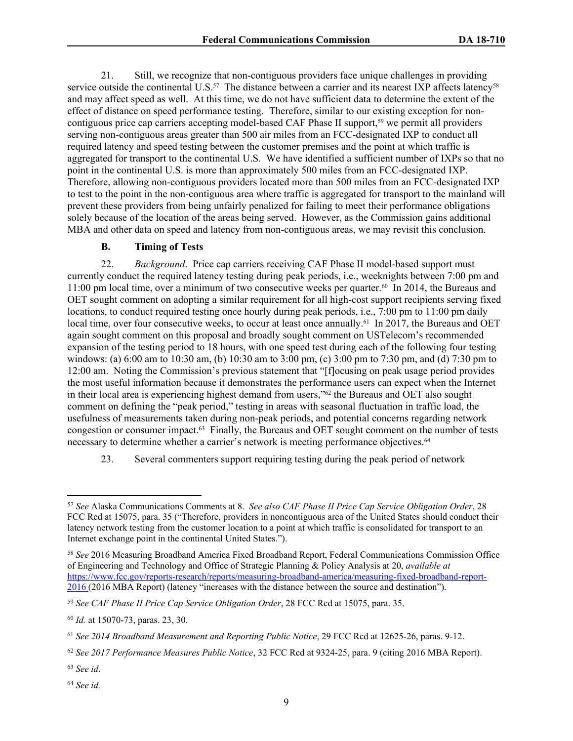21. Still, we recognize that non-contiguous providers face unique challenges in providing service outside the continental U.S.[57] The distance between a carrier and its nearest IXP affects latency[58] and may affect speed as well. At this time, we do not have sufficient data to determine the extent of the effect of distance on speed performance testing. Therefore, similar to our existing exception for non-contiguous price cap carriers accepting model-based CAF Phase II support,[59] we permit all providers serving non-contiguous areas greater than 500 air miles from an FCC-designated IXP to conduct all required latency and speed testing between the customer premises and the point at which traffic is aggregated for transport to the continental U.S. We have identified a sufficient number of IXPs so that no point in the continental U.S. is more than approximately 500 miles from an FCC-designated IXP. Therefore, allowing non-contiguous providers located more than 500 miles from an FCC-designated IXP to test to the point in the non-contiguous area where traffic is aggregated for transport to the mainland will prevent these providers from being unfairly penalized for failing to meet their performance obligations solely because of the location of the areas being served. However, as the Commission gains additional MBA and other data on speed and latency from non-contiguous areas, we may revisit this conclusion.

### B. Timing of Tests

22. *Background*. Price cap carriers receiving CAF Phase II model-based support must currently conduct the required latency testing during peak periods, i.e., weeknights between 7:00 pm and 11:00 pm local time, over a minimum of two consecutive weeks per quarter.[60] In 2014, the Bureaus and OET sought comment on adopting a similar requirement for all high-cost support recipients serving fixed locations, to conduct required testing once hourly during peak periods, i.e., 7:00 pm to 11:00 pm daily local time, over four consecutive weeks, to occur at least once annually.[61] In 2017, the Bureaus and OET again sought comment on this proposal and broadly sought comment on USTelecom's recommended expansion of the testing period to 18 hours, with one speed test during each of the following four testing windows: (a) 6:00 am to 10:30 am, (b) 10:30 am to 3:00 pm, (c) 3:00 pm to 7:30 pm, and (d) 7:30 pm to 12:00 am. Noting the Commission's previous statement that "[f]ocusing on peak usage period provides the most useful information because it demonstrates the performance users can expect when the Internet in their local area is experiencing highest demand from users,"[62] the Bureaus and OET also sought comment on defining the "peak period," testing in areas with seasonal fluctuation in traffic load, the usefulness of measurements taken during non-peak periods, and potential concerns regarding network congestion or consumer impact.[63] Finally, the Bureaus and OET sought comment on the number of tests necessary to determine whether a carrier's network is meeting performance objectives.[64]

23. Several commenters support requiring testing during the peak period of network

---

[57] *See* Alaska Communications Comments at 8. *See also CAF Phase II Price Cap Service Obligation Order*, 28 FCC Rcd at 15075, para. 35 ("Therefore, providers in noncontiguous area of the United States should conduct their latency network testing from the customer location to a point at which traffic is consolidated for transport to an Internet exchange point in the continental United States.").

[58] *See* 2016 Measuring Broadband America Fixed Broadband Report, Federal Communications Commission Office of Engineering and Technology and Office of Strategic Planning & Policy Analysis at 20, *available at* https://www.fcc.gov/reports-research/reports/measuring-broadband-america/measuring-fixed-broadband-report-2016 (2016 MBA Report) (latency "increases with the distance between the source and destination").

[59] *See CAF Phase II Price Cap Service Obligation Order*, 28 FCC Rcd at 15075, para. 35.

[60] *Id.* at 15070-73, paras. 23, 30.

[61] *See 2014 Broadband Measurement and Reporting Public Notice*, 29 FCC Rcd at 12625-26, paras. 9-12.

[62] *See 2017 Performance Measures Public Notice*, 32 FCC Rcd at 9324-25, para. 9 (citing 2016 MBA Report).

[63] *See id*.

[64] *See id.*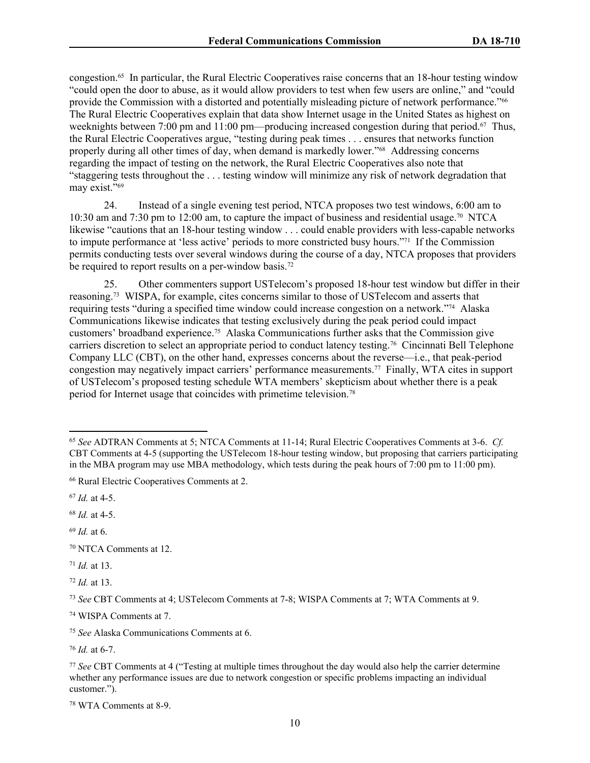congestion.[65] In particular, the Rural Electric Cooperatives raise concerns that an 18-hour testing window "could open the door to abuse, as it would allow providers to test when few users are online," and "could provide the Commission with a distorted and potentially misleading picture of network performance."[66] The Rural Electric Cooperatives explain that data show Internet usage in the United States as highest on weeknights between 7:00 pm and 11:00 pm—producing increased congestion during that period.[67] Thus, the Rural Electric Cooperatives argue, "testing during peak times . . . ensures that networks function properly during all other times of day, when demand is markedly lower."[68] Addressing concerns regarding the impact of testing on the network, the Rural Electric Cooperatives also note that "staggering tests throughout the . . . testing window will minimize any risk of network degradation that may exist."[69]

24. Instead of a single evening test period, NTCA proposes two test windows, 6:00 am to 10:30 am and 7:30 pm to 12:00 am, to capture the impact of business and residential usage.[70] NTCA likewise "cautions that an 18-hour testing window . . . could enable providers with less-capable networks to impute performance at 'less active' periods to more constricted busy hours."[71] If the Commission permits conducting tests over several windows during the course of a day, NTCA proposes that providers be required to report results on a per-window basis.[72]

25. Other commenters support USTelecom's proposed 18-hour test window but differ in their reasoning.[73] WISPA, for example, cites concerns similar to those of USTelecom and asserts that requiring tests "during a specified time window could increase congestion on a network."[74] Alaska Communications likewise indicates that testing exclusively during the peak period could impact customers' broadband experience.[75] Alaska Communications further asks that the Commission give carriers discretion to select an appropriate period to conduct latency testing.[76] Cincinnati Bell Telephone Company LLC (CBT), on the other hand, expresses concerns about the reverse—i.e., that peak-period congestion may negatively impact carriers' performance measurements.[77] Finally, WTA cites in support of USTelecom's proposed testing schedule WTA members' skepticism about whether there is a peak period for Internet usage that coincides with primetime television.[78]

---

[65] *See* ADTRAN Comments at 5; NTCA Comments at 11-14; Rural Electric Cooperatives Comments at 3-6. *Cf.* CBT Comments at 4-5 (supporting the USTelecom 18-hour testing window, but proposing that carriers participating in the MBA program may use MBA methodology, which tests during the peak hours of 7:00 pm to 11:00 pm).

[66] Rural Electric Cooperatives Comments at 2.

[67] *Id.* at 4-5.

[68] *Id.* at 4-5.

[69] *Id.* at 6.

[70] NTCA Comments at 12.

[71] *Id.* at 13.

[72] *Id.* at 13.

[73] *See* CBT Comments at 4; USTelecom Comments at 7-8; WISPA Comments at 7; WTA Comments at 9.

[74] WISPA Comments at 7.

[75] *See* Alaska Communications Comments at 6.

[76] *Id.* at 6-7.

[77] *See* CBT Comments at 4 ("Testing at multiple times throughout the day would also help the carrier determine whether any performance issues are due to network congestion or specific problems impacting an individual customer.").

[78] WTA Comments at 8-9.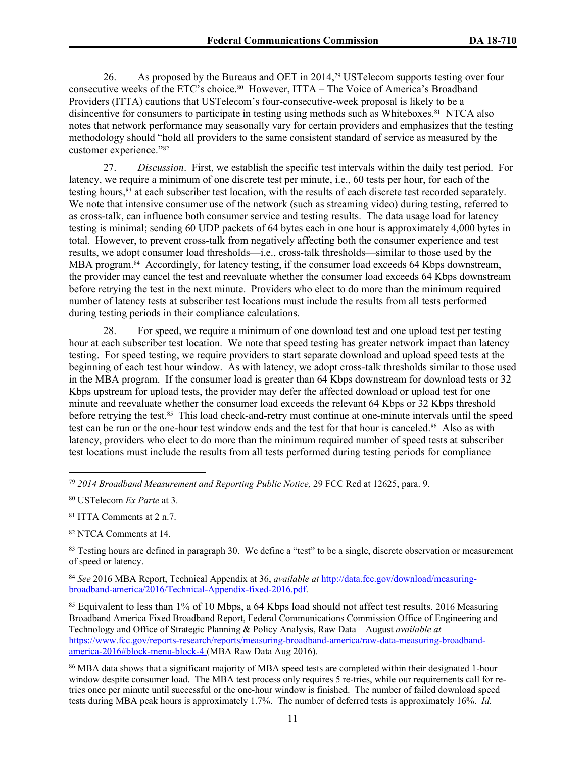26. As proposed by the Bureaus and OET in 2014,[79] USTelecom supports testing over four consecutive weeks of the ETC's choice.[80] However, ITTA – The Voice of America's Broadband Providers (ITTA) cautions that USTelecom's four-consecutive-week proposal is likely to be a disincentive for consumers to participate in testing using methods such as Whiteboxes.[81] NTCA also notes that network performance may seasonally vary for certain providers and emphasizes that the testing methodology should "hold all providers to the same consistent standard of service as measured by the customer experience."[82]

27. *Discussion*. First, we establish the specific test intervals within the daily test period. For latency, we require a minimum of one discrete test per minute, i.e., 60 tests per hour, for each of the testing hours,[83] at each subscriber test location, with the results of each discrete test recorded separately. We note that intensive consumer use of the network (such as streaming video) during testing, referred to as cross-talk, can influence both consumer service and testing results. The data usage load for latency testing is minimal; sending 60 UDP packets of 64 bytes each in one hour is approximately 4,000 bytes in total. However, to prevent cross-talk from negatively affecting both the consumer experience and test results, we adopt consumer load thresholds—i.e., cross-talk thresholds—similar to those used by the MBA program.[84] Accordingly, for latency testing, if the consumer load exceeds 64 Kbps downstream, the provider may cancel the test and reevaluate whether the consumer load exceeds 64 Kbps downstream before retrying the test in the next minute. Providers who elect to do more than the minimum required number of latency tests at subscriber test locations must include the results from all tests performed during testing periods in their compliance calculations.

28. For speed, we require a minimum of one download test and one upload test per testing hour at each subscriber test location. We note that speed testing has greater network impact than latency testing. For speed testing, we require providers to start separate download and upload speed tests at the beginning of each test hour window. As with latency, we adopt cross-talk thresholds similar to those used in the MBA program. If the consumer load is greater than 64 Kbps downstream for download tests or 32 Kbps upstream for upload tests, the provider may defer the affected download or upload test for one minute and reevaluate whether the consumer load exceeds the relevant 64 Kbps or 32 Kbps threshold before retrying the test.[85] This load check-and-retry must continue at one-minute intervals until the speed test can be run or the one-hour test window ends and the test for that hour is canceled.[86] Also as with latency, providers who elect to do more than the minimum required number of speed tests at subscriber test locations must include the results from all tests performed during testing periods for compliance

---

[79] *2014 Broadband Measurement and Reporting Public Notice,* 29 FCC Rcd at 12625, para. 9.

[80] USTelecom *Ex Parte* at 3.

[81] ITTA Comments at 2 n.7.

[82] NTCA Comments at 14.

[83] Testing hours are defined in paragraph 30. We define a "test" to be a single, discrete observation or measurement of speed or latency.

[84] *See* 2016 MBA Report, Technical Appendix at 36, *available at* [http://data.fcc.gov/download/measuring-broadband-america/2016/Technical-Appendix-fixed-2016.pdf](http://data.fcc.gov/download/measuring-broadband-america/2016/Technical-Appendix-fixed-2016.pdf).

[85] Equivalent to less than 1% of 10 Mbps, a 64 Kbps load should not affect test results. 2016 Measuring Broadband America Fixed Broadband Report, Federal Communications Commission Office of Engineering and Technology and Office of Strategic Planning & Policy Analysis, Raw Data – August *available at* [https://www.fcc.gov/reports-research/reports/measuring-broadband-america/raw-data-measuring-broadband-america-2016#block-menu-block-4](https://www.fcc.gov/reports-research/reports/measuring-broadband-america/raw-data-measuring-broadband-america-2016#block-menu-block-4) (MBA Raw Data Aug 2016).

[86] MBA data shows that a significant majority of MBA speed tests are completed within their designated 1-hour window despite consumer load. The MBA test process only requires 5 re-tries, while our requirements call for re-tries once per minute until successful or the one-hour window is finished. The number of failed download speed tests during MBA peak hours is approximately 1.7%. The number of deferred tests is approximately 16%. *Id.*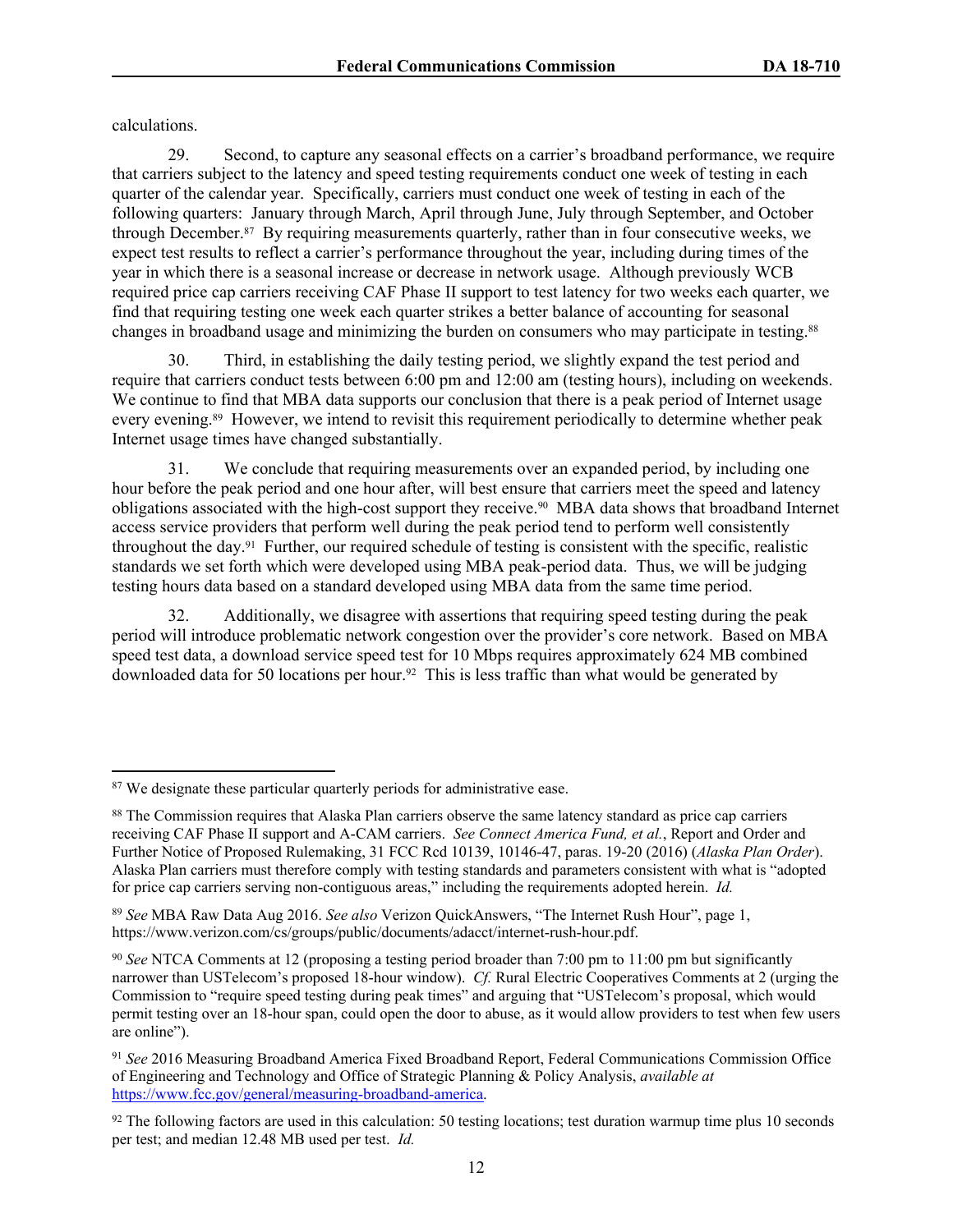calculations.

29. Second, to capture any seasonal effects on a carrier's broadband performance, we require that carriers subject to the latency and speed testing requirements conduct one week of testing in each quarter of the calendar year. Specifically, carriers must conduct one week of testing in each of the following quarters: January through March, April through June, July through September, and October through December.[87] By requiring measurements quarterly, rather than in four consecutive weeks, we expect test results to reflect a carrier's performance throughout the year, including during times of the year in which there is a seasonal increase or decrease in network usage. Although previously WCB required price cap carriers receiving CAF Phase II support to test latency for two weeks each quarter, we find that requiring testing one week each quarter strikes a better balance of accounting for seasonal changes in broadband usage and minimizing the burden on consumers who may participate in testing.[88]

30. Third, in establishing the daily testing period, we slightly expand the test period and require that carriers conduct tests between 6:00 pm and 12:00 am (testing hours), including on weekends. We continue to find that MBA data supports our conclusion that there is a peak period of Internet usage every evening.[89] However, we intend to revisit this requirement periodically to determine whether peak Internet usage times have changed substantially.

31. We conclude that requiring measurements over an expanded period, by including one hour before the peak period and one hour after, will best ensure that carriers meet the speed and latency obligations associated with the high-cost support they receive.[90] MBA data shows that broadband Internet access service providers that perform well during the peak period tend to perform well consistently throughout the day.[91] Further, our required schedule of testing is consistent with the specific, realistic standards we set forth which were developed using MBA peak-period data. Thus, we will be judging testing hours data based on a standard developed using MBA data from the same time period.

32. Additionally, we disagree with assertions that requiring speed testing during the peak period will introduce problematic network congestion over the provider's core network. Based on MBA speed test data, a download service speed test for 10 Mbps requires approximately 624 MB combined downloaded data for 50 locations per hour.[92] This is less traffic than what would be generated by

---

[87] We designate these particular quarterly periods for administrative ease.

[88] The Commission requires that Alaska Plan carriers observe the same latency standard as price cap carriers receiving CAF Phase II support and A-CAM carriers. *See Connect America Fund, et al.*, Report and Order and Further Notice of Proposed Rulemaking, 31 FCC Rcd 10139, 10146-47, paras. 19-20 (2016) (*Alaska Plan Order*). Alaska Plan carriers must therefore comply with testing standards and parameters consistent with what is "adopted for price cap carriers serving non-contiguous areas," including the requirements adopted herein. *Id.*

[89] *See* MBA Raw Data Aug 2016. *See also* Verizon QuickAnswers, "The Internet Rush Hour", page 1, https://www.verizon.com/cs/groups/public/documents/adacct/internet-rush-hour.pdf.

[90] *See* NTCA Comments at 12 (proposing a testing period broader than 7:00 pm to 11:00 pm but significantly narrower than USTelecom's proposed 18-hour window). *Cf.* Rural Electric Cooperatives Comments at 2 (urging the Commission to "require speed testing during peak times" and arguing that "USTelecom's proposal, which would permit testing over an 18-hour span, could open the door to abuse, as it would allow providers to test when few users are online").

[91] *See* 2016 Measuring Broadband America Fixed Broadband Report, Federal Communications Commission Office of Engineering and Technology and Office of Strategic Planning & Policy Analysis, *available at* https://www.fcc.gov/general/measuring-broadband-america.

[92] The following factors are used in this calculation: 50 testing locations; test duration warmup time plus 10 seconds per test; and median 12.48 MB used per test. *Id.*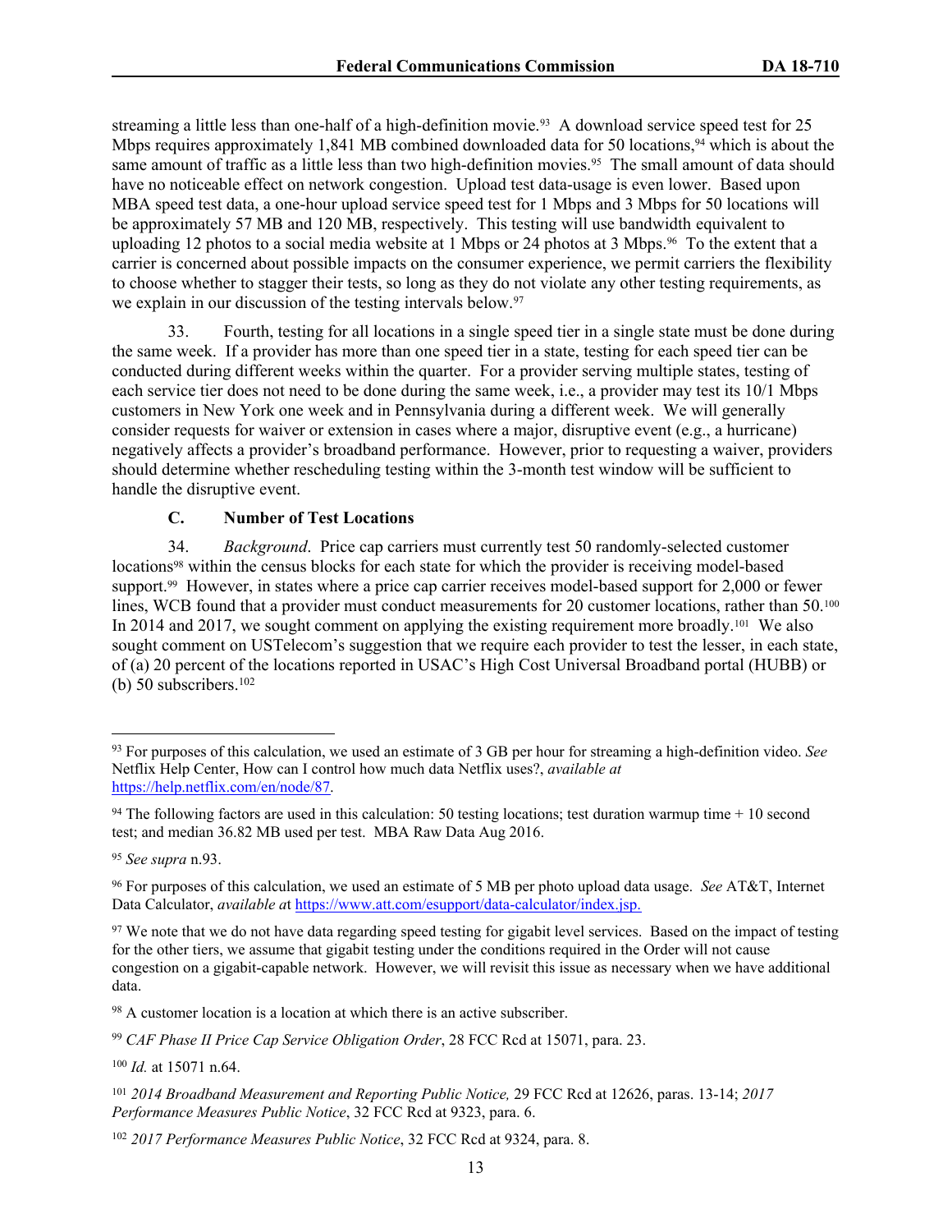streaming a little less than one-half of a high-definition movie.[93] A download service speed test for 25 Mbps requires approximately 1,841 MB combined downloaded data for 50 locations,[94] which is about the same amount of traffic as a little less than two high-definition movies.[95] The small amount of data should have no noticeable effect on network congestion. Upload test data-usage is even lower. Based upon MBA speed test data, a one-hour upload service speed test for 1 Mbps and 3 Mbps for 50 locations will be approximately 57 MB and 120 MB, respectively. This testing will use bandwidth equivalent to uploading 12 photos to a social media website at 1 Mbps or 24 photos at 3 Mbps.[96] To the extent that a carrier is concerned about possible impacts on the consumer experience, we permit carriers the flexibility to choose whether to stagger their tests, so long as they do not violate any other testing requirements, as we explain in our discussion of the testing intervals below.[97]

33. Fourth, testing for all locations in a single speed tier in a single state must be done during the same week. If a provider has more than one speed tier in a state, testing for each speed tier can be conducted during different weeks within the quarter. For a provider serving multiple states, testing of each service tier does not need to be done during the same week, i.e., a provider may test its 10/1 Mbps customers in New York one week and in Pennsylvania during a different week. We will generally consider requests for waiver or extension in cases where a major, disruptive event (e.g., a hurricane) negatively affects a provider's broadband performance. However, prior to requesting a waiver, providers should determine whether rescheduling testing within the 3-month test window will be sufficient to handle the disruptive event.

### C. Number of Test Locations

34. *Background*. Price cap carriers must currently test 50 randomly-selected customer locations[98] within the census blocks for each state for which the provider is receiving model-based support.[99] However, in states where a price cap carrier receives model-based support for 2,000 or fewer lines, WCB found that a provider must conduct measurements for 20 customer locations, rather than 50.[100] In 2014 and 2017, we sought comment on applying the existing requirement more broadly.[101] We also sought comment on USTelecom's suggestion that we require each provider to test the lesser, in each state, of (a) 20 percent of the locations reported in USAC's High Cost Universal Broadband portal (HUBB) or (b) 50 subscribers.[102]

---

[93] For purposes of this calculation, we used an estimate of 3 GB per hour for streaming a high-definition video. *See* Netflix Help Center, How can I control how much data Netflix uses?, *available at* https://help.netflix.com/en/node/87.

[94] The following factors are used in this calculation: 50 testing locations; test duration warmup time + 10 second test; and median 36.82 MB used per test. MBA Raw Data Aug 2016.

[95] *See supra* n.93.

[96] For purposes of this calculation, we used an estimate of 5 MB per photo upload data usage. *See* AT&T, Internet Data Calculator, *available at* https://www.att.com/esupport/data-calculator/index.jsp.

[97] We note that we do not have data regarding speed testing for gigabit level services. Based on the impact of testing for the other tiers, we assume that gigabit testing under the conditions required in the Order will not cause congestion on a gigabit-capable network. However, we will revisit this issue as necessary when we have additional data.

[98] A customer location is a location at which there is an active subscriber.

[99] *CAF Phase II Price Cap Service Obligation Order*, 28 FCC Rcd at 15071, para. 23.

[100] *Id.* at 15071 n.64.

[101] *2014 Broadband Measurement and Reporting Public Notice,* 29 FCC Rcd at 12626, paras. 13-14; *2017 Performance Measures Public Notice*, 32 FCC Rcd at 9323, para. 6.

[102] *2017 Performance Measures Public Notice*, 32 FCC Rcd at 9324, para. 8.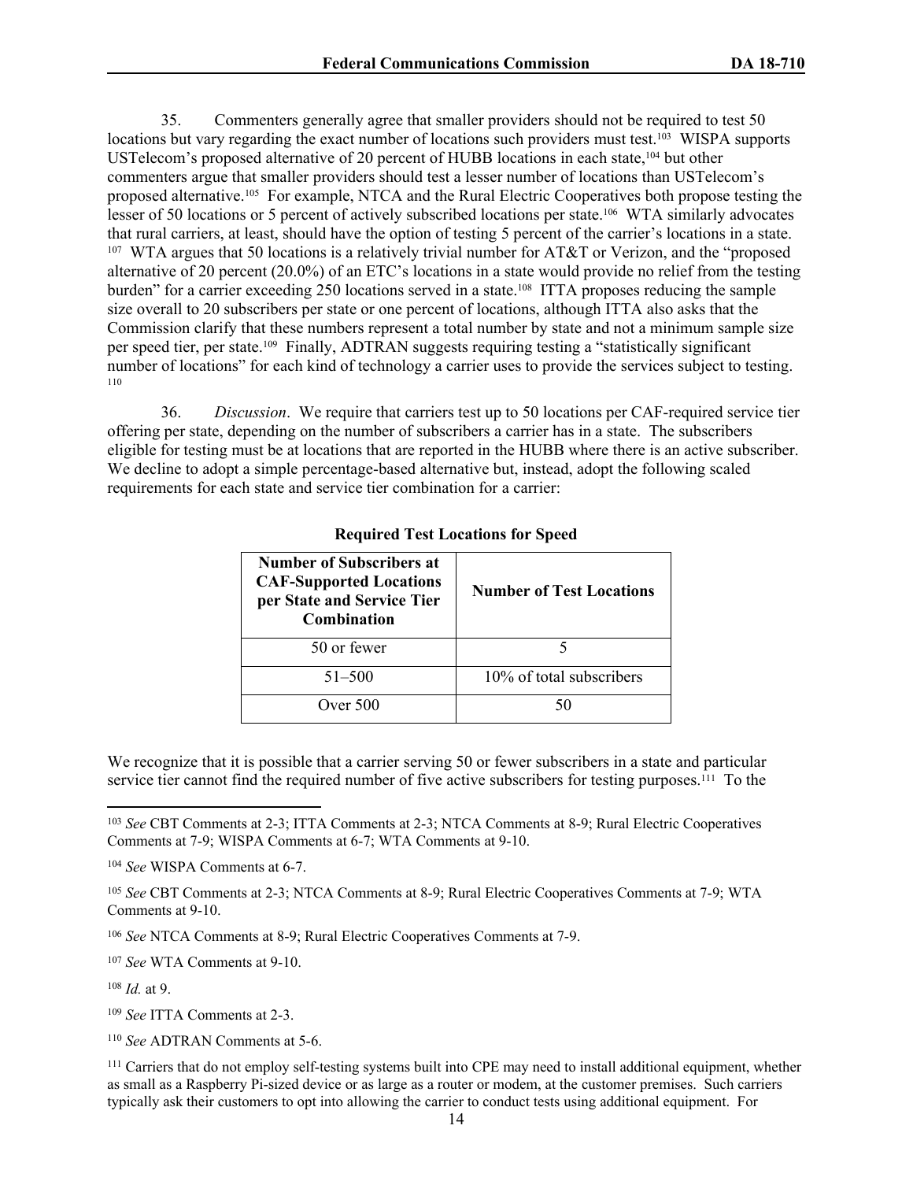35. Commenters generally agree that smaller providers should not be required to test 50 locations but vary regarding the exact number of locations such providers must test.[103] WISPA supports USTelecom's proposed alternative of 20 percent of HUBB locations in each state,[104] but other commenters argue that smaller providers should test a lesser number of locations than USTelecom's proposed alternative.[105] For example, NTCA and the Rural Electric Cooperatives both propose testing the lesser of 50 locations or 5 percent of actively subscribed locations per state.[106] WTA similarly advocates that rural carriers, at least, should have the option of testing 5 percent of the carrier's locations in a state.[107] WTA argues that 50 locations is a relatively trivial number for AT&T or Verizon, and the "proposed alternative of 20 percent (20.0%) of an ETC's locations in a state would provide no relief from the testing burden" for a carrier exceeding 250 locations served in a state.[108] ITTA proposes reducing the sample size overall to 20 subscribers per state or one percent of locations, although ITTA also asks that the Commission clarify that these numbers represent a total number by state and not a minimum sample size per speed tier, per state.[109] Finally, ADTRAN suggests requiring testing a "statistically significant number of locations" for each kind of technology a carrier uses to provide the services subject to testing.[110]

36. *Discussion*. We require that carriers test up to 50 locations per CAF-required service tier offering per state, depending on the number of subscribers a carrier has in a state. The subscribers eligible for testing must be at locations that are reported in the HUBB where there is an active subscriber. We decline to adopt a simple percentage-based alternative but, instead, adopt the following scaled requirements for each state and service tier combination for a carrier:

**Required Test Locations for Speed**

| Number of Subscribers at CAF-Supported Locations per State and Service Tier Combination | Number of Test Locations |
|---|---|
| 50 or fewer | 5 |
| 51–500 | 10% of total subscribers |
| Over 500 | 50 |

We recognize that it is possible that a carrier serving 50 or fewer subscribers in a state and particular service tier cannot find the required number of five active subscribers for testing purposes.[111] To the

---

[103] *See* CBT Comments at 2-3; ITTA Comments at 2-3; NTCA Comments at 8-9; Rural Electric Cooperatives Comments at 7-9; WISPA Comments at 6-7; WTA Comments at 9-10.

[104] *See* WISPA Comments at 6-7.

[105] *See* CBT Comments at 2-3; NTCA Comments at 8-9; Rural Electric Cooperatives Comments at 7-9; WTA Comments at 9-10.

[106] *See* NTCA Comments at 8-9; Rural Electric Cooperatives Comments at 7-9.

[107] *See* WTA Comments at 9-10.

[108] *Id.* at 9.

[109] *See* ITTA Comments at 2-3.

[110] *See* ADTRAN Comments at 5-6.

[111] Carriers that do not employ self-testing systems built into CPE may need to install additional equipment, whether as small as a Raspberry Pi-sized device or as large as a router or modem, at the customer premises. Such carriers typically ask their customers to opt into allowing the carrier to conduct tests using additional equipment. For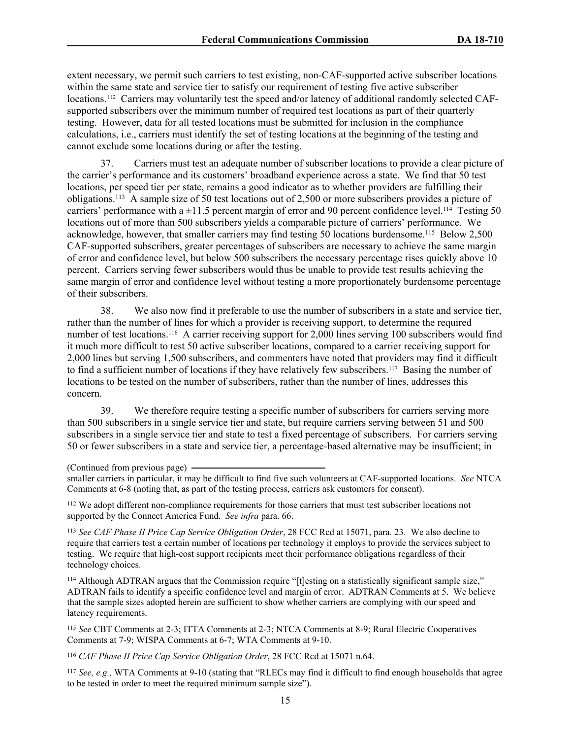extent necessary, we permit such carriers to test existing, non-CAF-supported active subscriber locations within the same state and service tier to satisfy our requirement of testing five active subscriber locations.[112] Carriers may voluntarily test the speed and/or latency of additional randomly selected CAF-supported subscribers over the minimum number of required test locations as part of their quarterly testing. However, data for all tested locations must be submitted for inclusion in the compliance calculations, i.e., carriers must identify the set of testing locations at the beginning of the testing and cannot exclude some locations during or after the testing.

37. Carriers must test an adequate number of subscriber locations to provide a clear picture of the carrier's performance and its customers' broadband experience across a state. We find that 50 test locations, per speed tier per state, remains a good indicator as to whether providers are fulfilling their obligations.[113] A sample size of 50 test locations out of 2,500 or more subscribers provides a picture of carriers' performance with a ±11.5 percent margin of error and 90 percent confidence level.[114] Testing 50 locations out of more than 500 subscribers yields a comparable picture of carriers' performance. We acknowledge, however, that smaller carriers may find testing 50 locations burdensome.[115] Below 2,500 CAF-supported subscribers, greater percentages of subscribers are necessary to achieve the same margin of error and confidence level, but below 500 subscribers the necessary percentage rises quickly above 10 percent. Carriers serving fewer subscribers would thus be unable to provide test results achieving the same margin of error and confidence level without testing a more proportionately burdensome percentage of their subscribers.

38. We also now find it preferable to use the number of subscribers in a state and service tier, rather than the number of lines for which a provider is receiving support, to determine the required number of test locations.[116] A carrier receiving support for 2,000 lines serving 100 subscribers would find it much more difficult to test 50 active subscriber locations, compared to a carrier receiving support for 2,000 lines but serving 1,500 subscribers, and commenters have noted that providers may find it difficult to find a sufficient number of locations if they have relatively few subscribers.[117] Basing the number of locations to be tested on the number of subscribers, rather than the number of lines, addresses this concern.

39. We therefore require testing a specific number of subscribers for carriers serving more than 500 subscribers in a single service tier and state, but require carriers serving between 51 and 500 subscribers in a single service tier and state to test a fixed percentage of subscribers. For carriers serving 50 or fewer subscribers in a state and service tier, a percentage-based alternative may be insufficient; in

(Continued from previous page)
smaller carriers in particular, it may be difficult to find five such volunteers at CAF-supported locations. *See* NTCA Comments at 6-8 (noting that, as part of the testing process, carriers ask customers for consent).

[112] We adopt different non-compliance requirements for those carriers that must test subscriber locations not supported by the Connect America Fund. *See infra* para. 66.

[113] *See CAF Phase II Price Cap Service Obligation Order*, 28 FCC Rcd at 15071, para. 23. We also decline to require that carriers test a certain number of locations per technology it employs to provide the services subject to testing. We require that high-cost support recipients meet their performance obligations regardless of their technology choices.

[114] Although ADTRAN argues that the Commission require "[t]esting on a statistically significant sample size," ADTRAN fails to identify a specific confidence level and margin of error. ADTRAN Comments at 5. We believe that the sample sizes adopted herein are sufficient to show whether carriers are complying with our speed and latency requirements.

[115] *See* CBT Comments at 2-3; ITTA Comments at 2-3; NTCA Comments at 8-9; Rural Electric Cooperatives Comments at 7-9; WISPA Comments at 6-7; WTA Comments at 9-10.

[116] *CAF Phase II Price Cap Service Obligation Order*, 28 FCC Rcd at 15071 n.64.

[117] *See, e.g.,* WTA Comments at 9-10 (stating that "RLECs may find it difficult to find enough households that agree to be tested in order to meet the required minimum sample size").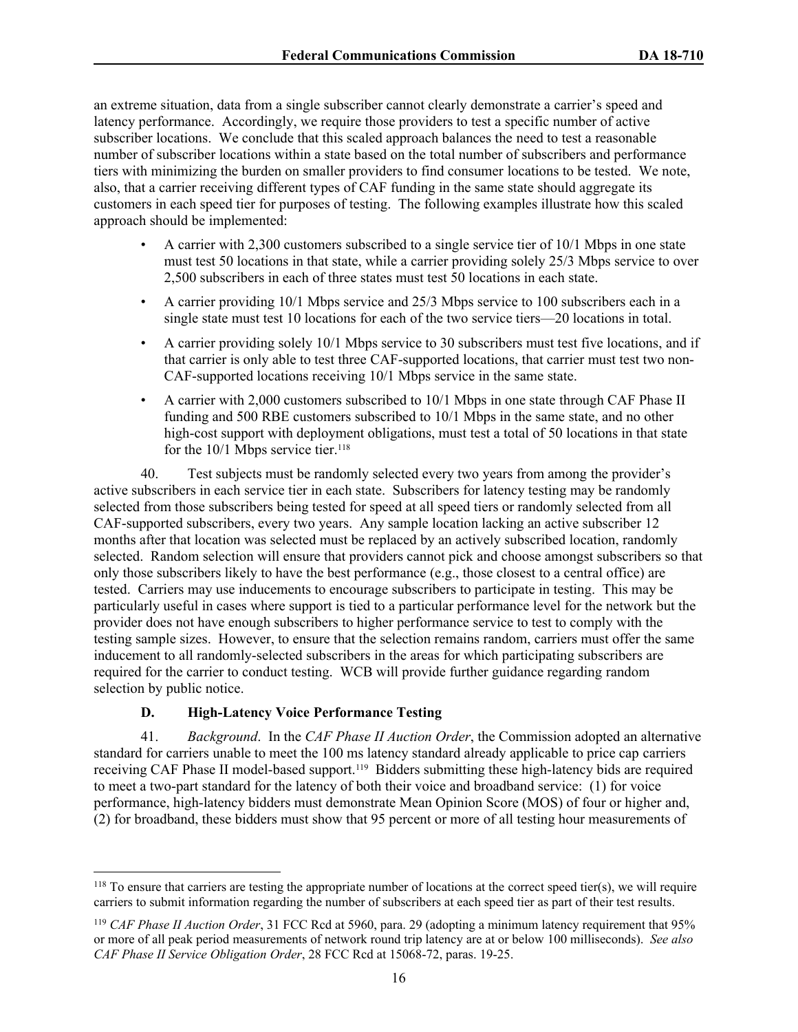an extreme situation, data from a single subscriber cannot clearly demonstrate a carrier's speed and latency performance. Accordingly, we require those providers to test a specific number of active subscriber locations. We conclude that this scaled approach balances the need to test a reasonable number of subscriber locations within a state based on the total number of subscribers and performance tiers with minimizing the burden on smaller providers to find consumer locations to be tested. We note, also, that a carrier receiving different types of CAF funding in the same state should aggregate its customers in each speed tier for purposes of testing. The following examples illustrate how this scaled approach should be implemented:

- A carrier with 2,300 customers subscribed to a single service tier of 10/1 Mbps in one state must test 50 locations in that state, while a carrier providing solely 25/3 Mbps service to over 2,500 subscribers in each of three states must test 50 locations in each state.
- A carrier providing 10/1 Mbps service and 25/3 Mbps service to 100 subscribers each in a single state must test 10 locations for each of the two service tiers—20 locations in total.
- A carrier providing solely 10/1 Mbps service to 30 subscribers must test five locations, and if that carrier is only able to test three CAF-supported locations, that carrier must test two non-CAF-supported locations receiving 10/1 Mbps service in the same state.
- A carrier with 2,000 customers subscribed to 10/1 Mbps in one state through CAF Phase II funding and 500 RBE customers subscribed to 10/1 Mbps in the same state, and no other high-cost support with deployment obligations, must test a total of 50 locations in that state for the 10/1 Mbps service tier.[118]

40. Test subjects must be randomly selected every two years from among the provider's active subscribers in each service tier in each state. Subscribers for latency testing may be randomly selected from those subscribers being tested for speed at all speed tiers or randomly selected from all CAF-supported subscribers, every two years. Any sample location lacking an active subscriber 12 months after that location was selected must be replaced by an actively subscribed location, randomly selected. Random selection will ensure that providers cannot pick and choose amongst subscribers so that only those subscribers likely to have the best performance (e.g., those closest to a central office) are tested. Carriers may use inducements to encourage subscribers to participate in testing. This may be particularly useful in cases where support is tied to a particular performance level for the network but the provider does not have enough subscribers to higher performance service to test to comply with the testing sample sizes. However, to ensure that the selection remains random, carriers must offer the same inducement to all randomly-selected subscribers in the areas for which participating subscribers are required for the carrier to conduct testing. WCB will provide further guidance regarding random selection by public notice.

### D. High-Latency Voice Performance Testing

41. *Background*. In the *CAF Phase II Auction Order*, the Commission adopted an alternative standard for carriers unable to meet the 100 ms latency standard already applicable to price cap carriers receiving CAF Phase II model-based support.[119] Bidders submitting these high-latency bids are required to meet a two-part standard for the latency of both their voice and broadband service: (1) for voice performance, high-latency bidders must demonstrate Mean Opinion Score (MOS) of four or higher and, (2) for broadband, these bidders must show that 95 percent or more of all testing hour measurements of

---

[118] To ensure that carriers are testing the appropriate number of locations at the correct speed tier(s), we will require carriers to submit information regarding the number of subscribers at each speed tier as part of their test results.

[119] *CAF Phase II Auction Order*, 31 FCC Rcd at 5960, para. 29 (adopting a minimum latency requirement that 95% or more of all peak period measurements of network round trip latency are at or below 100 milliseconds). *See also CAF Phase II Service Obligation Order*, 28 FCC Rcd at 15068-72, paras. 19-25.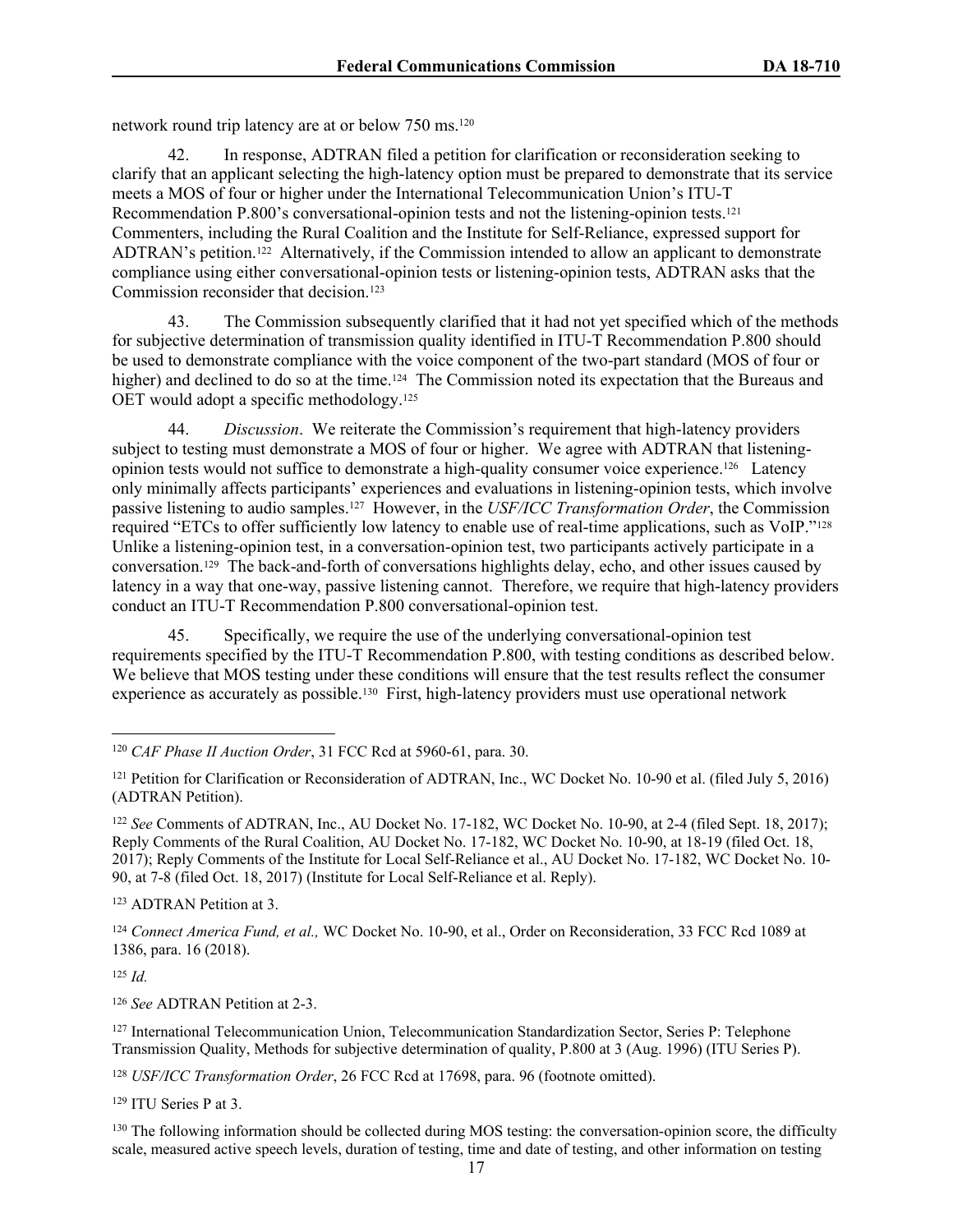network round trip latency are at or below 750 ms.[120]

42. In response, ADTRAN filed a petition for clarification or reconsideration seeking to clarify that an applicant selecting the high-latency option must be prepared to demonstrate that its service meets a MOS of four or higher under the International Telecommunication Union's ITU-T Recommendation P.800's conversational-opinion tests and not the listening-opinion tests.[121] Commenters, including the Rural Coalition and the Institute for Self-Reliance, expressed support for ADTRAN's petition.[122] Alternatively, if the Commission intended to allow an applicant to demonstrate compliance using either conversational-opinion tests or listening-opinion tests, ADTRAN asks that the Commission reconsider that decision.[123]

43. The Commission subsequently clarified that it had not yet specified which of the methods for subjective determination of transmission quality identified in ITU-T Recommendation P.800 should be used to demonstrate compliance with the voice component of the two-part standard (MOS of four or higher) and declined to do so at the time.[124] The Commission noted its expectation that the Bureaus and OET would adopt a specific methodology.[125]

44. *Discussion*. We reiterate the Commission's requirement that high-latency providers subject to testing must demonstrate a MOS of four or higher. We agree with ADTRAN that listening-opinion tests would not suffice to demonstrate a high-quality consumer voice experience.[126] Latency only minimally affects participants' experiences and evaluations in listening-opinion tests, which involve passive listening to audio samples.[127] However, in the *USF/ICC Transformation Order*, the Commission required "ETCs to offer sufficiently low latency to enable use of real-time applications, such as VoIP."[128] Unlike a listening-opinion test, in a conversation-opinion test, two participants actively participate in a conversation.[129] The back-and-forth of conversations highlights delay, echo, and other issues caused by latency in a way that one-way, passive listening cannot. Therefore, we require that high-latency providers conduct an ITU-T Recommendation P.800 conversational-opinion test.

45. Specifically, we require the use of the underlying conversational-opinion test requirements specified by the ITU-T Recommendation P.800, with testing conditions as described below. We believe that MOS testing under these conditions will ensure that the test results reflect the consumer experience as accurately as possible.[130] First, high-latency providers must use operational network

---

[120] *CAF Phase II Auction Order*, 31 FCC Rcd at 5960-61, para. 30.

[121] Petition for Clarification or Reconsideration of ADTRAN, Inc., WC Docket No. 10-90 et al. (filed July 5, 2016) (ADTRAN Petition).

[122] *See* Comments of ADTRAN, Inc., AU Docket No. 17-182, WC Docket No. 10-90, at 2-4 (filed Sept. 18, 2017); Reply Comments of the Rural Coalition, AU Docket No. 17-182, WC Docket No. 10-90, at 18-19 (filed Oct. 18, 2017); Reply Comments of the Institute for Local Self-Reliance et al., AU Docket No. 17-182, WC Docket No. 10-90, at 7-8 (filed Oct. 18, 2017) (Institute for Local Self-Reliance et al. Reply).

[123] ADTRAN Petition at 3.

[124] *Connect America Fund, et al.,* WC Docket No. 10-90, et al., Order on Reconsideration, 33 FCC Rcd 1089 at 1386, para. 16 (2018).

[125] *Id.*

[126] *See* ADTRAN Petition at 2-3.

[127] International Telecommunication Union, Telecommunication Standardization Sector, Series P: Telephone Transmission Quality, Methods for subjective determination of quality, P.800 at 3 (Aug. 1996) (ITU Series P).

[128] *USF/ICC Transformation Order*, 26 FCC Rcd at 17698, para. 96 (footnote omitted).

[129] ITU Series P at 3.

[130] The following information should be collected during MOS testing: the conversation-opinion score, the difficulty scale, measured active speech levels, duration of testing, time and date of testing, and other information on testing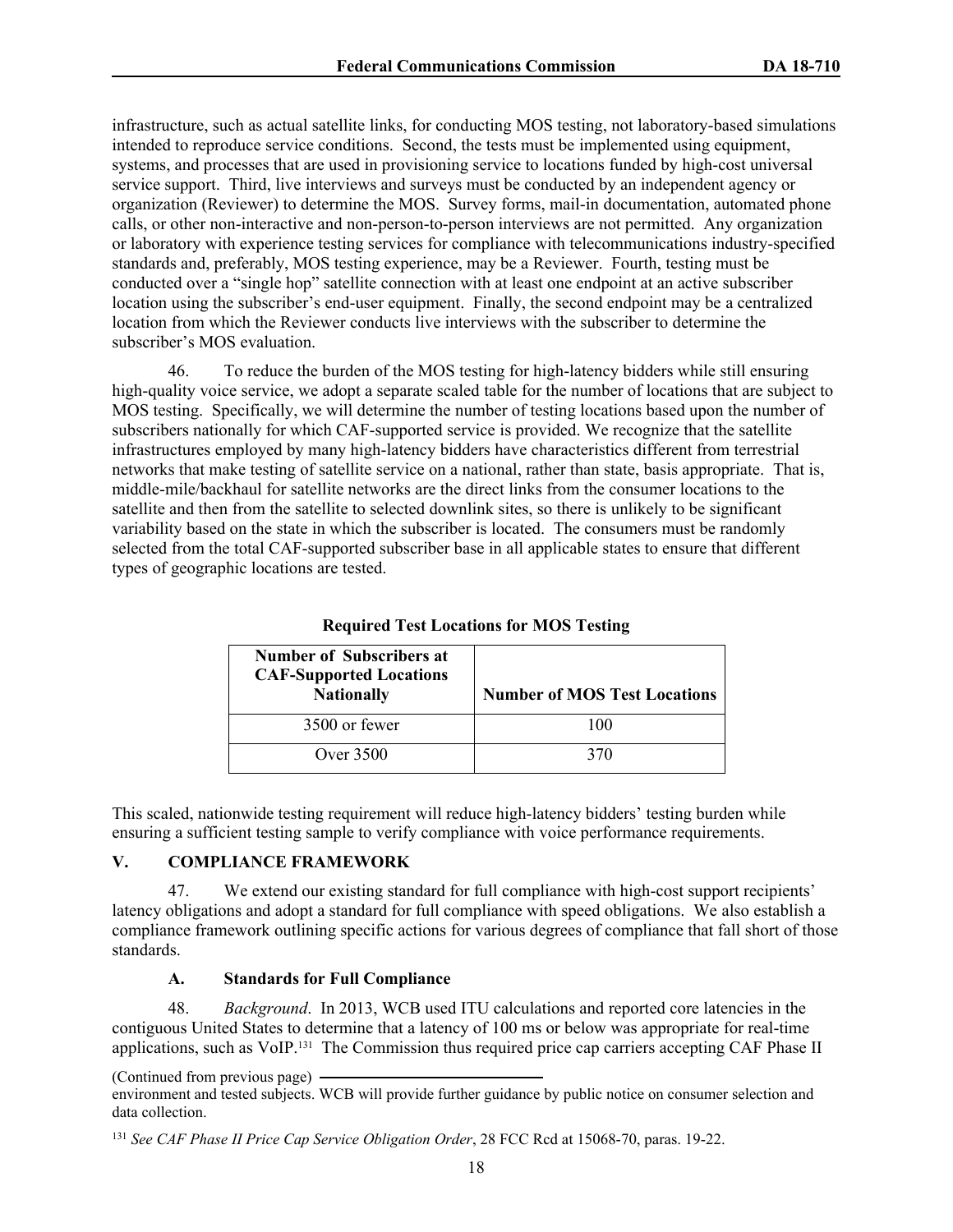infrastructure, such as actual satellite links, for conducting MOS testing, not laboratory-based simulations intended to reproduce service conditions. Second, the tests must be implemented using equipment, systems, and processes that are used in provisioning service to locations funded by high-cost universal service support. Third, live interviews and surveys must be conducted by an independent agency or organization (Reviewer) to determine the MOS. Survey forms, mail-in documentation, automated phone calls, or other non-interactive and non-person-to-person interviews are not permitted. Any organization or laboratory with experience testing services for compliance with telecommunications industry-specified standards and, preferably, MOS testing experience, may be a Reviewer. Fourth, testing must be conducted over a "single hop" satellite connection with at least one endpoint at an active subscriber location using the subscriber's end-user equipment. Finally, the second endpoint may be a centralized location from which the Reviewer conducts live interviews with the subscriber to determine the subscriber's MOS evaluation.

46. To reduce the burden of the MOS testing for high-latency bidders while still ensuring high-quality voice service, we adopt a separate scaled table for the number of locations that are subject to MOS testing. Specifically, we will determine the number of testing locations based upon the number of subscribers nationally for which CAF-supported service is provided. We recognize that the satellite infrastructures employed by many high-latency bidders have characteristics different from terrestrial networks that make testing of satellite service on a national, rather than state, basis appropriate. That is, middle-mile/backhaul for satellite networks are the direct links from the consumer locations to the satellite and then from the satellite to selected downlink sites, so there is unlikely to be significant variability based on the state in which the subscriber is located. The consumers must be randomly selected from the total CAF-supported subscriber base in all applicable states to ensure that different types of geographic locations are tested.

**Required Test Locations for MOS Testing**

| Number of Subscribers at CAF-Supported Locations Nationally | Number of MOS Test Locations |
|---|---|
| 3500 or fewer | 100 |
| Over 3500 | 370 |

This scaled, nationwide testing requirement will reduce high-latency bidders' testing burden while ensuring a sufficient testing sample to verify compliance with voice performance requirements.

## V. COMPLIANCE FRAMEWORK

47. We extend our existing standard for full compliance with high-cost support recipients' latency obligations and adopt a standard for full compliance with speed obligations. We also establish a compliance framework outlining specific actions for various degrees of compliance that fall short of those standards.

### A. Standards for Full Compliance

48. *Background*. In 2013, WCB used ITU calculations and reported core latencies in the contiguous United States to determine that a latency of 100 ms or below was appropriate for real-time applications, such as VoIP.[131] The Commission thus required price cap carriers accepting CAF Phase II

(Continued from previous page)

environment and tested subjects. WCB will provide further guidance by public notice on consumer selection and data collection.

[131] *See CAF Phase II Price Cap Service Obligation Order*, 28 FCC Rcd at 15068-70, paras. 19-22.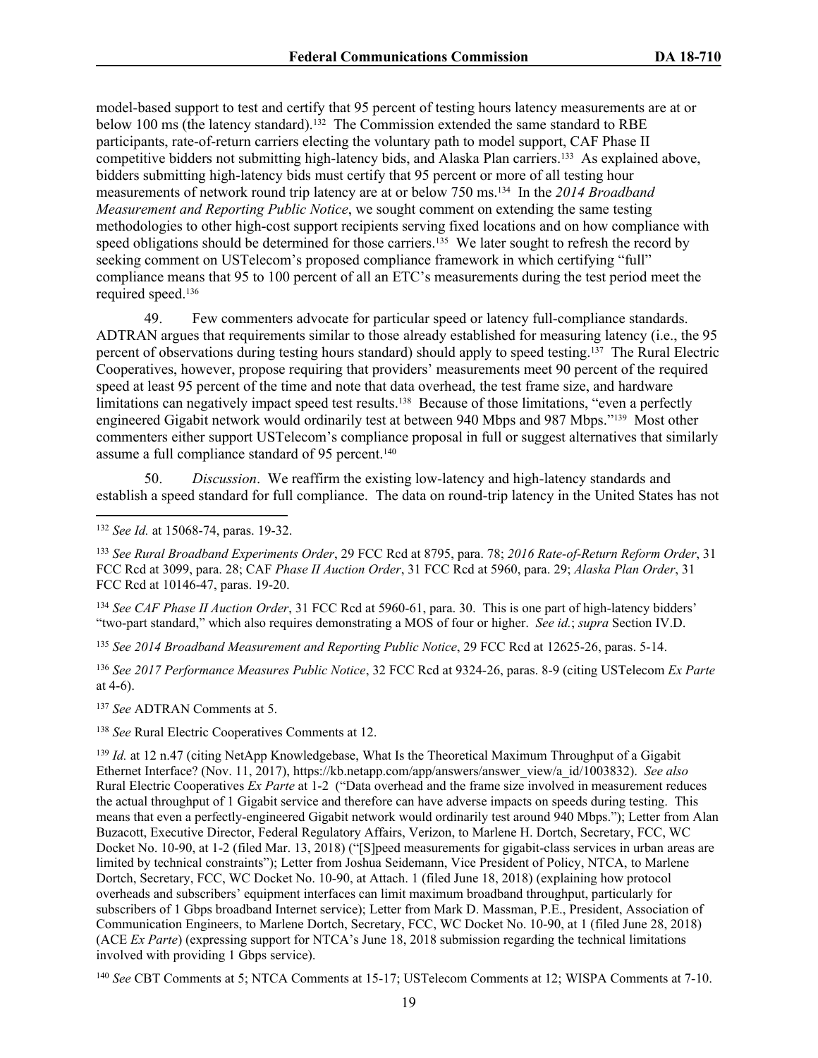model-based support to test and certify that 95 percent of testing hours latency measurements are at or below 100 ms (the latency standard).[132] The Commission extended the same standard to RBE participants, rate-of-return carriers electing the voluntary path to model support, CAF Phase II competitive bidders not submitting high-latency bids, and Alaska Plan carriers.[133] As explained above, bidders submitting high-latency bids must certify that 95 percent or more of all testing hour measurements of network round trip latency are at or below 750 ms.[134] In the *2014 Broadband Measurement and Reporting Public Notice*, we sought comment on extending the same testing methodologies to other high-cost support recipients serving fixed locations and on how compliance with speed obligations should be determined for those carriers.[135] We later sought to refresh the record by seeking comment on USTelecom's proposed compliance framework in which certifying "full" compliance means that 95 to 100 percent of all an ETC's measurements during the test period meet the required speed.[136]

49. Few commenters advocate for particular speed or latency full-compliance standards. ADTRAN argues that requirements similar to those already established for measuring latency (i.e., the 95 percent of observations during testing hours standard) should apply to speed testing.[137] The Rural Electric Cooperatives, however, propose requiring that providers' measurements meet 90 percent of the required speed at least 95 percent of the time and note that data overhead, the test frame size, and hardware limitations can negatively impact speed test results.[138] Because of those limitations, "even a perfectly engineered Gigabit network would ordinarily test at between 940 Mbps and 987 Mbps."[139] Most other commenters either support USTelecom's compliance proposal in full or suggest alternatives that similarly assume a full compliance standard of 95 percent.[140]

50. *Discussion*. We reaffirm the existing low-latency and high-latency standards and establish a speed standard for full compliance. The data on round-trip latency in the United States has not

---

[132] *See Id.* at 15068-74, paras. 19-32.

[133] *See Rural Broadband Experiments Order*, 29 FCC Rcd at 8795, para. 78; *2016 Rate-of-Return Reform Order*, 31 FCC Rcd at 3099, para. 28; CAF *Phase II Auction Order*, 31 FCC Rcd at 5960, para. 29; *Alaska Plan Order*, 31 FCC Rcd at 10146-47, paras. 19-20.

[134] *See CAF Phase II Auction Order*, 31 FCC Rcd at 5960-61, para. 30. This is one part of high-latency bidders' "two-part standard," which also requires demonstrating a MOS of four or higher. *See id.*; *supra* Section IV.D.

[135] *See 2014 Broadband Measurement and Reporting Public Notice*, 29 FCC Rcd at 12625-26, paras. 5-14.

[136] *See 2017 Performance Measures Public Notice*, 32 FCC Rcd at 9324-26, paras. 8-9 (citing USTelecom *Ex Parte* at 4-6).

[137] *See* ADTRAN Comments at 5.

[138] *See* Rural Electric Cooperatives Comments at 12.

[139] *Id.* at 12 n.47 (citing NetApp Knowledgebase, What Is the Theoretical Maximum Throughput of a Gigabit Ethernet Interface? (Nov. 11, 2017), https://kb.netapp.com/app/answers/answer_view/a_id/1003832). *See also* Rural Electric Cooperatives *Ex Parte* at 1-2 ("Data overhead and the frame size involved in measurement reduces the actual throughput of 1 Gigabit service and therefore can have adverse impacts on speeds during testing. This means that even a perfectly-engineered Gigabit network would ordinarily test around 940 Mbps."); Letter from Alan Buzacott, Executive Director, Federal Regulatory Affairs, Verizon, to Marlene H. Dortch, Secretary, FCC, WC Docket No. 10-90, at 1-2 (filed Mar. 13, 2018) ("[S]peed measurements for gigabit-class services in urban areas are limited by technical constraints"); Letter from Joshua Seidemann, Vice President of Policy, NTCA, to Marlene Dortch, Secretary, FCC, WC Docket No. 10-90, at Attach. 1 (filed June 18, 2018) (explaining how protocol overheads and subscribers' equipment interfaces can limit maximum broadband throughput, particularly for subscribers of 1 Gbps broadband Internet service); Letter from Mark D. Massman, P.E., President, Association of Communication Engineers, to Marlene Dortch, Secretary, FCC, WC Docket No. 10-90, at 1 (filed June 28, 2018) (ACE *Ex Parte*) (expressing support for NTCA's June 18, 2018 submission regarding the technical limitations involved with providing 1 Gbps service).

[140] *See* CBT Comments at 5; NTCA Comments at 15-17; USTelecom Comments at 12; WISPA Comments at 7-10.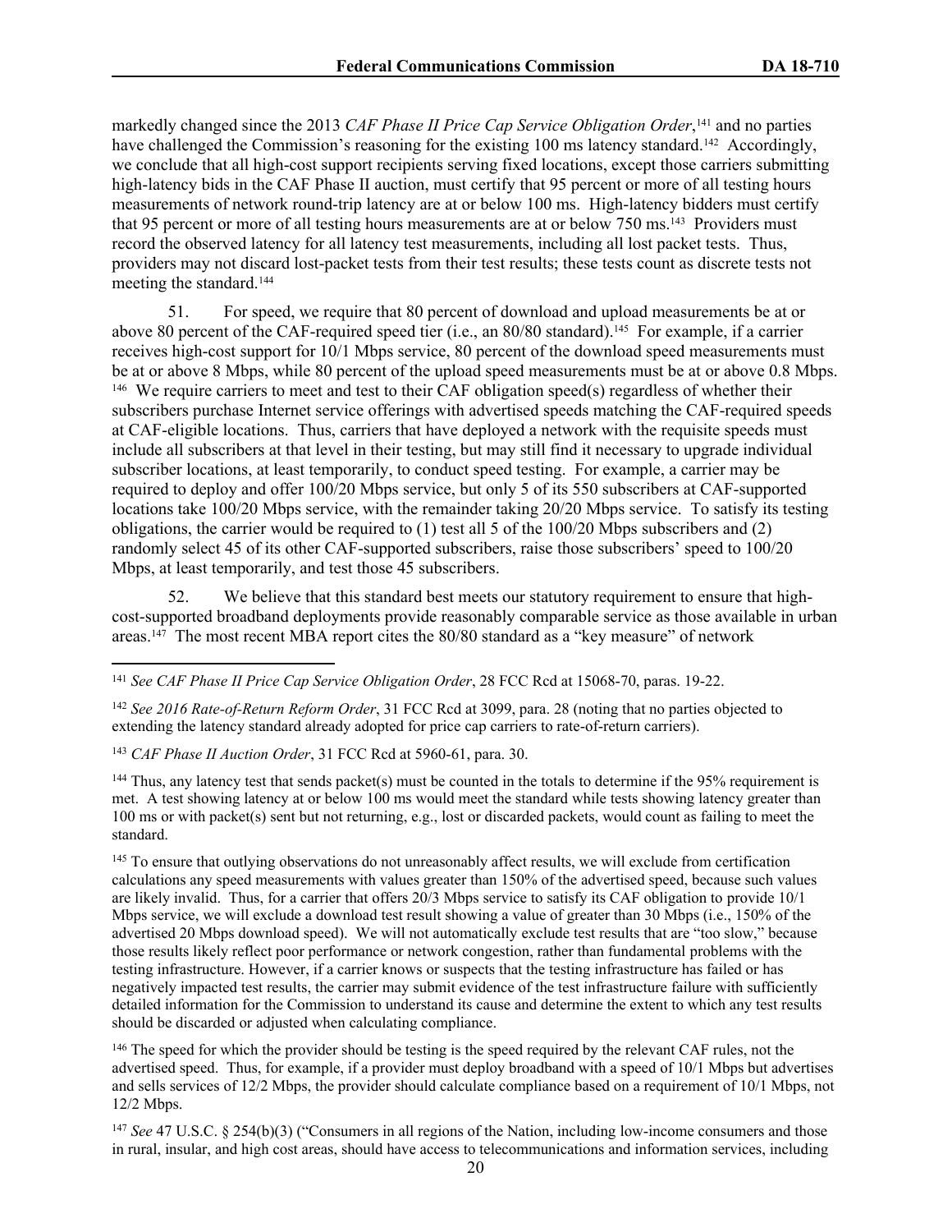markedly changed since the 2013 *CAF Phase II Price Cap Service Obligation Order*,[141] and no parties have challenged the Commission's reasoning for the existing 100 ms latency standard.[142] Accordingly, we conclude that all high-cost support recipients serving fixed locations, except those carriers submitting high-latency bids in the CAF Phase II auction, must certify that 95 percent or more of all testing hours measurements of network round-trip latency are at or below 100 ms. High-latency bidders must certify that 95 percent or more of all testing hours measurements are at or below 750 ms.[143] Providers must record the observed latency for all latency test measurements, including all lost packet tests. Thus, providers may not discard lost-packet tests from their test results; these tests count as discrete tests not meeting the standard.[144]

51. For speed, we require that 80 percent of download and upload measurements be at or above 80 percent of the CAF-required speed tier (i.e., an 80/80 standard).[145] For example, if a carrier receives high-cost support for 10/1 Mbps service, 80 percent of the download speed measurements must be at or above 8 Mbps, while 80 percent of the upload speed measurements must be at or above 0.8 Mbps.[146] We require carriers to meet and test to their CAF obligation speed(s) regardless of whether their subscribers purchase Internet service offerings with advertised speeds matching the CAF-required speeds at CAF-eligible locations. Thus, carriers that have deployed a network with the requisite speeds must include all subscribers at that level in their testing, but may still find it necessary to upgrade individual subscriber locations, at least temporarily, to conduct speed testing. For example, a carrier may be required to deploy and offer 100/20 Mbps service, but only 5 of its 550 subscribers at CAF-supported locations take 100/20 Mbps service, with the remainder taking 20/20 Mbps service. To satisfy its testing obligations, the carrier would be required to (1) test all 5 of the 100/20 Mbps subscribers and (2) randomly select 45 of its other CAF-supported subscribers, raise those subscribers' speed to 100/20 Mbps, at least temporarily, and test those 45 subscribers.

52. We believe that this standard best meets our statutory requirement to ensure that high-cost-supported broadband deployments provide reasonably comparable service as those available in urban areas.[147] The most recent MBA report cites the 80/80 standard as a "key measure" of network

---

[141] *See CAF Phase II Price Cap Service Obligation Order*, 28 FCC Rcd at 15068-70, paras. 19-22.

[142] *See 2016 Rate-of-Return Reform Order*, 31 FCC Rcd at 3099, para. 28 (noting that no parties objected to extending the latency standard already adopted for price cap carriers to rate-of-return carriers).

[143] *CAF Phase II Auction Order*, 31 FCC Rcd at 5960-61, para. 30.

[144] Thus, any latency test that sends packet(s) must be counted in the totals to determine if the 95% requirement is met. A test showing latency at or below 100 ms would meet the standard while tests showing latency greater than 100 ms or with packet(s) sent but not returning, e.g., lost or discarded packets, would count as failing to meet the standard.

[145] To ensure that outlying observations do not unreasonably affect results, we will exclude from certification calculations any speed measurements with values greater than 150% of the advertised speed, because such values are likely invalid. Thus, for a carrier that offers 20/3 Mbps service to satisfy its CAF obligation to provide 10/1 Mbps service, we will exclude a download test result showing a value of greater than 30 Mbps (i.e., 150% of the advertised 20 Mbps download speed). We will not automatically exclude test results that are "too slow," because those results likely reflect poor performance or network congestion, rather than fundamental problems with the testing infrastructure. However, if a carrier knows or suspects that the testing infrastructure has failed or has negatively impacted test results, the carrier may submit evidence of the test infrastructure failure with sufficiently detailed information for the Commission to understand its cause and determine the extent to which any test results should be discarded or adjusted when calculating compliance.

[146] The speed for which the provider should be testing is the speed required by the relevant CAF rules, not the advertised speed. Thus, for example, if a provider must deploy broadband with a speed of 10/1 Mbps but advertises and sells services of 12/2 Mbps, the provider should calculate compliance based on a requirement of 10/1 Mbps, not 12/2 Mbps.

[147] *See* 47 U.S.C. § 254(b)(3) ("Consumers in all regions of the Nation, including low-income consumers and those in rural, insular, and high cost areas, should have access to telecommunications and information services, including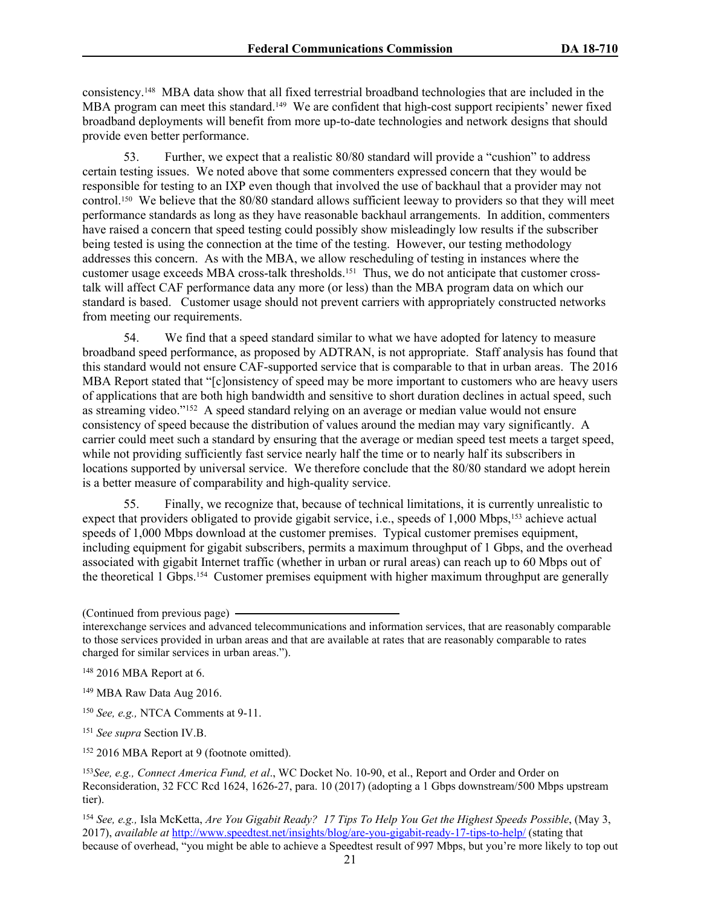consistency.[148] MBA data show that all fixed terrestrial broadband technologies that are included in the MBA program can meet this standard.[149] We are confident that high-cost support recipients' newer fixed broadband deployments will benefit from more up-to-date technologies and network designs that should provide even better performance.

53. Further, we expect that a realistic 80/80 standard will provide a "cushion" to address certain testing issues. We noted above that some commenters expressed concern that they would be responsible for testing to an IXP even though that involved the use of backhaul that a provider may not control.[150] We believe that the 80/80 standard allows sufficient leeway to providers so that they will meet performance standards as long as they have reasonable backhaul arrangements. In addition, commenters have raised a concern that speed testing could possibly show misleadingly low results if the subscriber being tested is using the connection at the time of the testing. However, our testing methodology addresses this concern. As with the MBA, we allow rescheduling of testing in instances where the customer usage exceeds MBA cross-talk thresholds.[151] Thus, we do not anticipate that customer cross-talk will affect CAF performance data any more (or less) than the MBA program data on which our standard is based. Customer usage should not prevent carriers with appropriately constructed networks from meeting our requirements.

54. We find that a speed standard similar to what we have adopted for latency to measure broadband speed performance, as proposed by ADTRAN, is not appropriate. Staff analysis has found that this standard would not ensure CAF-supported service that is comparable to that in urban areas. The 2016 MBA Report stated that "[c]onsistency of speed may be more important to customers who are heavy users of applications that are both high bandwidth and sensitive to short duration declines in actual speed, such as streaming video."[152] A speed standard relying on an average or median value would not ensure consistency of speed because the distribution of values around the median may vary significantly. A carrier could meet such a standard by ensuring that the average or median speed test meets a target speed, while not providing sufficiently fast service nearly half the time or to nearly half its subscribers in locations supported by universal service. We therefore conclude that the 80/80 standard we adopt herein is a better measure of comparability and high-quality service.

55. Finally, we recognize that, because of technical limitations, it is currently unrealistic to expect that providers obligated to provide gigabit service, i.e., speeds of 1,000 Mbps,[153] achieve actual speeds of 1,000 Mbps download at the customer premises. Typical customer premises equipment, including equipment for gigabit subscribers, permits a maximum throughput of 1 Gbps, and the overhead associated with gigabit Internet traffic (whether in urban or rural areas) can reach up to 60 Mbps out of the theoretical 1 Gbps.[154] Customer premises equipment with higher maximum throughput are generally

(Continued from previous page)

interexchange services and advanced telecommunications and information services, that are reasonably comparable to those services provided in urban areas and that are available at rates that are reasonably comparable to rates charged for similar services in urban areas.").

[148] 2016 MBA Report at 6.

[149] MBA Raw Data Aug 2016.

[150] *See, e.g.,* NTCA Comments at 9-11.

[151] *See supra* Section IV.B.

[152] 2016 MBA Report at 9 (footnote omitted).

[153] *See, e.g., Connect America Fund, et al*., WC Docket No. 10-90, et al., Report and Order and Order on Reconsideration, 32 FCC Rcd 1624, 1626-27, para. 10 (2017) (adopting a 1 Gbps downstream/500 Mbps upstream tier).

[154] *See, e.g.,* Isla McKetta, *Are You Gigabit Ready? 17 Tips To Help You Get the Highest Speeds Possible*, (May 3, 2017), *available at* http://www.speedtest.net/insights/blog/are-you-gigabit-ready-17-tips-to-help/ (stating that because of overhead, "you might be able to achieve a Speedtest result of 997 Mbps, but you're more likely to top out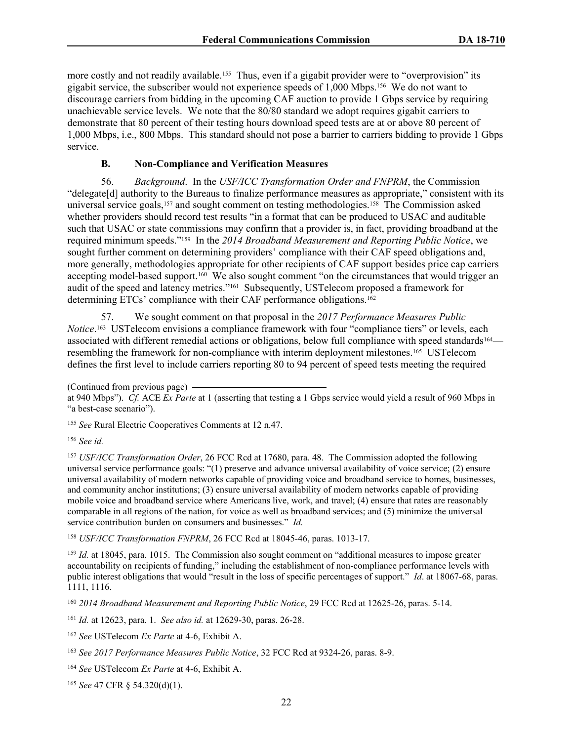more costly and not readily available.[155] Thus, even if a gigabit provider were to "overprovision" its gigabit service, the subscriber would not experience speeds of 1,000 Mbps.[156] We do not want to discourage carriers from bidding in the upcoming CAF auction to provide 1 Gbps service by requiring unachievable service levels. We note that the 80/80 standard we adopt requires gigabit carriers to demonstrate that 80 percent of their testing hours download speed tests are at or above 80 percent of 1,000 Mbps, i.e., 800 Mbps. This standard should not pose a barrier to carriers bidding to provide 1 Gbps service.

### B. Non-Compliance and Verification Measures

56. *Background*. In the *USF/ICC Transformation Order and FNPRM*, the Commission "delegate[d] authority to the Bureaus to finalize performance measures as appropriate," consistent with its universal service goals,[157] and sought comment on testing methodologies.[158] The Commission asked whether providers should record test results "in a format that can be produced to USAC and auditable such that USAC or state commissions may confirm that a provider is, in fact, providing broadband at the required minimum speeds."[159] In the *2014 Broadband Measurement and Reporting Public Notice*, we sought further comment on determining providers' compliance with their CAF speed obligations and, more generally, methodologies appropriate for other recipients of CAF support besides price cap carriers accepting model-based support.[160] We also sought comment "on the circumstances that would trigger an audit of the speed and latency metrics."[161] Subsequently, USTelecom proposed a framework for determining ETCs' compliance with their CAF performance obligations.[162]

57. We sought comment on that proposal in the *2017 Performance Measures Public Notice*.[163] USTelecom envisions a compliance framework with four "compliance tiers" or levels, each associated with different remedial actions or obligations, below full compliance with speed standards[164]—resembling the framework for non-compliance with interim deployment milestones.[165] USTelecom defines the first level to include carriers reporting 80 to 94 percent of speed tests meeting the required

---

(Continued from previous page)

at 940 Mbps"). *Cf.* ACE *Ex Parte* at 1 (asserting that testing a 1 Gbps service would yield a result of 960 Mbps in "a best-case scenario").

[155] *See* Rural Electric Cooperatives Comments at 12 n.47.

[156] *See id.*

[157] *USF/ICC Transformation Order*, 26 FCC Rcd at 17680, para. 48. The Commission adopted the following universal service performance goals: "(1) preserve and advance universal availability of voice service; (2) ensure universal availability of modern networks capable of providing voice and broadband service to homes, businesses, and community anchor institutions; (3) ensure universal availability of modern networks capable of providing mobile voice and broadband service where Americans live, work, and travel; (4) ensure that rates are reasonably comparable in all regions of the nation, for voice as well as broadband services; and (5) minimize the universal service contribution burden on consumers and businesses." *Id.*

[158] *USF/ICC Transformation FNPRM*, 26 FCC Rcd at 18045-46, paras. 1013-17.

[159] *Id.* at 18045, para. 1015. The Commission also sought comment on "additional measures to impose greater accountability on recipients of funding," including the establishment of non-compliance performance levels with public interest obligations that would "result in the loss of specific percentages of support." *Id*. at 18067-68, paras. 1111, 1116.

[160] *2014 Broadband Measurement and Reporting Public Notice*, 29 FCC Rcd at 12625-26, paras. 5-14.

[161] *Id.* at 12623, para. 1. *See also id.* at 12629-30, paras. 26-28.

[162] *See* USTelecom *Ex Parte* at 4-6, Exhibit A.

[163] *See 2017 Performance Measures Public Notice*, 32 FCC Rcd at 9324-26, paras. 8-9.

[164] *See* USTelecom *Ex Parte* at 4-6, Exhibit A.

[165] *See* 47 CFR § 54.320(d)(1).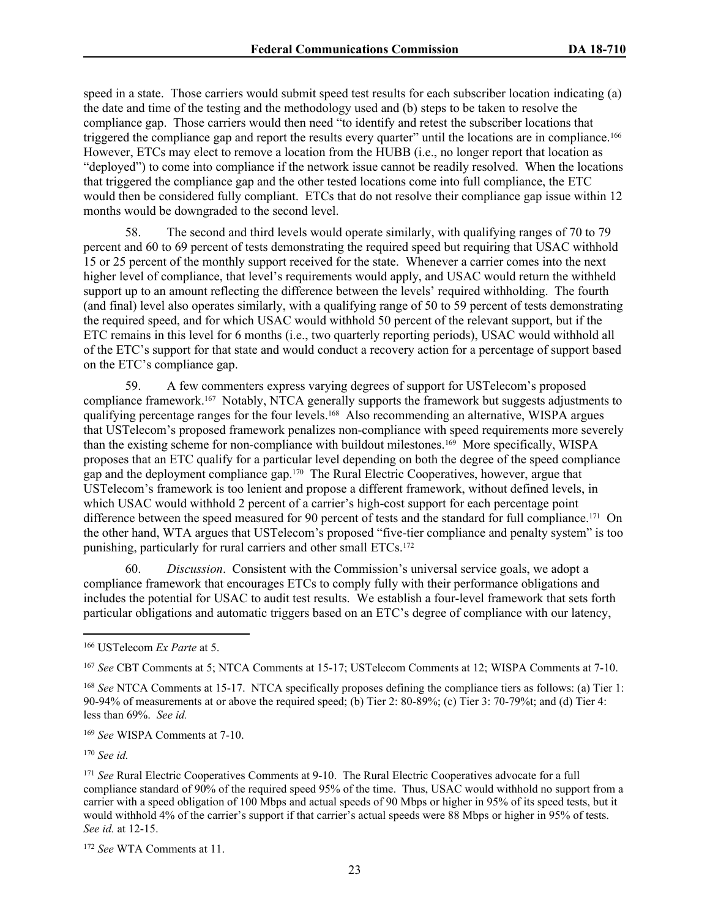speed in a state. Those carriers would submit speed test results for each subscriber location indicating (a) the date and time of the testing and the methodology used and (b) steps to be taken to resolve the compliance gap. Those carriers would then need "to identify and retest the subscriber locations that triggered the compliance gap and report the results every quarter" until the locations are in compliance.[166] However, ETCs may elect to remove a location from the HUBB (i.e., no longer report that location as "deployed") to come into compliance if the network issue cannot be readily resolved. When the locations that triggered the compliance gap and the other tested locations come into full compliance, the ETC would then be considered fully compliant. ETCs that do not resolve their compliance gap issue within 12 months would be downgraded to the second level.

58. The second and third levels would operate similarly, with qualifying ranges of 70 to 79 percent and 60 to 69 percent of tests demonstrating the required speed but requiring that USAC withhold 15 or 25 percent of the monthly support received for the state. Whenever a carrier comes into the next higher level of compliance, that level's requirements would apply, and USAC would return the withheld support up to an amount reflecting the difference between the levels' required withholding. The fourth (and final) level also operates similarly, with a qualifying range of 50 to 59 percent of tests demonstrating the required speed, and for which USAC would withhold 50 percent of the relevant support, but if the ETC remains in this level for 6 months (i.e., two quarterly reporting periods), USAC would withhold all of the ETC's support for that state and would conduct a recovery action for a percentage of support based on the ETC's compliance gap.

59. A few commenters express varying degrees of support for USTelecom's proposed compliance framework.[167] Notably, NTCA generally supports the framework but suggests adjustments to qualifying percentage ranges for the four levels.[168] Also recommending an alternative, WISPA argues that USTelecom's proposed framework penalizes non-compliance with speed requirements more severely than the existing scheme for non-compliance with buildout milestones.[169] More specifically, WISPA proposes that an ETC qualify for a particular level depending on both the degree of the speed compliance gap and the deployment compliance gap.[170] The Rural Electric Cooperatives, however, argue that USTelecom's framework is too lenient and propose a different framework, without defined levels, in which USAC would withhold 2 percent of a carrier's high-cost support for each percentage point difference between the speed measured for 90 percent of tests and the standard for full compliance.[171] On the other hand, WTA argues that USTelecom's proposed "five-tier compliance and penalty system" is too punishing, particularly for rural carriers and other small ETCs.[172]

60. *Discussion*. Consistent with the Commission's universal service goals, we adopt a compliance framework that encourages ETCs to comply fully with their performance obligations and includes the potential for USAC to audit test results. We establish a four-level framework that sets forth particular obligations and automatic triggers based on an ETC's degree of compliance with our latency,

---

[166] USTelecom *Ex Parte* at 5.

[167] *See* CBT Comments at 5; NTCA Comments at 15-17; USTelecom Comments at 12; WISPA Comments at 7-10.

[168] *See* NTCA Comments at 15-17. NTCA specifically proposes defining the compliance tiers as follows: (a) Tier 1: 90-94% of measurements at or above the required speed; (b) Tier 2: 80-89%; (c) Tier 3: 70-79%t; and (d) Tier 4: less than 69%. *See id.*

[169] *See* WISPA Comments at 7-10.

[170] *See id.*

[171] *See* Rural Electric Cooperatives Comments at 9-10. The Rural Electric Cooperatives advocate for a full compliance standard of 90% of the required speed 95% of the time. Thus, USAC would withhold no support from a carrier with a speed obligation of 100 Mbps and actual speeds of 90 Mbps or higher in 95% of its speed tests, but it would withhold 4% of the carrier's support if that carrier's actual speeds were 88 Mbps or higher in 95% of tests. *See id.* at 12-15.

[172] *See* WTA Comments at 11.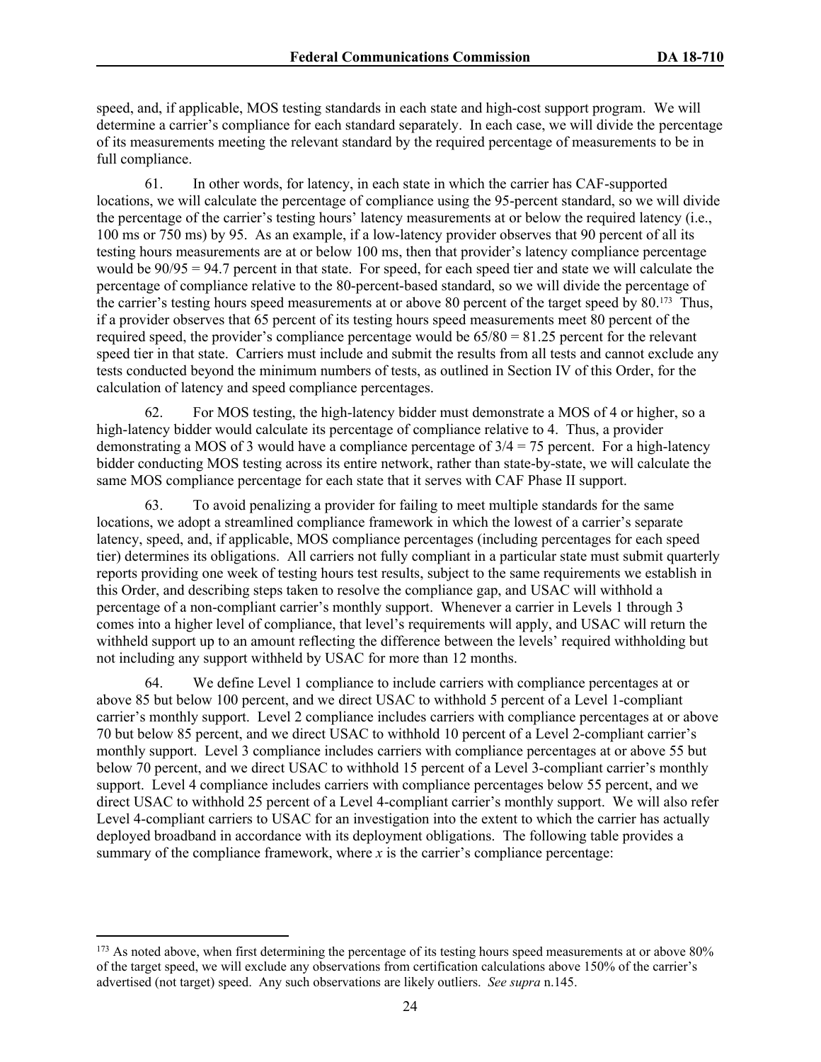speed, and, if applicable, MOS testing standards in each state and high-cost support program. We will determine a carrier's compliance for each standard separately. In each case, we will divide the percentage of its measurements meeting the relevant standard by the required percentage of measurements to be in full compliance.

61. In other words, for latency, in each state in which the carrier has CAF-supported locations, we will calculate the percentage of compliance using the 95-percent standard, so we will divide the percentage of the carrier's testing hours' latency measurements at or below the required latency (i.e., 100 ms or 750 ms) by 95. As an example, if a low-latency provider observes that 90 percent of all its testing hours measurements are at or below 100 ms, then that provider's latency compliance percentage would be 90/95 = 94.7 percent in that state. For speed, for each speed tier and state we will calculate the percentage of compliance relative to the 80-percent-based standard, so we will divide the percentage of the carrier's testing hours speed measurements at or above 80 percent of the target speed by 80.[173] Thus, if a provider observes that 65 percent of its testing hours speed measurements meet 80 percent of the required speed, the provider's compliance percentage would be 65/80 = 81.25 percent for the relevant speed tier in that state. Carriers must include and submit the results from all tests and cannot exclude any tests conducted beyond the minimum numbers of tests, as outlined in Section IV of this Order, for the calculation of latency and speed compliance percentages.

62. For MOS testing, the high-latency bidder must demonstrate a MOS of 4 or higher, so a high-latency bidder would calculate its percentage of compliance relative to 4. Thus, a provider demonstrating a MOS of 3 would have a compliance percentage of 3/4 = 75 percent. For a high-latency bidder conducting MOS testing across its entire network, rather than state-by-state, we will calculate the same MOS compliance percentage for each state that it serves with CAF Phase II support.

63. To avoid penalizing a provider for failing to meet multiple standards for the same locations, we adopt a streamlined compliance framework in which the lowest of a carrier's separate latency, speed, and, if applicable, MOS compliance percentages (including percentages for each speed tier) determines its obligations. All carriers not fully compliant in a particular state must submit quarterly reports providing one week of testing hours test results, subject to the same requirements we establish in this Order, and describing steps taken to resolve the compliance gap, and USAC will withhold a percentage of a non-compliant carrier's monthly support. Whenever a carrier in Levels 1 through 3 comes into a higher level of compliance, that level's requirements will apply, and USAC will return the withheld support up to an amount reflecting the difference between the levels' required withholding but not including any support withheld by USAC for more than 12 months.

64. We define Level 1 compliance to include carriers with compliance percentages at or above 85 but below 100 percent, and we direct USAC to withhold 5 percent of a Level 1-compliant carrier's monthly support. Level 2 compliance includes carriers with compliance percentages at or above 70 but below 85 percent, and we direct USAC to withhold 10 percent of a Level 2-compliant carrier's monthly support. Level 3 compliance includes carriers with compliance percentages at or above 55 but below 70 percent, and we direct USAC to withhold 15 percent of a Level 3-compliant carrier's monthly support. Level 4 compliance includes carriers with compliance percentages below 55 percent, and we direct USAC to withhold 25 percent of a Level 4-compliant carrier's monthly support. We will also refer Level 4-compliant carriers to USAC for an investigation into the extent to which the carrier has actually deployed broadband in accordance with its deployment obligations. The following table provides a summary of the compliance framework, where *x* is the carrier's compliance percentage:

---

[173] As noted above, when first determining the percentage of its testing hours speed measurements at or above 80% of the target speed, we will exclude any observations from certification calculations above 150% of the carrier's advertised (not target) speed. Any such observations are likely outliers. *See supra* n.145.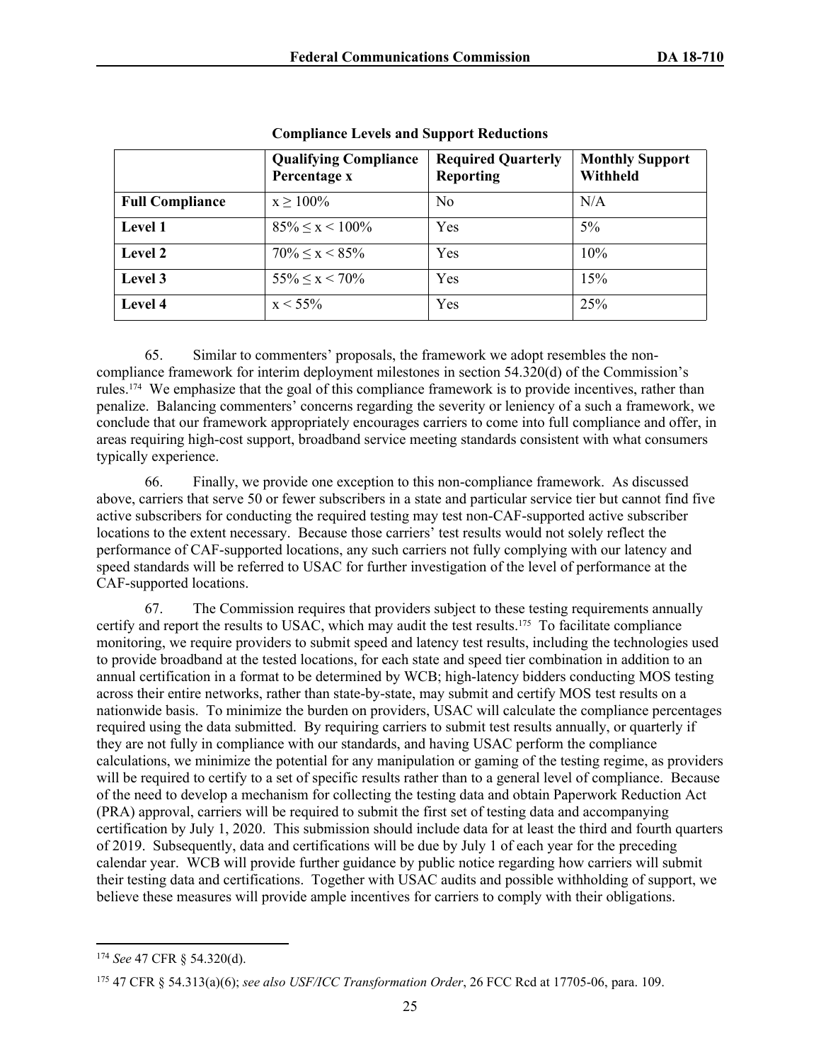**Compliance Levels and Support Reductions**

| | Qualifying Compliance Percentage x | Required Quarterly Reporting | Monthly Support Withheld |
|---|---|---|---|
| **Full Compliance** | $x \geq 100\%$ | No | N/A |
| **Level 1** | $85\% \leq x < 100\%$ | Yes | 5% |
| **Level 2** | $70\% \leq x < 85\%$ | Yes | 10% |
| **Level 3** | $55\% \leq x < 70\%$ | Yes | 15% |
| **Level 4** | $x < 55\%$ | Yes | 25% |

65. Similar to commenters' proposals, the framework we adopt resembles the non-compliance framework for interim deployment milestones in section 54.320(d) of the Commission's rules.[174] We emphasize that the goal of this compliance framework is to provide incentives, rather than penalize. Balancing commenters' concerns regarding the severity or leniency of a such a framework, we conclude that our framework appropriately encourages carriers to come into full compliance and offer, in areas requiring high-cost support, broadband service meeting standards consistent with what consumers typically experience.

66. Finally, we provide one exception to this non-compliance framework. As discussed above, carriers that serve 50 or fewer subscribers in a state and particular service tier but cannot find five active subscribers for conducting the required testing may test non-CAF-supported active subscriber locations to the extent necessary. Because those carriers' test results would not solely reflect the performance of CAF-supported locations, any such carriers not fully complying with our latency and speed standards will be referred to USAC for further investigation of the level of performance at the CAF-supported locations.

67. The Commission requires that providers subject to these testing requirements annually certify and report the results to USAC, which may audit the test results.[175] To facilitate compliance monitoring, we require providers to submit speed and latency test results, including the technologies used to provide broadband at the tested locations, for each state and speed tier combination in addition to an annual certification in a format to be determined by WCB; high-latency bidders conducting MOS testing across their entire networks, rather than state-by-state, may submit and certify MOS test results on a nationwide basis. To minimize the burden on providers, USAC will calculate the compliance percentages required using the data submitted. By requiring carriers to submit test results annually, or quarterly if they are not fully in compliance with our standards, and having USAC perform the compliance calculations, we minimize the potential for any manipulation or gaming of the testing regime, as providers will be required to certify to a set of specific results rather than to a general level of compliance. Because of the need to develop a mechanism for collecting the testing data and obtain Paperwork Reduction Act (PRA) approval, carriers will be required to submit the first set of testing data and accompanying certification by July 1, 2020. This submission should include data for at least the third and fourth quarters of 2019. Subsequently, data and certifications will be due by July 1 of each year for the preceding calendar year. WCB will provide further guidance by public notice regarding how carriers will submit their testing data and certifications. Together with USAC audits and possible withholding of support, we believe these measures will provide ample incentives for carriers to comply with their obligations.

---

[174] *See* 47 CFR § 54.320(d).

[175] 47 CFR § 54.313(a)(6); *see also USF/ICC Transformation Order*, 26 FCC Rcd at 17705-06, para. 109.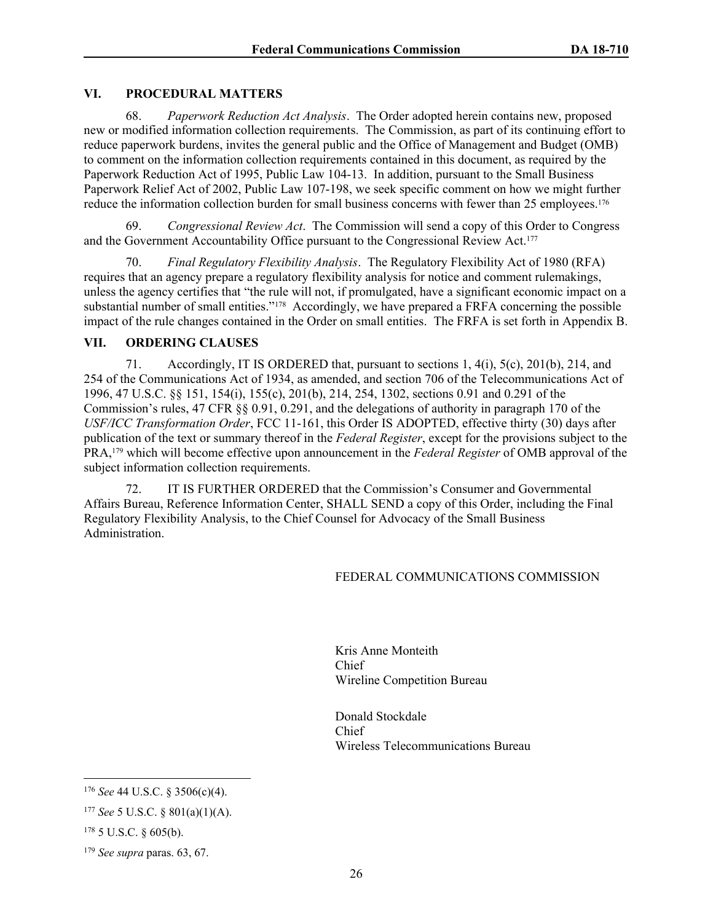## VI. PROCEDURAL MATTERS

68. *Paperwork Reduction Act Analysis*. The Order adopted herein contains new, proposed new or modified information collection requirements. The Commission, as part of its continuing effort to reduce paperwork burdens, invites the general public and the Office of Management and Budget (OMB) to comment on the information collection requirements contained in this document, as required by the Paperwork Reduction Act of 1995, Public Law 104-13. In addition, pursuant to the Small Business Paperwork Relief Act of 2002, Public Law 107-198, we seek specific comment on how we might further reduce the information collection burden for small business concerns with fewer than 25 employees.[176]

69. *Congressional Review Act*. The Commission will send a copy of this Order to Congress and the Government Accountability Office pursuant to the Congressional Review Act.[177]

70. *Final Regulatory Flexibility Analysis*. The Regulatory Flexibility Act of 1980 (RFA) requires that an agency prepare a regulatory flexibility analysis for notice and comment rulemakings, unless the agency certifies that "the rule will not, if promulgated, have a significant economic impact on a substantial number of small entities."[178] Accordingly, we have prepared a FRFA concerning the possible impact of the rule changes contained in the Order on small entities. The FRFA is set forth in Appendix B.

## VII. ORDERING CLAUSES

71. Accordingly, IT IS ORDERED that, pursuant to sections 1, 4(i), 5(c), 201(b), 214, and 254 of the Communications Act of 1934, as amended, and section 706 of the Telecommunications Act of 1996, 47 U.S.C. §§ 151, 154(i), 155(c), 201(b), 214, 254, 1302, sections 0.91 and 0.291 of the Commission's rules, 47 CFR §§ 0.91, 0.291, and the delegations of authority in paragraph 170 of the *USF/ICC Transformation Order*, FCC 11-161, this Order IS ADOPTED, effective thirty (30) days after publication of the text or summary thereof in the *Federal Register*, except for the provisions subject to the PRA,[179] which will become effective upon announcement in the *Federal Register* of OMB approval of the subject information collection requirements.

72. IT IS FURTHER ORDERED that the Commission's Consumer and Governmental Affairs Bureau, Reference Information Center, SHALL SEND a copy of this Order, including the Final Regulatory Flexibility Analysis, to the Chief Counsel for Advocacy of the Small Business Administration.

FEDERAL COMMUNICATIONS COMMISSION

Kris Anne Monteith
Chief
Wireline Competition Bureau

Donald Stockdale
Chief
Wireless Telecommunications Bureau

---

[176] *See* 44 U.S.C. § 3506(c)(4).

[177] *See* 5 U.S.C. § 801(a)(1)(A).

[178] 5 U.S.C. § 605(b).

[179] *See supra* paras. 63, 67.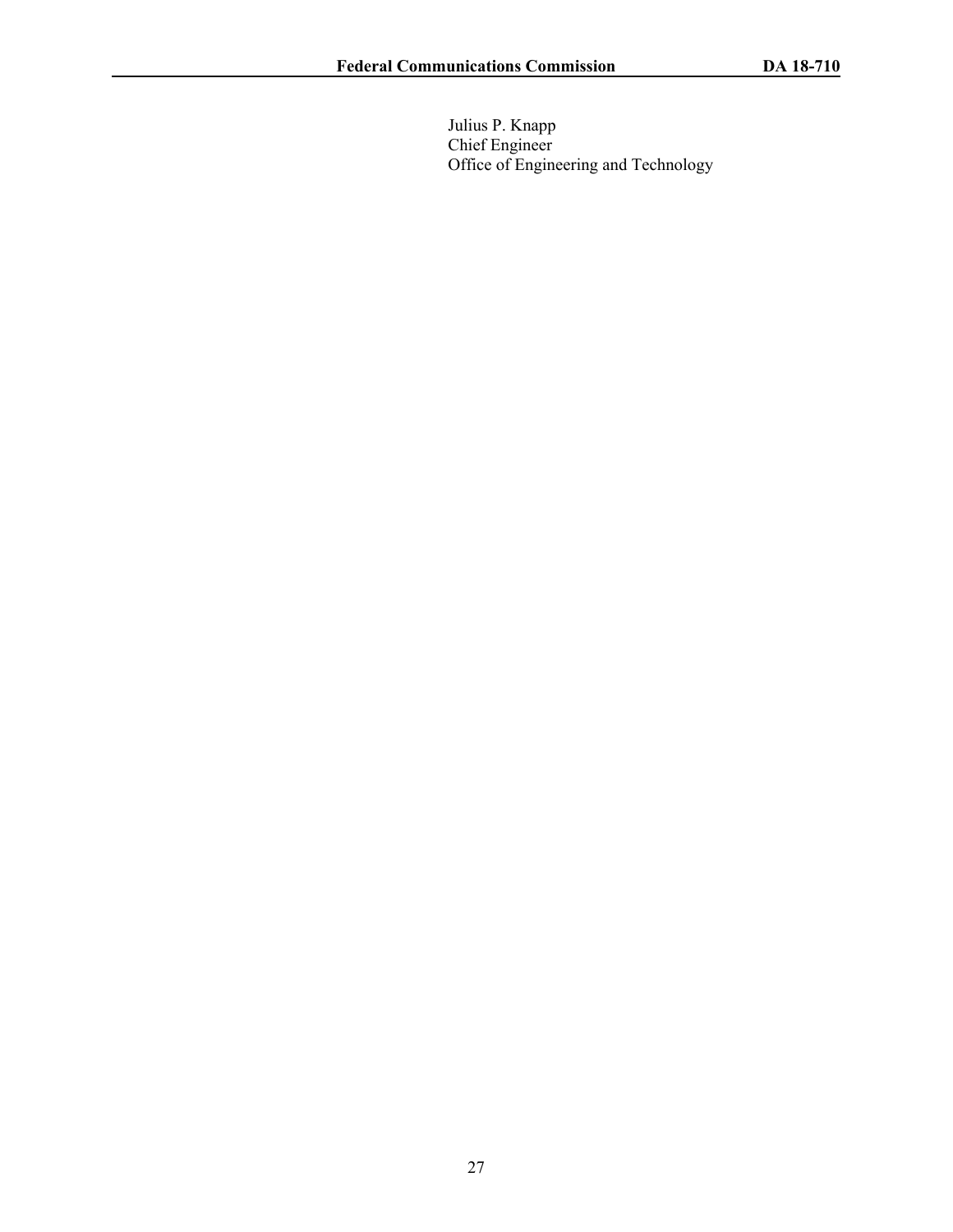Julius P. Knapp
Chief Engineer
Office of Engineering and Technology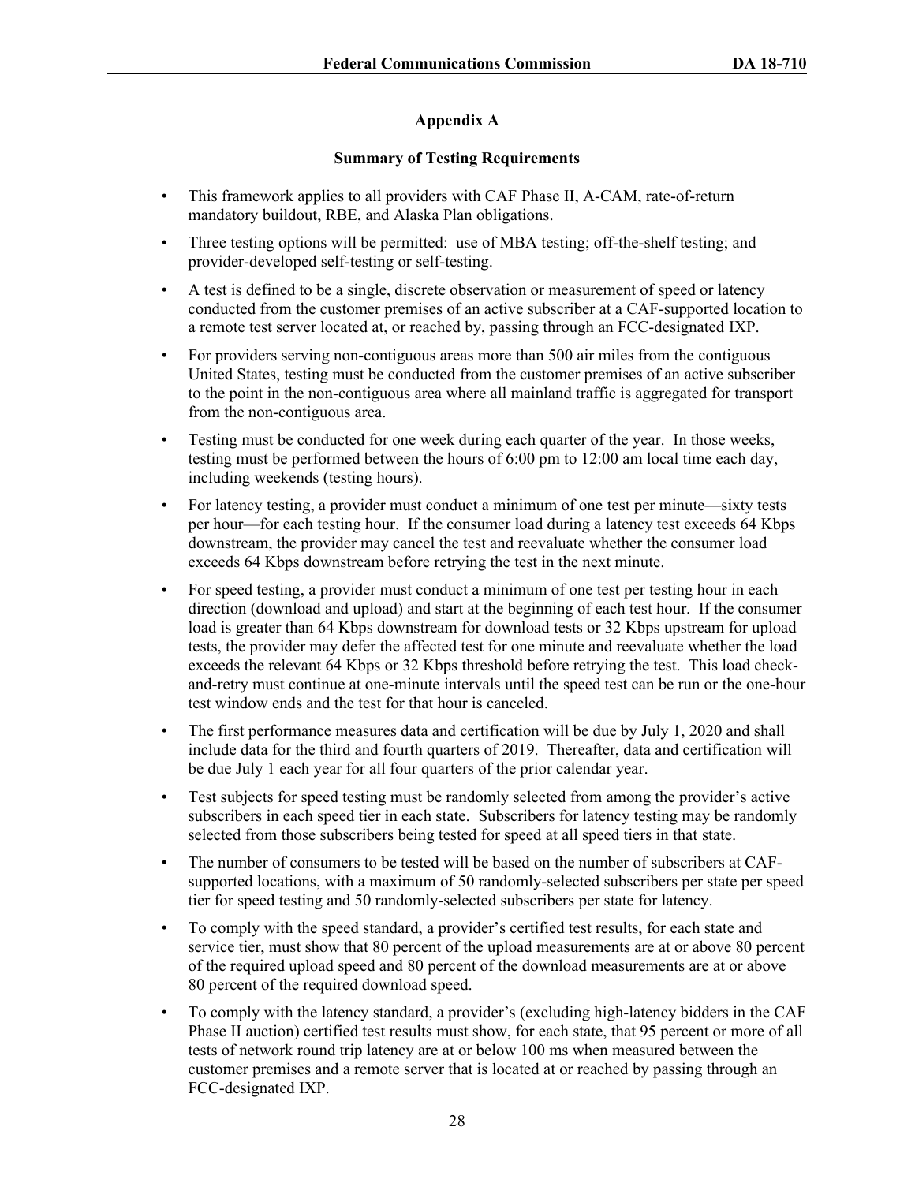## Appendix A

### Summary of Testing Requirements

- This framework applies to all providers with CAF Phase II, A-CAM, rate-of-return mandatory buildout, RBE, and Alaska Plan obligations.
- Three testing options will be permitted: use of MBA testing; off-the-shelf testing; and provider-developed self-testing or self-testing.
- A test is defined to be a single, discrete observation or measurement of speed or latency conducted from the customer premises of an active subscriber at a CAF-supported location to a remote test server located at, or reached by, passing through an FCC-designated IXP.
- For providers serving non-contiguous areas more than 500 air miles from the contiguous United States, testing must be conducted from the customer premises of an active subscriber to the point in the non-contiguous area where all mainland traffic is aggregated for transport from the non-contiguous area.
- Testing must be conducted for one week during each quarter of the year. In those weeks, testing must be performed between the hours of 6:00 pm to 12:00 am local time each day, including weekends (testing hours).
- For latency testing, a provider must conduct a minimum of one test per minute—sixty tests per hour—for each testing hour. If the consumer load during a latency test exceeds 64 Kbps downstream, the provider may cancel the test and reevaluate whether the consumer load exceeds 64 Kbps downstream before retrying the test in the next minute.
- For speed testing, a provider must conduct a minimum of one test per testing hour in each direction (download and upload) and start at the beginning of each test hour. If the consumer load is greater than 64 Kbps downstream for download tests or 32 Kbps upstream for upload tests, the provider may defer the affected test for one minute and reevaluate whether the load exceeds the relevant 64 Kbps or 32 Kbps threshold before retrying the test. This load check-and-retry must continue at one-minute intervals until the speed test can be run or the one-hour test window ends and the test for that hour is canceled.
- The first performance measures data and certification will be due by July 1, 2020 and shall include data for the third and fourth quarters of 2019. Thereafter, data and certification will be due July 1 each year for all four quarters of the prior calendar year.
- Test subjects for speed testing must be randomly selected from among the provider's active subscribers in each speed tier in each state. Subscribers for latency testing may be randomly selected from those subscribers being tested for speed at all speed tiers in that state.
- The number of consumers to be tested will be based on the number of subscribers at CAF-supported locations, with a maximum of 50 randomly-selected subscribers per state per speed tier for speed testing and 50 randomly-selected subscribers per state for latency.
- To comply with the speed standard, a provider's certified test results, for each state and service tier, must show that 80 percent of the upload measurements are at or above 80 percent of the required upload speed and 80 percent of the download measurements are at or above 80 percent of the required download speed.
- To comply with the latency standard, a provider's (excluding high-latency bidders in the CAF Phase II auction) certified test results must show, for each state, that 95 percent or more of all tests of network round trip latency are at or below 100 ms when measured between the customer premises and a remote server that is located at or reached by passing through an FCC-designated IXP.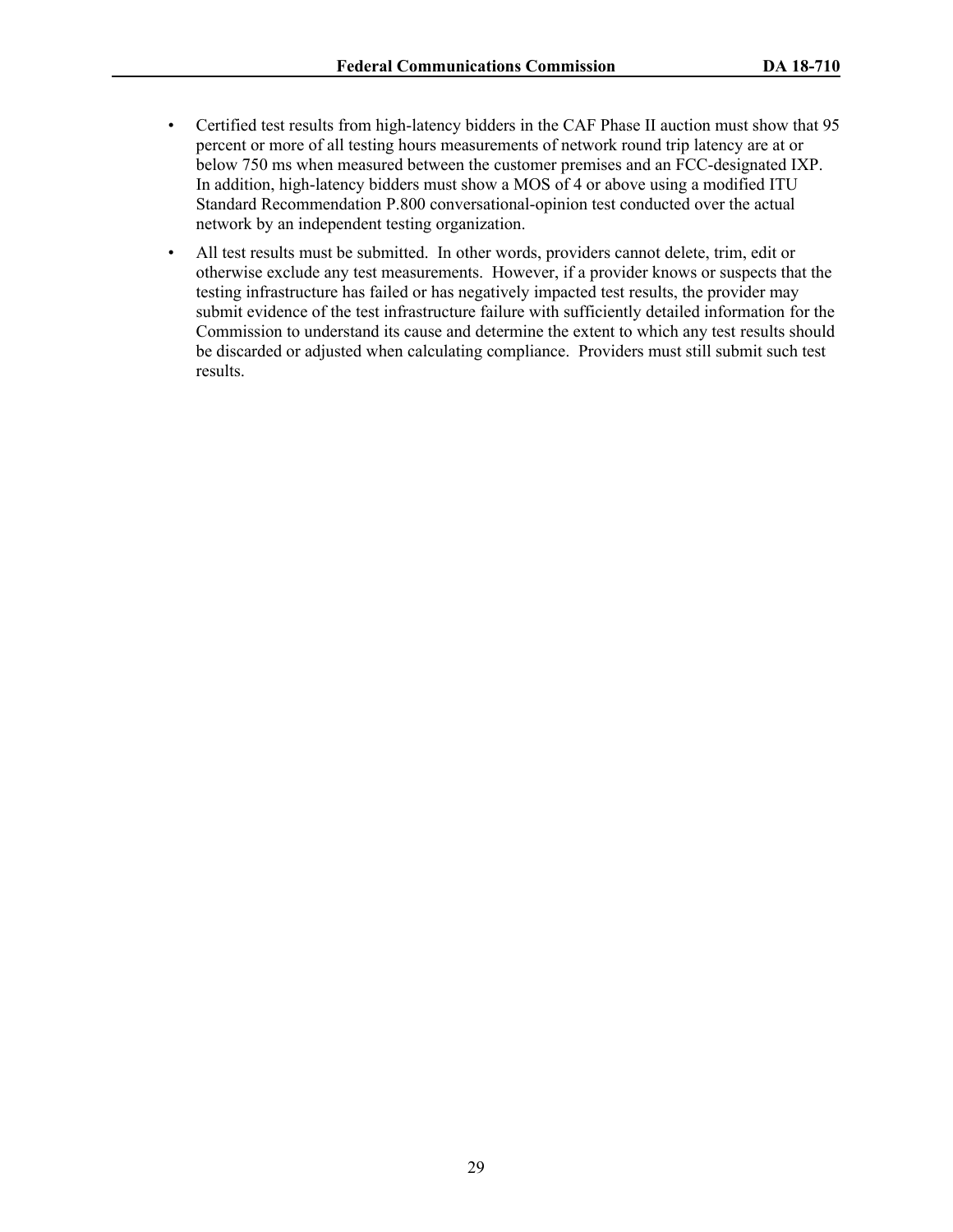- Certified test results from high-latency bidders in the CAF Phase II auction must show that 95 percent or more of all testing hours measurements of network round trip latency are at or below 750 ms when measured between the customer premises and an FCC-designated IXP. In addition, high-latency bidders must show a MOS of 4 or above using a modified ITU Standard Recommendation P.800 conversational-opinion test conducted over the actual network by an independent testing organization.
- All test results must be submitted. In other words, providers cannot delete, trim, edit or otherwise exclude any test measurements. However, if a provider knows or suspects that the testing infrastructure has failed or has negatively impacted test results, the provider may submit evidence of the test infrastructure failure with sufficiently detailed information for the Commission to understand its cause and determine the extent to which any test results should be discarded or adjusted when calculating compliance. Providers must still submit such test results.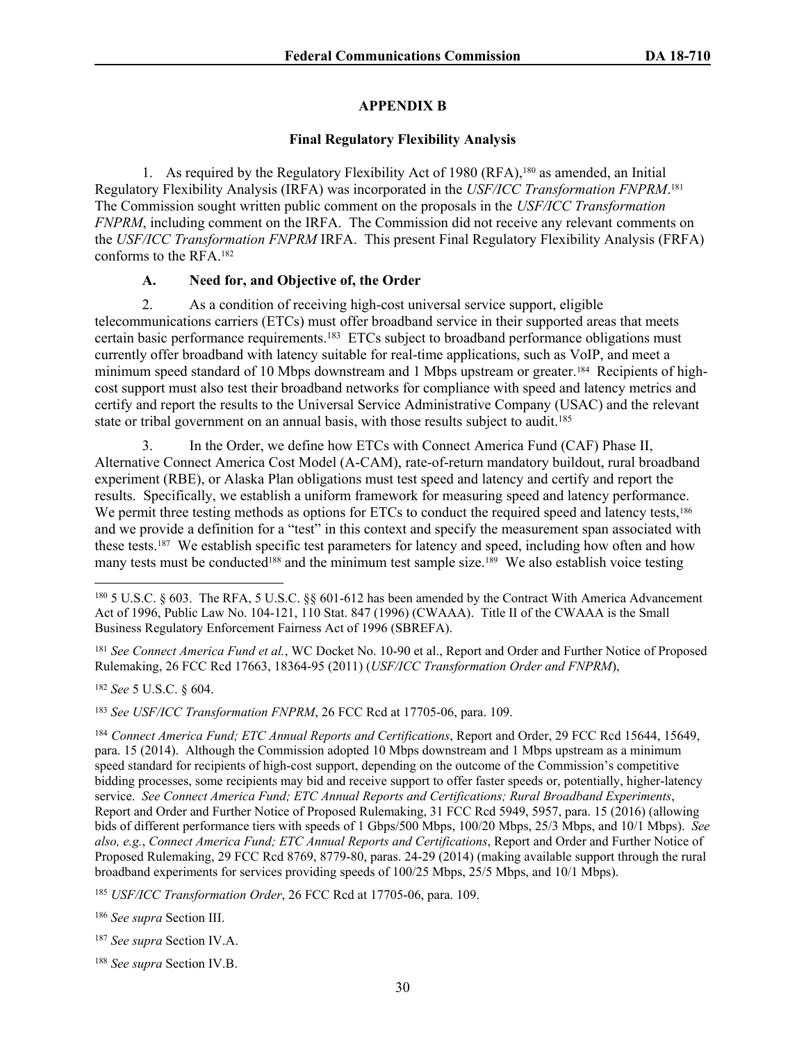## APPENDIX B

### Final Regulatory Flexibility Analysis

1. As required by the Regulatory Flexibility Act of 1980 (RFA),[180] as amended, an Initial Regulatory Flexibility Analysis (IRFA) was incorporated in the *USF/ICC Transformation FNPRM*.[181] The Commission sought written public comment on the proposals in the *USF/ICC Transformation FNPRM*, including comment on the IRFA. The Commission did not receive any relevant comments on the *USF/ICC Transformation FNPRM* IRFA. This present Final Regulatory Flexibility Analysis (FRFA) conforms to the RFA.[182]

#### A. Need for, and Objective of, the Order

2. As a condition of receiving high-cost universal service support, eligible telecommunications carriers (ETCs) must offer broadband service in their supported areas that meets certain basic performance requirements.[183] ETCs subject to broadband performance obligations must currently offer broadband with latency suitable for real-time applications, such as VoIP, and meet a minimum speed standard of 10 Mbps downstream and 1 Mbps upstream or greater.[184] Recipients of high-cost support must also test their broadband networks for compliance with speed and latency metrics and certify and report the results to the Universal Service Administrative Company (USAC) and the relevant state or tribal government on an annual basis, with those results subject to audit.[185]

3. In the Order, we define how ETCs with Connect America Fund (CAF) Phase II, Alternative Connect America Cost Model (A-CAM), rate-of-return mandatory buildout, rural broadband experiment (RBE), or Alaska Plan obligations must test speed and latency and certify and report the results. Specifically, we establish a uniform framework for measuring speed and latency performance. We permit three testing methods as options for ETCs to conduct the required speed and latency tests,[186] and we provide a definition for a "test" in this context and specify the measurement span associated with these tests.[187] We establish specific test parameters for latency and speed, including how often and how many tests must be conducted[188] and the minimum test sample size.[189] We also establish voice testing

---

[180] 5 U.S.C. § 603. The RFA, 5 U.S.C. §§ 601-612 has been amended by the Contract With America Advancement Act of 1996, Public Law No. 104-121, 110 Stat. 847 (1996) (CWAAA). Title II of the CWAAA is the Small Business Regulatory Enforcement Fairness Act of 1996 (SBREFA).

[181] *See Connect America Fund et al.*, WC Docket No. 10-90 et al., Report and Order and Further Notice of Proposed Rulemaking, 26 FCC Rcd 17663, 18364-95 (2011) (*USF/ICC Transformation Order and FNPRM*),

[182] *See* 5 U.S.C. § 604.

[183] *See USF/ICC Transformation FNPRM*, 26 FCC Rcd at 17705-06, para. 109.

[184] *Connect America Fund; ETC Annual Reports and Certifications*, Report and Order, 29 FCC Rcd 15644, 15649, para. 15 (2014). Although the Commission adopted 10 Mbps downstream and 1 Mbps upstream as a minimum speed standard for recipients of high-cost support, depending on the outcome of the Commission's competitive bidding processes, some recipients may bid and receive support to offer faster speeds or, potentially, higher-latency service. *See Connect America Fund; ETC Annual Reports and Certifications; Rural Broadband Experiments*, Report and Order and Further Notice of Proposed Rulemaking, 31 FCC Rcd 5949, 5957, para. 15 (2016) (allowing bids of different performance tiers with speeds of 1 Gbps/500 Mbps, 100/20 Mbps, 25/3 Mbps, and 10/1 Mbps). *See also, e.g.*, *Connect America Fund; ETC Annual Reports and Certifications*, Report and Order and Further Notice of Proposed Rulemaking, 29 FCC Rcd 8769, 8779-80, paras. 24-29 (2014) (making available support through the rural broadband experiments for services providing speeds of 100/25 Mbps, 25/5 Mbps, and 10/1 Mbps).

[185] *USF/ICC Transformation Order*, 26 FCC Rcd at 17705-06, para. 109.

[186] *See supra* Section III.

[187] *See supra* Section IV.A.

[188] *See supra* Section IV.B.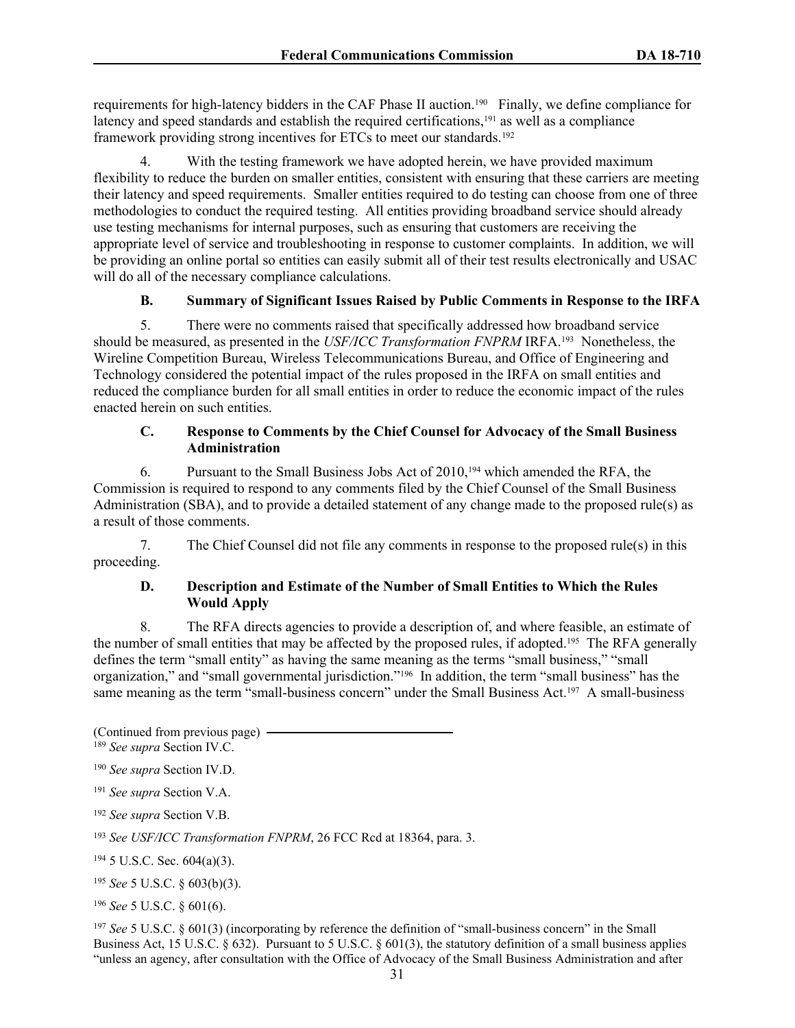requirements for high-latency bidders in the CAF Phase II auction.[190] Finally, we define compliance for latency and speed standards and establish the required certifications,[191] as well as a compliance framework providing strong incentives for ETCs to meet our standards.[192]

4. With the testing framework we have adopted herein, we have provided maximum flexibility to reduce the burden on smaller entities, consistent with ensuring that these carriers are meeting their latency and speed requirements. Smaller entities required to do testing can choose from one of three methodologies to conduct the required testing. All entities providing broadband service should already use testing mechanisms for internal purposes, such as ensuring that customers are receiving the appropriate level of service and troubleshooting in response to customer complaints. In addition, we will be providing an online portal so entities can easily submit all of their test results electronically and USAC will do all of the necessary compliance calculations.

### B. Summary of Significant Issues Raised by Public Comments in Response to the IRFA

5. There were no comments raised that specifically addressed how broadband service should be measured, as presented in the *USF/ICC Transformation FNPRM* IRFA.[193] Nonetheless, the Wireline Competition Bureau, Wireless Telecommunications Bureau, and Office of Engineering and Technology considered the potential impact of the rules proposed in the IRFA on small entities and reduced the compliance burden for all small entities in order to reduce the economic impact of the rules enacted herein on such entities.

### C. Response to Comments by the Chief Counsel for Advocacy of the Small Business Administration

6. Pursuant to the Small Business Jobs Act of 2010,[194] which amended the RFA, the Commission is required to respond to any comments filed by the Chief Counsel of the Small Business Administration (SBA), and to provide a detailed statement of any change made to the proposed rule(s) as a result of those comments.

7. The Chief Counsel did not file any comments in response to the proposed rule(s) in this proceeding.

### D. Description and Estimate of the Number of Small Entities to Which the Rules Would Apply

8. The RFA directs agencies to provide a description of, and where feasible, an estimate of the number of small entities that may be affected by the proposed rules, if adopted.[195] The RFA generally defines the term "small entity" as having the same meaning as the terms "small business," "small organization," and "small governmental jurisdiction."[196] In addition, the term "small business" has the same meaning as the term "small-business concern" under the Small Business Act.[197] A small-business

(Continued from previous page)

[189] *See supra* Section IV.C.

[190] *See supra* Section IV.D.

[191] *See supra* Section V.A.

[192] *See supra* Section V.B.

[193] *See USF/ICC Transformation FNPRM*, 26 FCC Rcd at 18364, para. 3.

[194] 5 U.S.C. Sec. 604(a)(3).

[195] *See* 5 U.S.C. § 603(b)(3).

[196] *See* 5 U.S.C. § 601(6).

[197] *See* 5 U.S.C. § 601(3) (incorporating by reference the definition of "small-business concern" in the Small Business Act, 15 U.S.C. § 632). Pursuant to 5 U.S.C. § 601(3), the statutory definition of a small business applies "unless an agency, after consultation with the Office of Advocacy of the Small Business Administration and after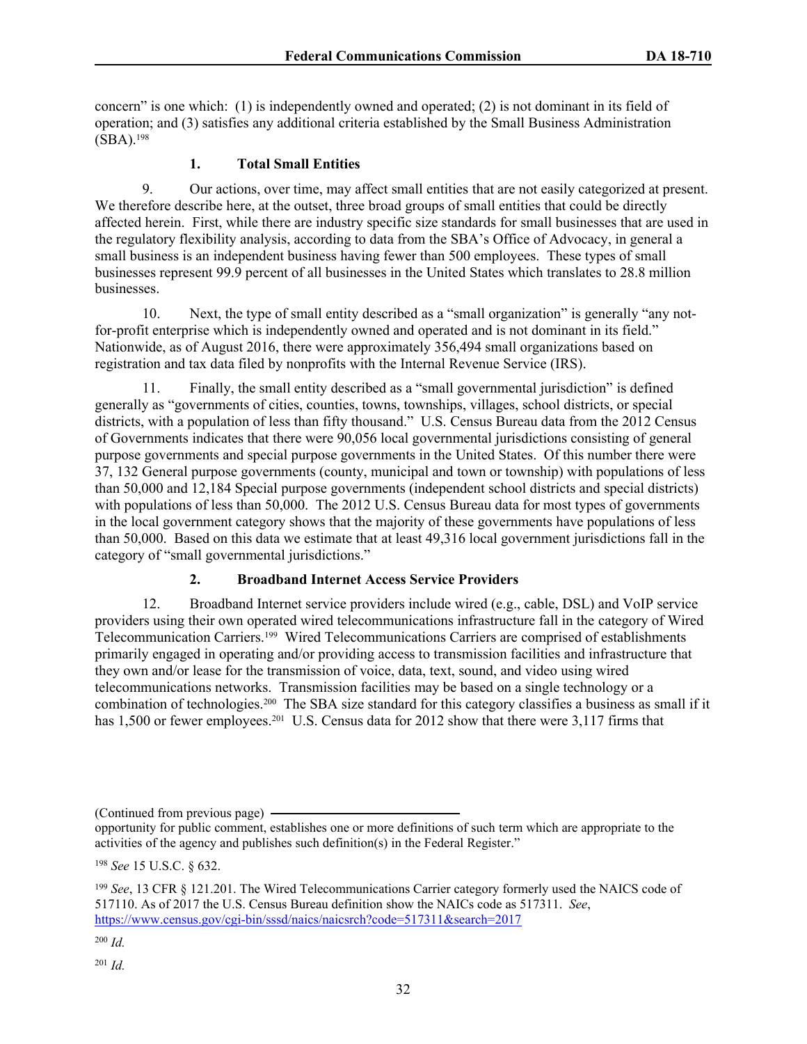concern" is one which: (1) is independently owned and operated; (2) is not dominant in its field of operation; and (3) satisfies any additional criteria established by the Small Business Administration (SBA).[198]

### 1. Total Small Entities

9. Our actions, over time, may affect small entities that are not easily categorized at present. We therefore describe here, at the outset, three broad groups of small entities that could be directly affected herein. First, while there are industry specific size standards for small businesses that are used in the regulatory flexibility analysis, according to data from the SBA's Office of Advocacy, in general a small business is an independent business having fewer than 500 employees. These types of small businesses represent 99.9 percent of all businesses in the United States which translates to 28.8 million businesses.

10. Next, the type of small entity described as a "small organization" is generally "any not-for-profit enterprise which is independently owned and operated and is not dominant in its field." Nationwide, as of August 2016, there were approximately 356,494 small organizations based on registration and tax data filed by nonprofits with the Internal Revenue Service (IRS).

11. Finally, the small entity described as a "small governmental jurisdiction" is defined generally as "governments of cities, counties, towns, townships, villages, school districts, or special districts, with a population of less than fifty thousand." U.S. Census Bureau data from the 2012 Census of Governments indicates that there were 90,056 local governmental jurisdictions consisting of general purpose governments and special purpose governments in the United States. Of this number there were 37, 132 General purpose governments (county, municipal and town or township) with populations of less than 50,000 and 12,184 Special purpose governments (independent school districts and special districts) with populations of less than 50,000. The 2012 U.S. Census Bureau data for most types of governments in the local government category shows that the majority of these governments have populations of less than 50,000. Based on this data we estimate that at least 49,316 local government jurisdictions fall in the category of "small governmental jurisdictions."

### 2. Broadband Internet Access Service Providers

12. Broadband Internet service providers include wired (e.g., cable, DSL) and VoIP service providers using their own operated wired telecommunications infrastructure fall in the category of Wired Telecommunication Carriers.[199] Wired Telecommunications Carriers are comprised of establishments primarily engaged in operating and/or providing access to transmission facilities and infrastructure that they own and/or lease for the transmission of voice, data, text, sound, and video using wired telecommunications networks. Transmission facilities may be based on a single technology or a combination of technologies.[200] The SBA size standard for this category classifies a business as small if it has 1,500 or fewer employees.[201] U.S. Census data for 2012 show that there were 3,117 firms that

---

(Continued from previous page)
opportunity for public comment, establishes one or more definitions of such term which are appropriate to the activities of the agency and publishes such definition(s) in the Federal Register."

[198] *See* 15 U.S.C. § 632.

[199] *See*, 13 CFR § 121.201. The Wired Telecommunications Carrier category formerly used the NAICS code of 517110. As of 2017 the U.S. Census Bureau definition show the NAICs code as 517311. *See*, https://www.census.gov/cgi-bin/sssd/naics/naicsrch?code=517311&search=2017

[200] *Id.*

[201] *Id.*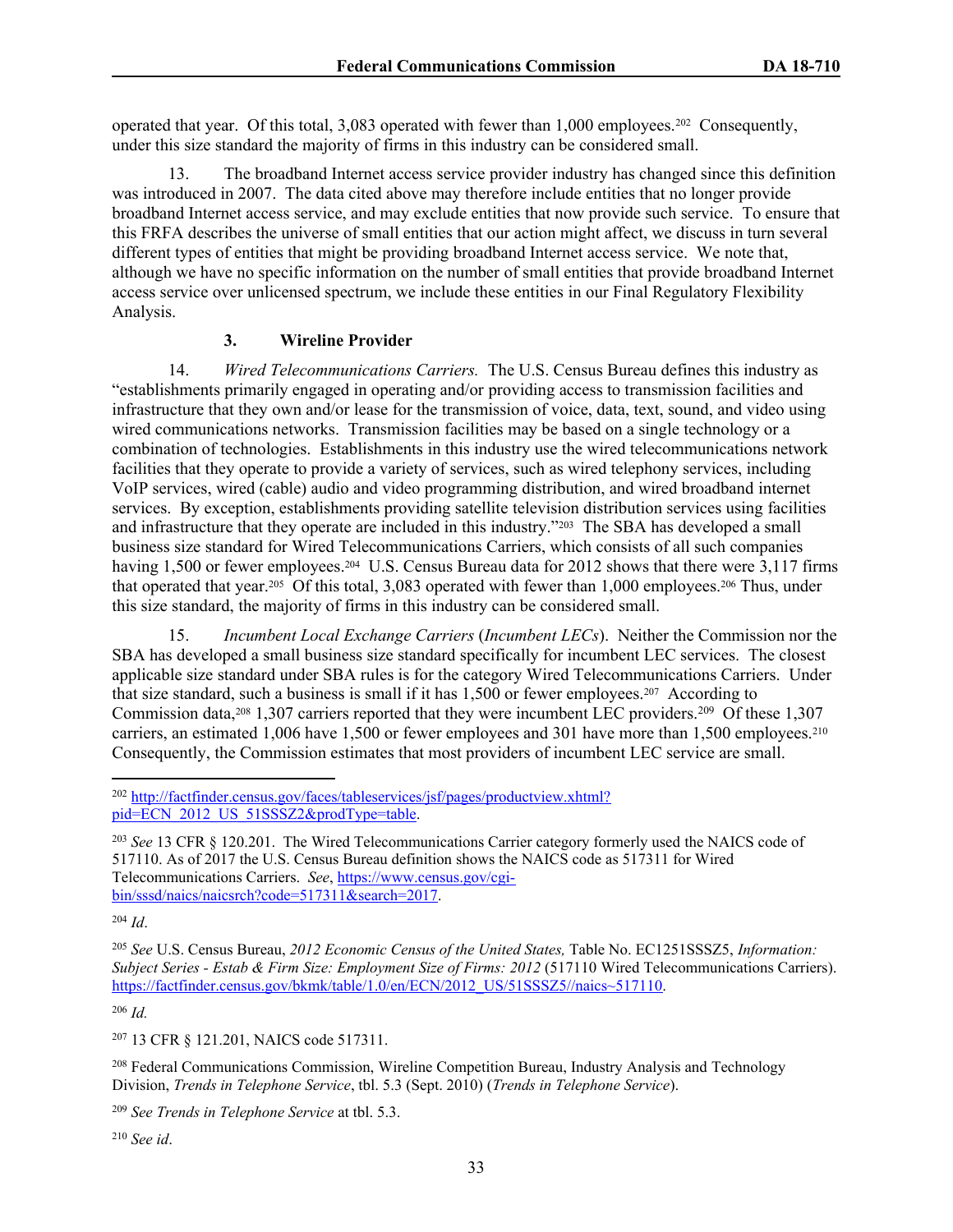operated that year. Of this total, 3,083 operated with fewer than 1,000 employees.[202] Consequently, under this size standard the majority of firms in this industry can be considered small.

13. The broadband Internet access service provider industry has changed since this definition was introduced in 2007. The data cited above may therefore include entities that no longer provide broadband Internet access service, and may exclude entities that now provide such service. To ensure that this FRFA describes the universe of small entities that our action might affect, we discuss in turn several different types of entities that might be providing broadband Internet access service. We note that, although we have no specific information on the number of small entities that provide broadband Internet access service over unlicensed spectrum, we include these entities in our Final Regulatory Flexibility Analysis.

### 3. Wireline Provider

14. *Wired Telecommunications Carriers.* The U.S. Census Bureau defines this industry as "establishments primarily engaged in operating and/or providing access to transmission facilities and infrastructure that they own and/or lease for the transmission of voice, data, text, sound, and video using wired communications networks. Transmission facilities may be based on a single technology or a combination of technologies. Establishments in this industry use the wired telecommunications network facilities that they operate to provide a variety of services, such as wired telephony services, including VoIP services, wired (cable) audio and video programming distribution, and wired broadband internet services. By exception, establishments providing satellite television distribution services using facilities and infrastructure that they operate are included in this industry."[203] The SBA has developed a small business size standard for Wired Telecommunications Carriers, which consists of all such companies having 1,500 or fewer employees.[204] U.S. Census Bureau data for 2012 shows that there were 3,117 firms that operated that year.[205] Of this total, 3,083 operated with fewer than 1,000 employees.[206] Thus, under this size standard, the majority of firms in this industry can be considered small.

15. *Incumbent Local Exchange Carriers* (*Incumbent LECs*). Neither the Commission nor the SBA has developed a small business size standard specifically for incumbent LEC services. The closest applicable size standard under SBA rules is for the category Wired Telecommunications Carriers. Under that size standard, such a business is small if it has 1,500 or fewer employees.[207] According to Commission data,[208] 1,307 carriers reported that they were incumbent LEC providers.[209] Of these 1,307 carriers, an estimated 1,006 have 1,500 or fewer employees and 301 have more than 1,500 employees.[210] Consequently, the Commission estimates that most providers of incumbent LEC service are small.

---

[202] http://factfinder.census.gov/faces/tableservices/jsf/pages/productview.xhtml?pid=ECN_2012_US_51SSSZ2&prodType=table.

[203] *See* 13 CFR § 120.201. The Wired Telecommunications Carrier category formerly used the NAICS code of 517110. As of 2017 the U.S. Census Bureau definition shows the NAICS code as 517311 for Wired Telecommunications Carriers. *See*, https://www.census.gov/cgi-bin/sssd/naics/naicsrch?code=517311&search=2017.

[204] *Id*.

[205] *See* U.S. Census Bureau, *2012 Economic Census of the United States,* Table No. EC1251SSSZ5, *Information: Subject Series - Estab & Firm Size: Employment Size of Firms: 2012* (517110 Wired Telecommunications Carriers). https://factfinder.census.gov/bkmk/table/1.0/en/ECN/2012_US/51SSSZ5//naics~517110.

[206] *Id.*

[207] 13 CFR § 121.201, NAICS code 517311.

[208] Federal Communications Commission, Wireline Competition Bureau, Industry Analysis and Technology Division, *Trends in Telephone Service*, tbl. 5.3 (Sept. 2010) (*Trends in Telephone Service*).

[209] *See Trends in Telephone Service* at tbl. 5.3.

[210] *See id*.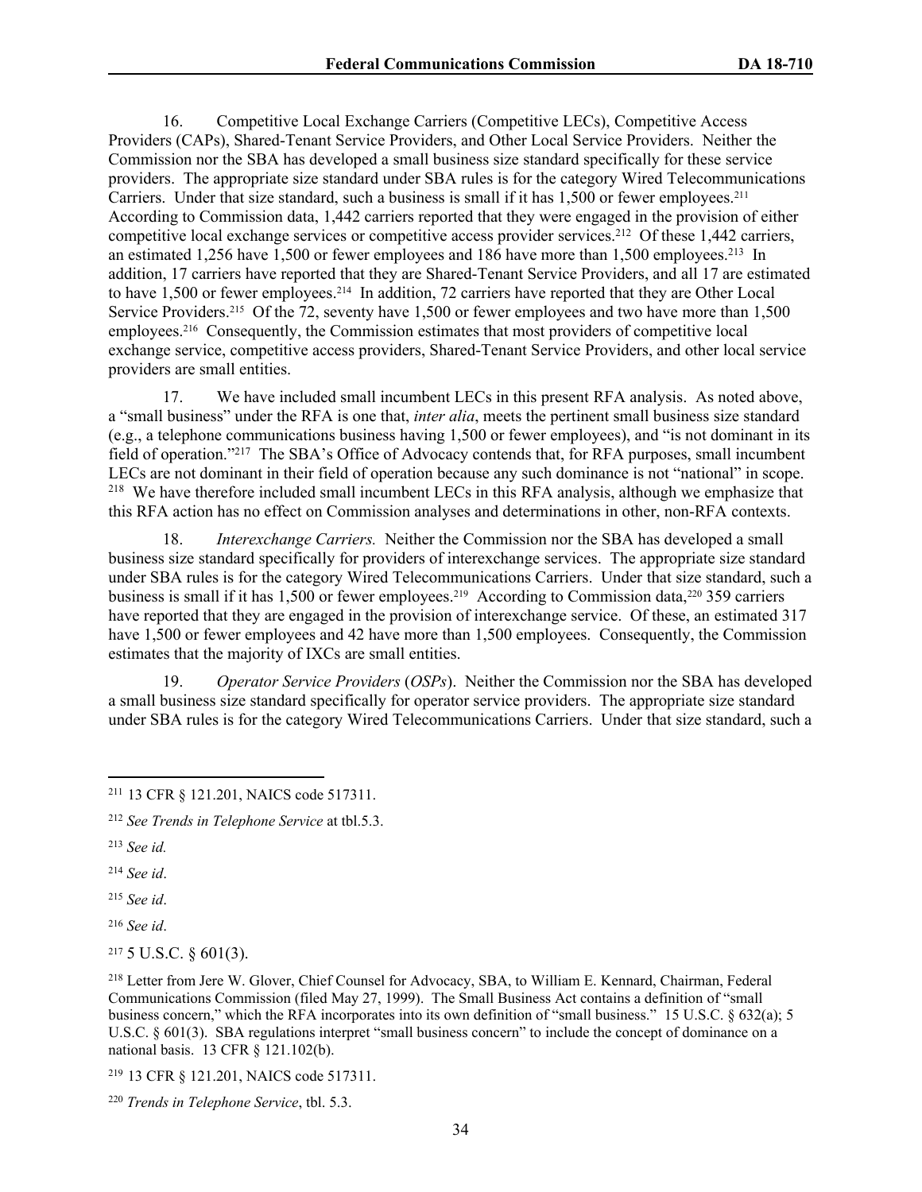16. Competitive Local Exchange Carriers (Competitive LECs), Competitive Access Providers (CAPs), Shared-Tenant Service Providers, and Other Local Service Providers. Neither the Commission nor the SBA has developed a small business size standard specifically for these service providers. The appropriate size standard under SBA rules is for the category Wired Telecommunications Carriers. Under that size standard, such a business is small if it has 1,500 or fewer employees.[211] According to Commission data, 1,442 carriers reported that they were engaged in the provision of either competitive local exchange services or competitive access provider services.[212] Of these 1,442 carriers, an estimated 1,256 have 1,500 or fewer employees and 186 have more than 1,500 employees.[213] In addition, 17 carriers have reported that they are Shared-Tenant Service Providers, and all 17 are estimated to have 1,500 or fewer employees.[214] In addition, 72 carriers have reported that they are Other Local Service Providers.[215] Of the 72, seventy have 1,500 or fewer employees and two have more than 1,500 employees.[216] Consequently, the Commission estimates that most providers of competitive local exchange service, competitive access providers, Shared-Tenant Service Providers, and other local service providers are small entities.

17. We have included small incumbent LECs in this present RFA analysis. As noted above, a "small business" under the RFA is one that, *inter alia*, meets the pertinent small business size standard (e.g., a telephone communications business having 1,500 or fewer employees), and "is not dominant in its field of operation."[217] The SBA's Office of Advocacy contends that, for RFA purposes, small incumbent LECs are not dominant in their field of operation because any such dominance is not "national" in scope.[218] We have therefore included small incumbent LECs in this RFA analysis, although we emphasize that this RFA action has no effect on Commission analyses and determinations in other, non-RFA contexts.

18. *Interexchange Carriers.* Neither the Commission nor the SBA has developed a small business size standard specifically for providers of interexchange services. The appropriate size standard under SBA rules is for the category Wired Telecommunications Carriers. Under that size standard, such a business is small if it has 1,500 or fewer employees.[219] According to Commission data,[220] 359 carriers have reported that they are engaged in the provision of interexchange service. Of these, an estimated 317 have 1,500 or fewer employees and 42 have more than 1,500 employees. Consequently, the Commission estimates that the majority of IXCs are small entities.

19. *Operator Service Providers* (*OSPs*). Neither the Commission nor the SBA has developed a small business size standard specifically for operator service providers. The appropriate size standard under SBA rules is for the category Wired Telecommunications Carriers. Under that size standard, such a

---

[211] 13 CFR § 121.201, NAICS code 517311.

[212] *See Trends in Telephone Service* at tbl.5.3.

[213] *See id.*

[214] *See id*.

[215] *See id*.

[216] *See id*.

[217] 5 U.S.C. § 601(3).

[218] Letter from Jere W. Glover, Chief Counsel for Advocacy, SBA, to William E. Kennard, Chairman, Federal Communications Commission (filed May 27, 1999). The Small Business Act contains a definition of "small business concern," which the RFA incorporates into its own definition of "small business." 15 U.S.C. § 632(a); 5 U.S.C. § 601(3). SBA regulations interpret "small business concern" to include the concept of dominance on a national basis. 13 CFR § 121.102(b).

[219] 13 CFR § 121.201, NAICS code 517311.

[220] *Trends in Telephone Service*, tbl. 5.3.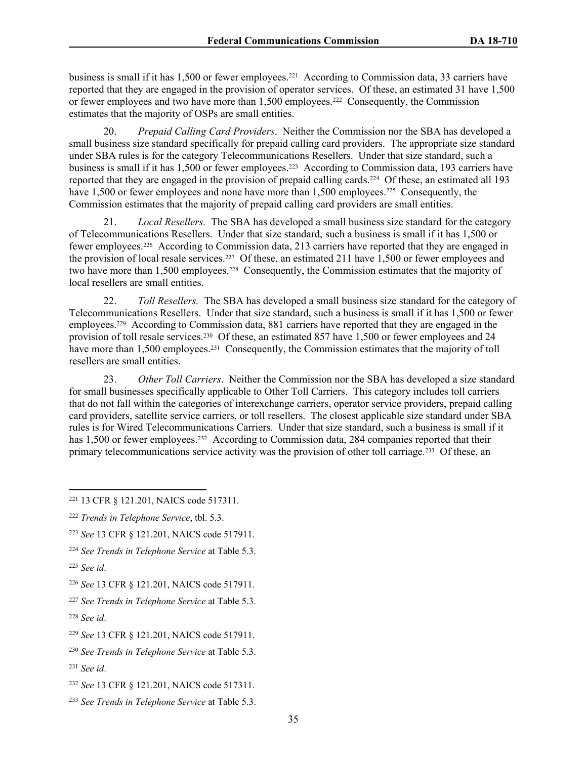business is small if it has 1,500 or fewer employees.[221] According to Commission data, 33 carriers have reported that they are engaged in the provision of operator services. Of these, an estimated 31 have 1,500 or fewer employees and two have more than 1,500 employees.[222] Consequently, the Commission estimates that the majority of OSPs are small entities.

20. *Prepaid Calling Card Providers*. Neither the Commission nor the SBA has developed a small business size standard specifically for prepaid calling card providers. The appropriate size standard under SBA rules is for the category Telecommunications Resellers. Under that size standard, such a business is small if it has 1,500 or fewer employees.[223] According to Commission data, 193 carriers have reported that they are engaged in the provision of prepaid calling cards.[224] Of these, an estimated all 193 have 1,500 or fewer employees and none have more than 1,500 employees.[225] Consequently, the Commission estimates that the majority of prepaid calling card providers are small entities.

21. *Local Resellers.* The SBA has developed a small business size standard for the category of Telecommunications Resellers. Under that size standard, such a business is small if it has 1,500 or fewer employees.[226] According to Commission data, 213 carriers have reported that they are engaged in the provision of local resale services.[227] Of these, an estimated 211 have 1,500 or fewer employees and two have more than 1,500 employees.[228] Consequently, the Commission estimates that the majority of local resellers are small entities.

22. *Toll Resellers.* The SBA has developed a small business size standard for the category of Telecommunications Resellers. Under that size standard, such a business is small if it has 1,500 or fewer employees.[229] According to Commission data, 881 carriers have reported that they are engaged in the provision of toll resale services.[230] Of these, an estimated 857 have 1,500 or fewer employees and 24 have more than 1,500 employees.[231] Consequently, the Commission estimates that the majority of toll resellers are small entities.

23. *Other Toll Carriers*. Neither the Commission nor the SBA has developed a size standard for small businesses specifically applicable to Other Toll Carriers. This category includes toll carriers that do not fall within the categories of interexchange carriers, operator service providers, prepaid calling card providers, satellite service carriers, or toll resellers. The closest applicable size standard under SBA rules is for Wired Telecommunications Carriers. Under that size standard, such a business is small if it has 1,500 or fewer employees.[232] According to Commission data, 284 companies reported that their primary telecommunications service activity was the provision of other toll carriage.[233] Of these, an

---

[221] 13 CFR § 121.201, NAICS code 517311.

[222] *Trends in Telephone Service*, tbl. 5.3.

[223] *See* 13 CFR § 121.201, NAICS code 517911.

[224] *See Trends in Telephone Service* at Table 5.3.

[225] *See id*.

[226] *See* 13 CFR § 121.201, NAICS code 517911.

[227] *See Trends in Telephone Service* at Table 5.3.

[228] *See id*.

[229] *See* 13 CFR § 121.201, NAICS code 517911.

[230] *See Trends in Telephone Service* at Table 5.3.

[231] *See id*.

[232] *See* 13 CFR § 121.201, NAICS code 517311.

[233] *See Trends in Telephone Service* at Table 5.3.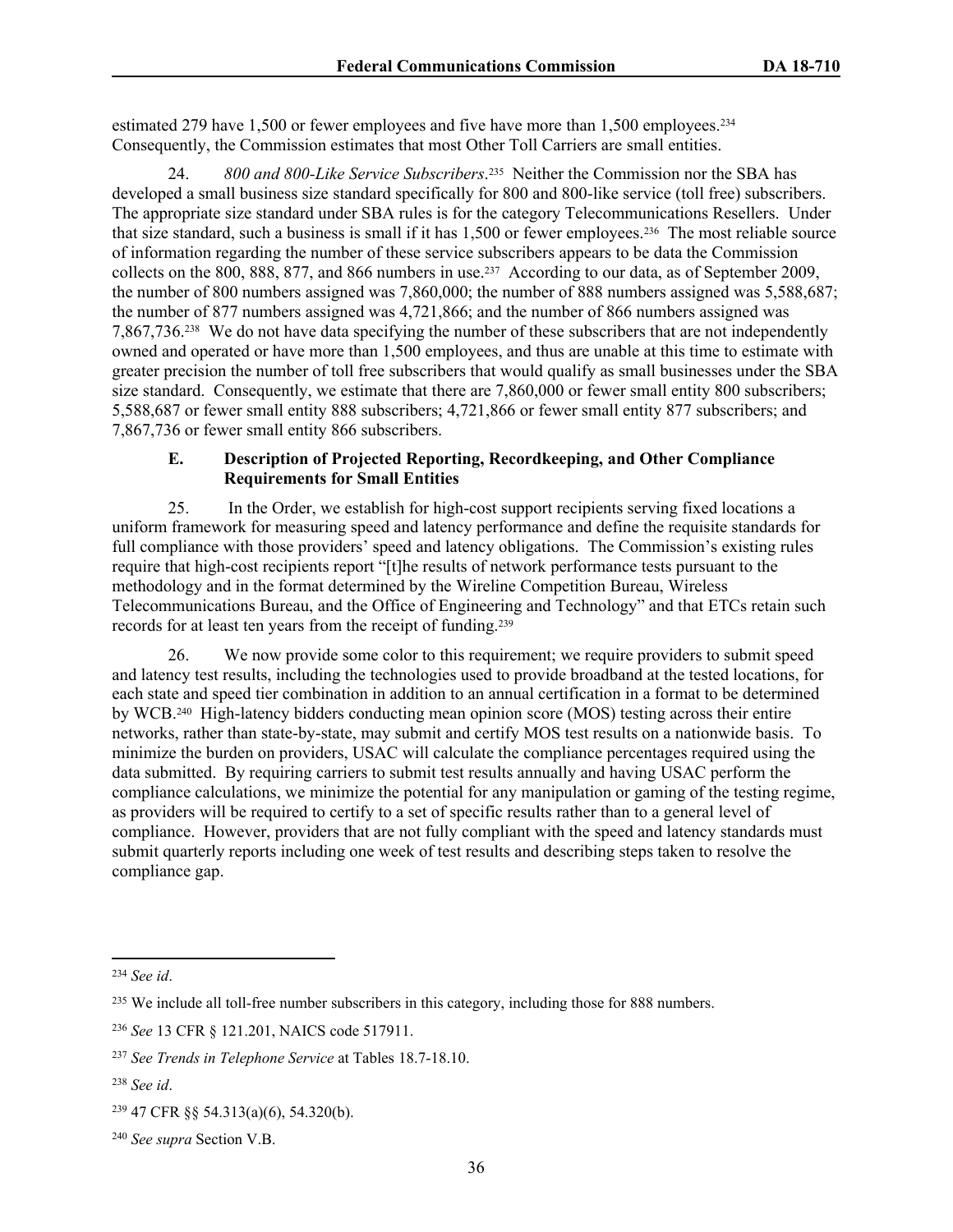estimated 279 have 1,500 or fewer employees and five have more than 1,500 employees.[234] Consequently, the Commission estimates that most Other Toll Carriers are small entities.

24. *800 and 800-Like Service Subscribers*.[235] Neither the Commission nor the SBA has developed a small business size standard specifically for 800 and 800-like service (toll free) subscribers. The appropriate size standard under SBA rules is for the category Telecommunications Resellers. Under that size standard, such a business is small if it has 1,500 or fewer employees.[236] The most reliable source of information regarding the number of these service subscribers appears to be data the Commission collects on the 800, 888, 877, and 866 numbers in use.[237] According to our data, as of September 2009, the number of 800 numbers assigned was 7,860,000; the number of 888 numbers assigned was 5,588,687; the number of 877 numbers assigned was 4,721,866; and the number of 866 numbers assigned was 7,867,736.[238] We do not have data specifying the number of these subscribers that are not independently owned and operated or have more than 1,500 employees, and thus are unable at this time to estimate with greater precision the number of toll free subscribers that would qualify as small businesses under the SBA size standard. Consequently, we estimate that there are 7,860,000 or fewer small entity 800 subscribers; 5,588,687 or fewer small entity 888 subscribers; 4,721,866 or fewer small entity 877 subscribers; and 7,867,736 or fewer small entity 866 subscribers.

### E. Description of Projected Reporting, Recordkeeping, and Other Compliance Requirements for Small Entities

25. In the Order, we establish for high-cost support recipients serving fixed locations a uniform framework for measuring speed and latency performance and define the requisite standards for full compliance with those providers' speed and latency obligations. The Commission's existing rules require that high-cost recipients report "[t]he results of network performance tests pursuant to the methodology and in the format determined by the Wireline Competition Bureau, Wireless Telecommunications Bureau, and the Office of Engineering and Technology" and that ETCs retain such records for at least ten years from the receipt of funding.[239]

26. We now provide some color to this requirement; we require providers to submit speed and latency test results, including the technologies used to provide broadband at the tested locations, for each state and speed tier combination in addition to an annual certification in a format to be determined by WCB.[240] High-latency bidders conducting mean opinion score (MOS) testing across their entire networks, rather than state-by-state, may submit and certify MOS test results on a nationwide basis. To minimize the burden on providers, USAC will calculate the compliance percentages required using the data submitted. By requiring carriers to submit test results annually and having USAC perform the compliance calculations, we minimize the potential for any manipulation or gaming of the testing regime, as providers will be required to certify to a set of specific results rather than to a general level of compliance. However, providers that are not fully compliant with the speed and latency standards must submit quarterly reports including one week of test results and describing steps taken to resolve the compliance gap.

---

[234] *See id*.

[235] We include all toll-free number subscribers in this category, including those for 888 numbers.

[236] *See* 13 CFR § 121.201, NAICS code 517911.

[237] *See Trends in Telephone Service* at Tables 18.7-18.10.

[238] *See id*.

[239] 47 CFR §§ 54.313(a)(6), 54.320(b).

[240] *See supra* Section V.B.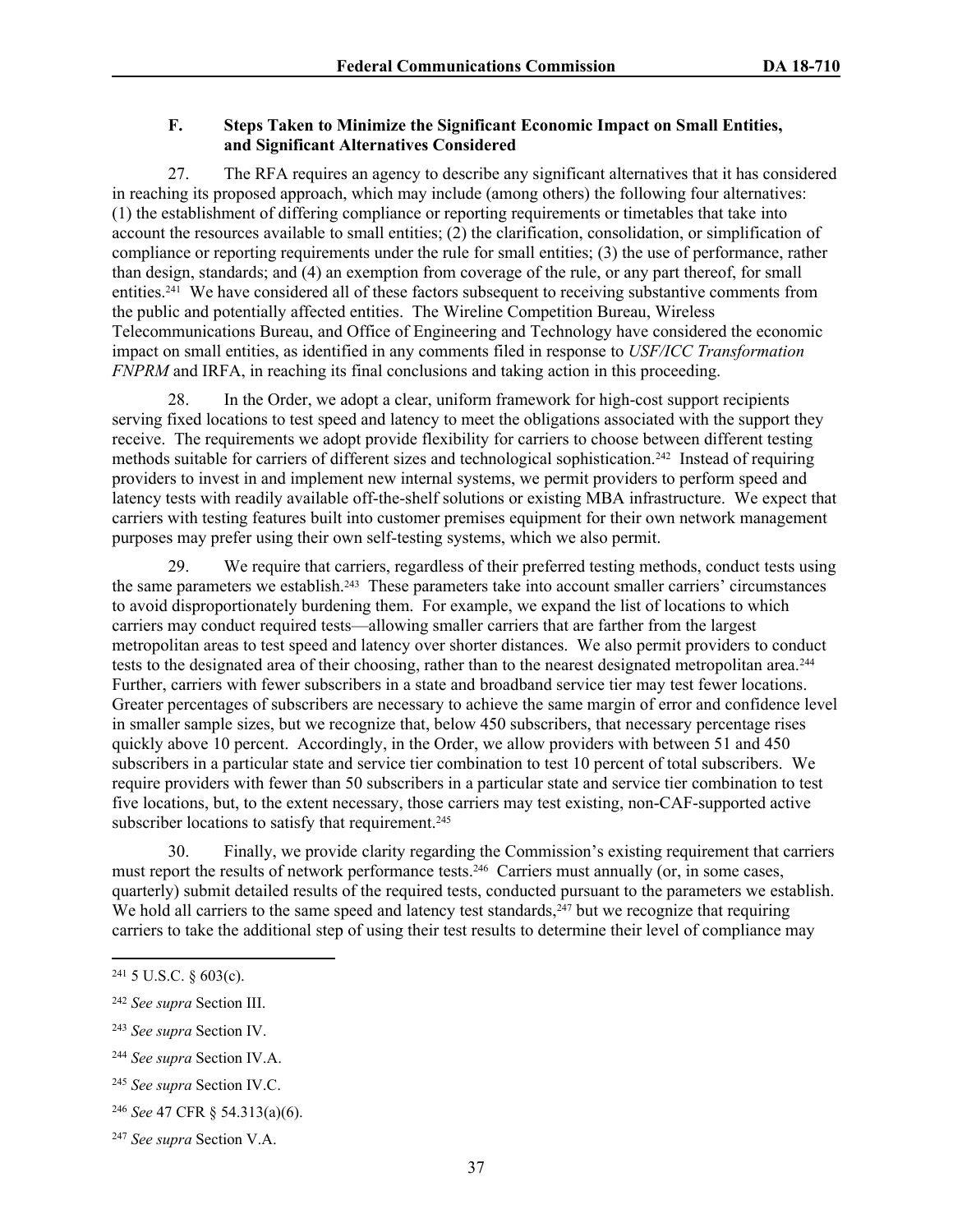### F. Steps Taken to Minimize the Significant Economic Impact on Small Entities, and Significant Alternatives Considered

27. The RFA requires an agency to describe any significant alternatives that it has considered in reaching its proposed approach, which may include (among others) the following four alternatives: (1) the establishment of differing compliance or reporting requirements or timetables that take into account the resources available to small entities; (2) the clarification, consolidation, or simplification of compliance or reporting requirements under the rule for small entities; (3) the use of performance, rather than design, standards; and (4) an exemption from coverage of the rule, or any part thereof, for small entities.[241] We have considered all of these factors subsequent to receiving substantive comments from the public and potentially affected entities. The Wireline Competition Bureau, Wireless Telecommunications Bureau, and Office of Engineering and Technology have considered the economic impact on small entities, as identified in any comments filed in response to *USF/ICC Transformation FNPRM* and IRFA, in reaching its final conclusions and taking action in this proceeding.

28. In the Order, we adopt a clear, uniform framework for high-cost support recipients serving fixed locations to test speed and latency to meet the obligations associated with the support they receive. The requirements we adopt provide flexibility for carriers to choose between different testing methods suitable for carriers of different sizes and technological sophistication.[242] Instead of requiring providers to invest in and implement new internal systems, we permit providers to perform speed and latency tests with readily available off-the-shelf solutions or existing MBA infrastructure. We expect that carriers with testing features built into customer premises equipment for their own network management purposes may prefer using their own self-testing systems, which we also permit.

29. We require that carriers, regardless of their preferred testing methods, conduct tests using the same parameters we establish.[243] These parameters take into account smaller carriers' circumstances to avoid disproportionately burdening them. For example, we expand the list of locations to which carriers may conduct required tests—allowing smaller carriers that are farther from the largest metropolitan areas to test speed and latency over shorter distances. We also permit providers to conduct tests to the designated area of their choosing, rather than to the nearest designated metropolitan area.[244] Further, carriers with fewer subscribers in a state and broadband service tier may test fewer locations. Greater percentages of subscribers are necessary to achieve the same margin of error and confidence level in smaller sample sizes, but we recognize that, below 450 subscribers, that necessary percentage rises quickly above 10 percent. Accordingly, in the Order, we allow providers with between 51 and 450 subscribers in a particular state and service tier combination to test 10 percent of total subscribers. We require providers with fewer than 50 subscribers in a particular state and service tier combination to test five locations, but, to the extent necessary, those carriers may test existing, non-CAF-supported active subscriber locations to satisfy that requirement.[245]

30. Finally, we provide clarity regarding the Commission's existing requirement that carriers must report the results of network performance tests.[246] Carriers must annually (or, in some cases, quarterly) submit detailed results of the required tests, conducted pursuant to the parameters we establish. We hold all carriers to the same speed and latency test standards,[247] but we recognize that requiring carriers to take the additional step of using their test results to determine their level of compliance may

---

[241] 5 U.S.C. § 603(c).

[242] *See supra* Section III.

[243] *See supra* Section IV.

[244] *See supra* Section IV.A.

[245] *See supra* Section IV.C.

[246] *See* 47 CFR § 54.313(a)(6).

[247] *See supra* Section V.A.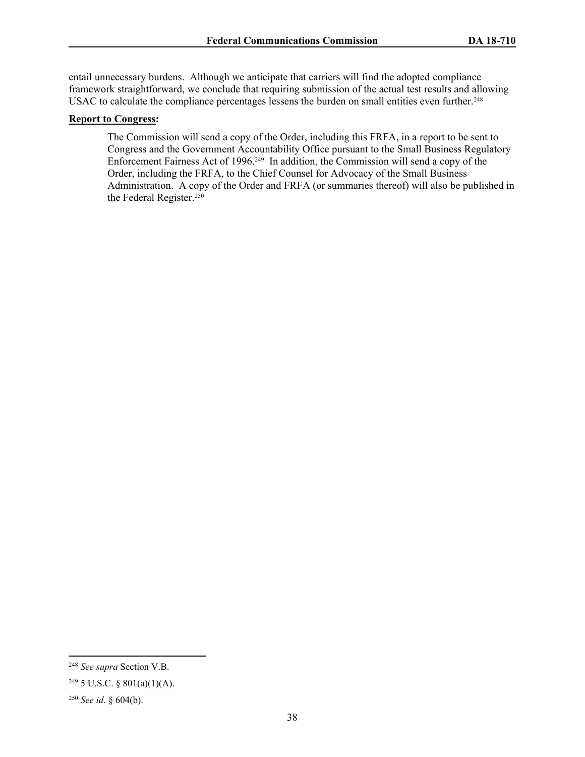entail unnecessary burdens. Although we anticipate that carriers will find the adopted compliance framework straightforward, we conclude that requiring submission of the actual test results and allowing USAC to calculate the compliance percentages lessens the burden on small entities even further.[248]

**Report to Congress:**

The Commission will send a copy of the Order, including this FRFA, in a report to be sent to Congress and the Government Accountability Office pursuant to the Small Business Regulatory Enforcement Fairness Act of 1996.[249] In addition, the Commission will send a copy of the Order, including the FRFA, to the Chief Counsel for Advocacy of the Small Business Administration. A copy of the Order and FRFA (or summaries thereof) will also be published in the Federal Register.[250]

---

[248] *See supra* Section V.B.

[249] 5 U.S.C. § 801(a)(1)(A).

[250] *See id*. § 604(b).